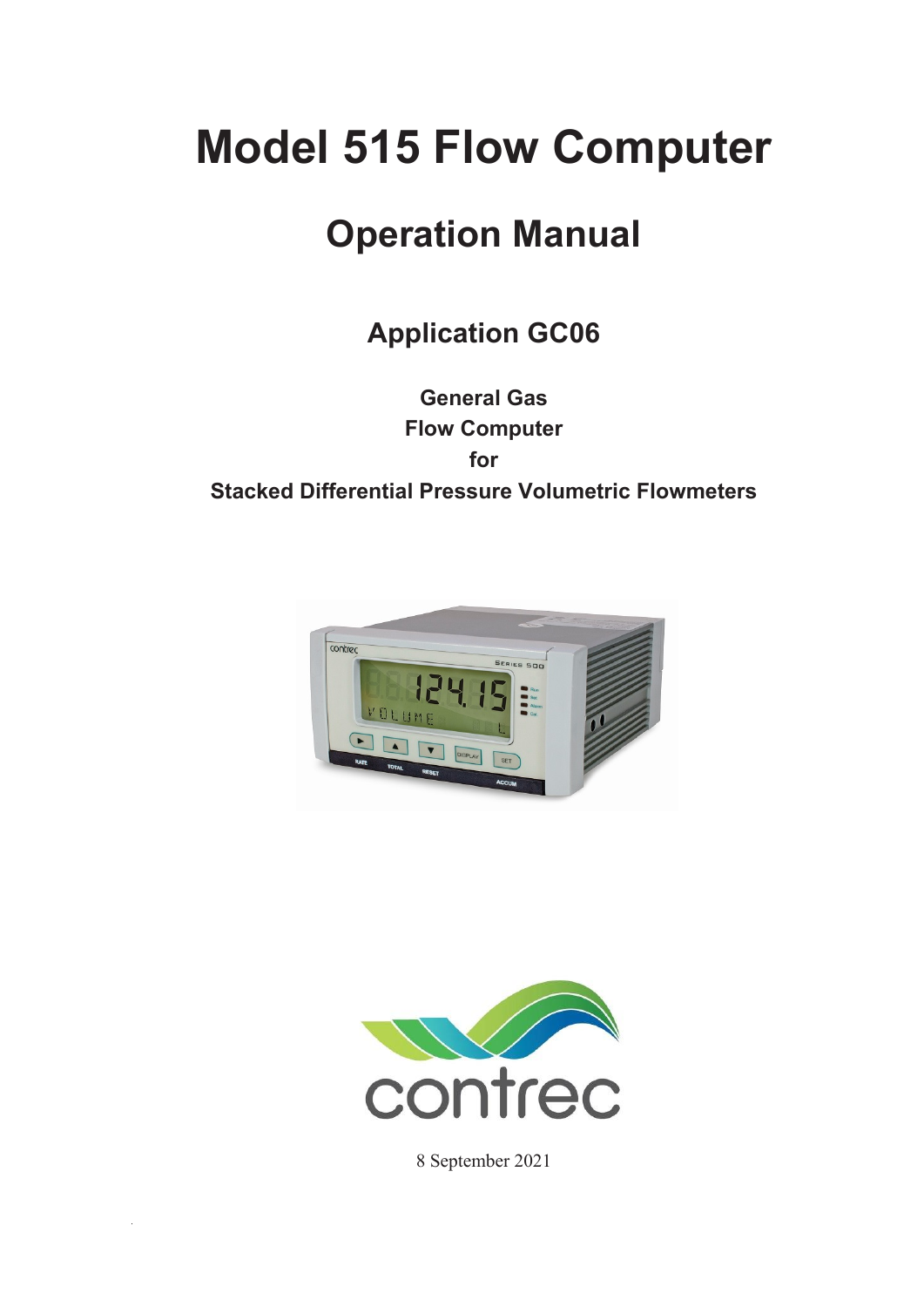# Model 515 Flow Computer

## Operation Manual

### Application GC06

**General Gas**
**Flow Computer**
**for**
**Stacked Differential Pressure Volumetric Flowmeters**

8 September 2021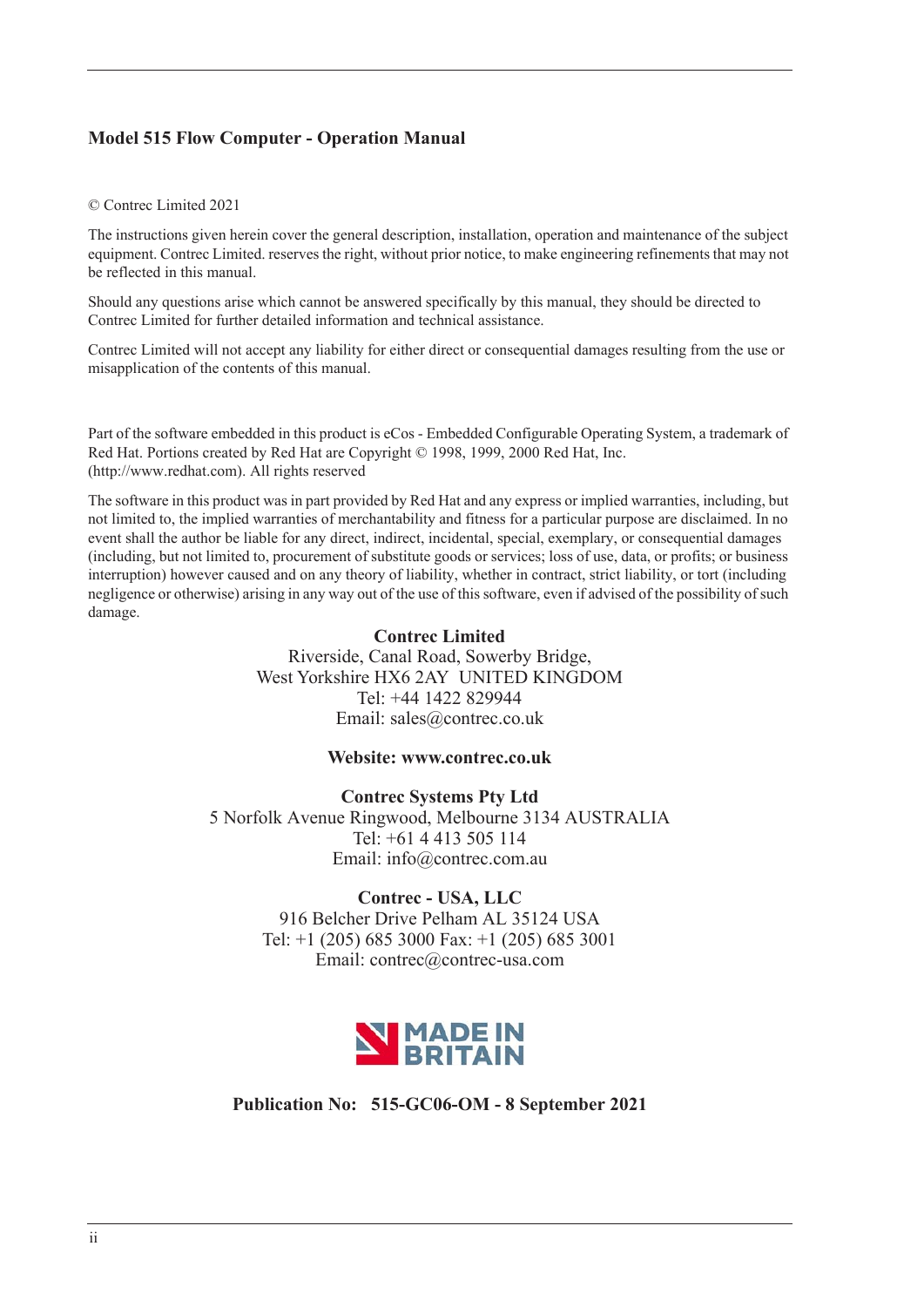**Model 515 Flow Computer - Operation Manual**

© Contrec Limited 2021

The instructions given herein cover the general description, installation, operation and maintenance of the subject equipment. Contrec Limited. reserves the right, without prior notice, to make engineering refinements that may not be reflected in this manual.

Should any questions arise which cannot be answered specifically by this manual, they should be directed to Contrec Limited for further detailed information and technical assistance.

Contrec Limited will not accept any liability for either direct or consequential damages resulting from the use or misapplication of the contents of this manual.

Part of the software embedded in this product is eCos - Embedded Configurable Operating System, a trademark of Red Hat. Portions created by Red Hat are Copyright © 1998, 1999, 2000 Red Hat, Inc. (http://www.redhat.com). All rights reserved

The software in this product was in part provided by Red Hat and any express or implied warranties, including, but not limited to, the implied warranties of merchantability and fitness for a particular purpose are disclaimed. In no event shall the author be liable for any direct, indirect, incidental, special, exemplary, or consequential damages (including, but not limited to, procurement of substitute goods or services; loss of use, data, or profits; or business interruption) however caused and on any theory of liability, whether in contract, strict liability, or tort (including negligence or otherwise) arising in any way out of the use of this software, even if advised of the possibility of such damage.

**Contrec Limited**
Riverside, Canal Road, Sowerby Bridge,
West Yorkshire HX6 2AY UNITED KINGDOM
Tel: +44 1422 829944
Email: sales@contrec.co.uk

**Website: www.contrec.co.uk**

**Contrec Systems Pty Ltd**
5 Norfolk Avenue Ringwood, Melbourne 3134 AUSTRALIA
Tel: +61 4 413 505 114
Email: info@contrec.com.au

**Contrec - USA, LLC**
916 Belcher Drive Pelham AL 35124 USA
Tel: +1 (205) 685 3000 Fax: +1 (205) 685 3001
Email: contrec@contrec-usa.com

MADE IN BRITAIN

**Publication No: 515-GC06-OM - 8 September 2021**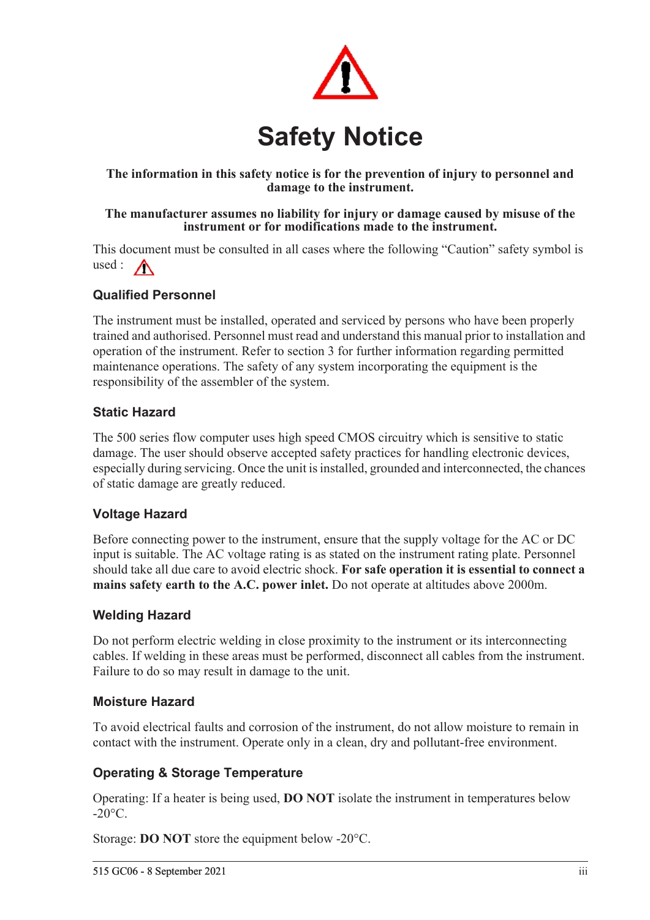# Safety Notice

**The information in this safety notice is for the prevention of injury to personnel and damage to the instrument.**

**The manufacturer assumes no liability for injury or damage caused by misuse of the instrument or for modifications made to the instrument.**

This document must be consulted in all cases where the following “Caution” safety symbol is used :

### Qualified Personnel

The instrument must be installed, operated and serviced by persons who have been properly trained and authorised. Personnel must read and understand this manual prior to installation and operation of the instrument. Refer to section 3 for further information regarding permitted maintenance operations. The safety of any system incorporating the equipment is the responsibility of the assembler of the system.

### Static Hazard

The 500 series flow computer uses high speed CMOS circuitry which is sensitive to static damage. The user should observe accepted safety practices for handling electronic devices, especially during servicing. Once the unit is installed, grounded and interconnected, the chances of static damage are greatly reduced.

### Voltage Hazard

Before connecting power to the instrument, ensure that the supply voltage for the AC or DC input is suitable. The AC voltage rating is as stated on the instrument rating plate. Personnel should take all due care to avoid electric shock. **For safe operation it is essential to connect a mains safety earth to the A.C. power inlet.** Do not operate at altitudes above 2000m.

### Welding Hazard

Do not perform electric welding in close proximity to the instrument or its interconnecting cables. If welding in these areas must be performed, disconnect all cables from the instrument. Failure to do so may result in damage to the unit.

### Moisture Hazard

To avoid electrical faults and corrosion of the instrument, do not allow moisture to remain in contact with the instrument. Operate only in a clean, dry and pollutant-free environment.

### Operating & Storage Temperature

Operating: If a heater is being used, **DO NOT** isolate the instrument in temperatures below -20°C.

Storage: **DO NOT** store the equipment below -20°C.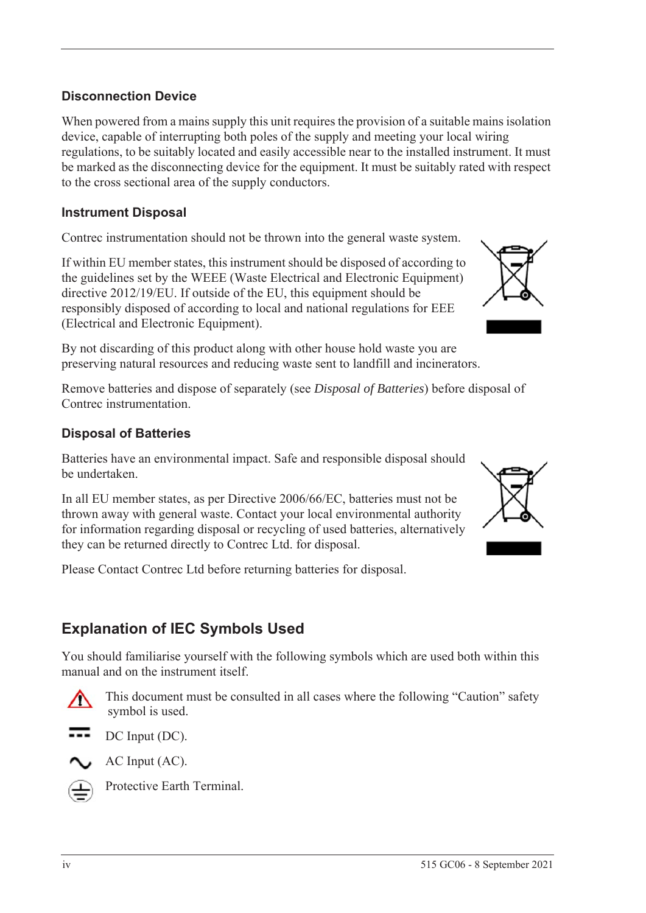### Disconnection Device

When powered from a mains supply this unit requires the provision of a suitable mains isolation device, capable of interrupting both poles of the supply and meeting your local wiring regulations, to be suitably located and easily accessible near to the installed instrument. It must be marked as the disconnecting device for the equipment. It must be suitably rated with respect to the cross sectional area of the supply conductors.

### Instrument Disposal

Contrec instrumentation should not be thrown into the general waste system.

If within EU member states, this instrument should be disposed of according to the guidelines set by the WEEE (Waste Electrical and Electronic Equipment) directive 2012/19/EU. If outside of the EU, this equipment should be responsibly disposed of according to local and national regulations for EEE (Electrical and Electronic Equipment).

By not discarding of this product along with other house hold waste you are preserving natural resources and reducing waste sent to landfill and incinerators.

Remove batteries and dispose of separately (see *Disposal of Batteries*) before disposal of Contrec instrumentation.

### Disposal of Batteries

Batteries have an environmental impact. Safe and responsible disposal should be undertaken.

In all EU member states, as per Directive 2006/66/EC, batteries must not be thrown away with general waste. Contact your local environmental authority for information regarding disposal or recycling of used batteries, alternatively they can be returned directly to Contrec Ltd. for disposal.

Please Contact Contrec Ltd before returning batteries for disposal.

## Explanation of IEC Symbols Used

You should familiarise yourself with the following symbols which are used both within this manual and on the instrument itself.

This document must be consulted in all cases where the following "Caution" safety symbol is used.

DC Input (DC).

AC Input (AC).

Protective Earth Terminal.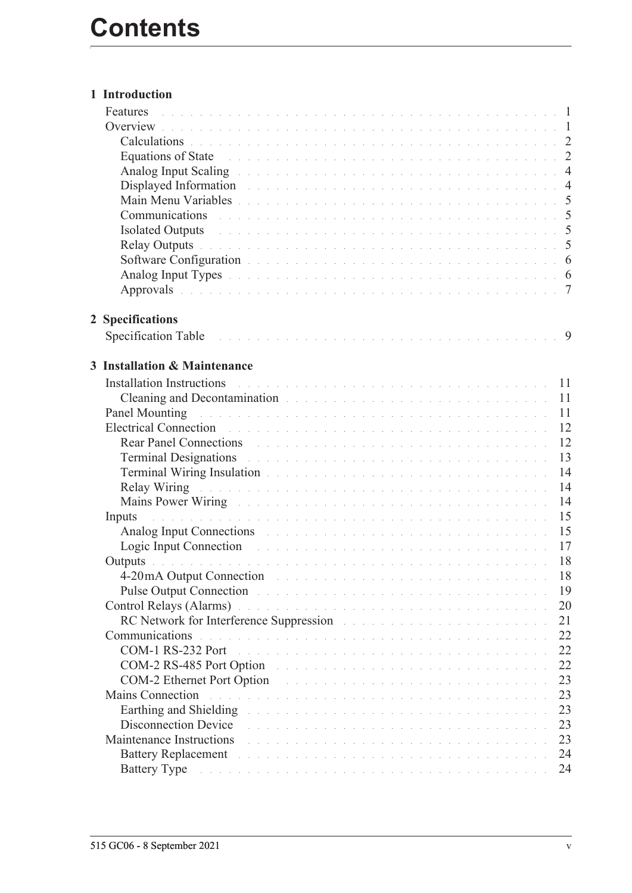# Contents

**1 Introduction**

- Features . . . 1
- Overview . . . 1
  - Calculations . . . 2
  - Equations of State . . . 2
  - Analog Input Scaling . . . 4
  - Displayed Information . . . 4
  - Main Menu Variables . . . 5
  - Communications . . . 5
  - Isolated Outputs . . . 5
  - Relay Outputs . . . 5
  - Software Configuration . . . 6
  - Analog Input Types . . . 6
  - Approvals . . . 7

**2 Specifications**

- Specification Table . . . 9

**3 Installation & Maintenance**

- Installation Instructions . . . 11
  - Cleaning and Decontamination . . . 11
- Panel Mounting . . . 11
- Electrical Connection . . . 12
  - Rear Panel Connections . . . 12
  - Terminal Designations . . . 13
  - Terminal Wiring Insulation . . . 14
  - Relay Wiring . . . 14
  - Mains Power Wiring . . . 14
- Inputs . . . 15
  - Analog Input Connections . . . 15
  - Logic Input Connection . . . 17
- Outputs . . . 18
  - 4-20mA Output Connection . . . 18
  - Pulse Output Connection . . . 19
- Control Relays (Alarms) . . . 20
  - RC Network for Interference Suppression . . . 21
- Communications . . . 22
  - COM-1 RS-232 Port . . . 22
  - COM-2 RS-485 Port Option . . . 22
  - COM-2 Ethernet Port Option . . . 23
- Mains Connection . . . 23
  - Earthing and Shielding . . . 23
  - Disconnection Device . . . 23
- Maintenance Instructions . . . 23
  - Battery Replacement . . . 24
  - Battery Type . . . 24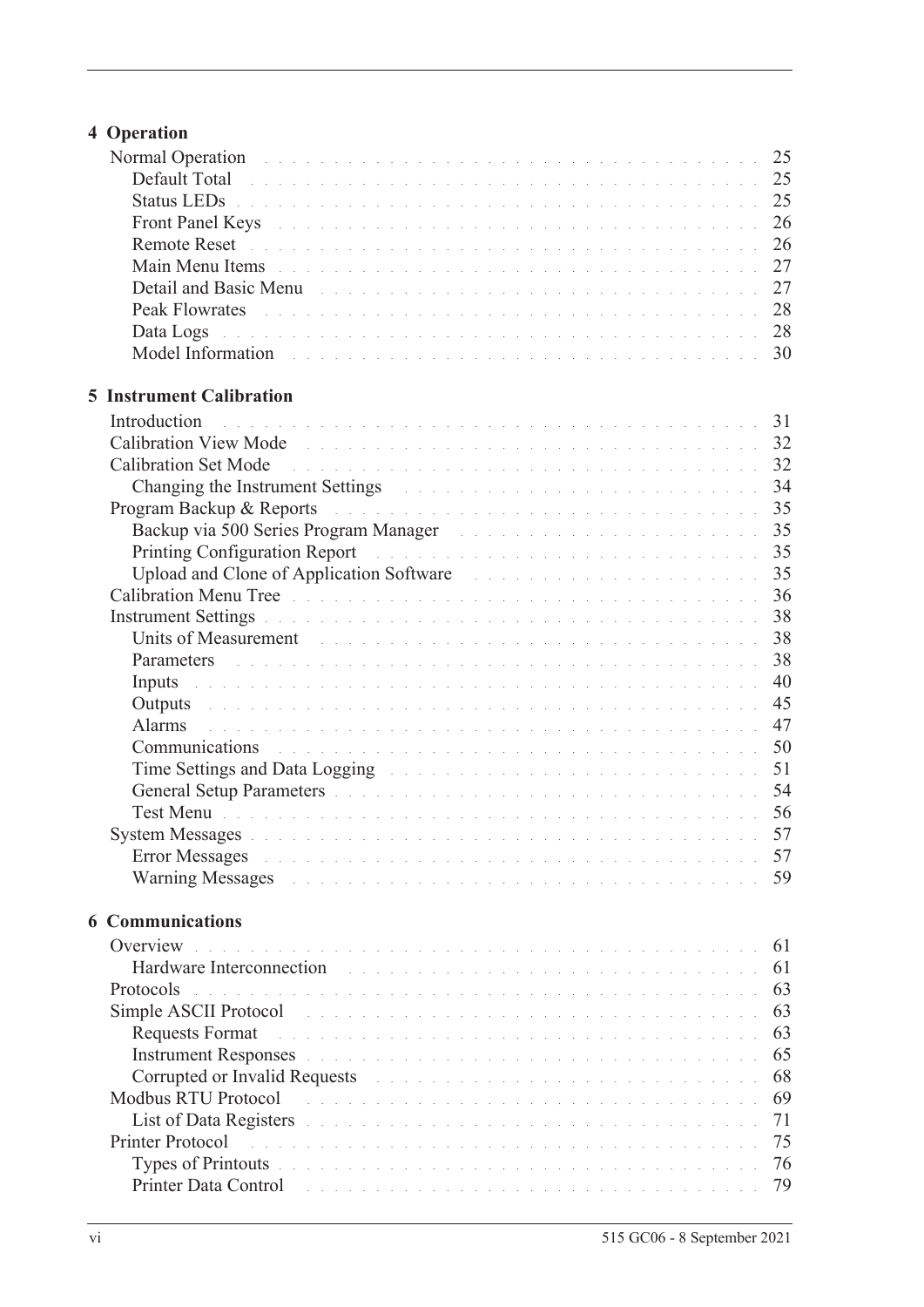## 4 Operation

Normal Operation . . . 25
  Default Total . . . 25
  Status LEDs . . . 25
  Front Panel Keys . . . 26
  Remote Reset . . . 26
  Main Menu Items . . . 27
  Detail and Basic Menu . . . 27
  Peak Flowrates . . . 28
  Data Logs . . . 28
  Model Information . . . 30

## 5 Instrument Calibration

Introduction . . . 31
Calibration View Mode . . . 32
Calibration Set Mode . . . 32
  Changing the Instrument Settings . . . 34
Program Backup & Reports . . . 35
  Backup via 500 Series Program Manager . . . 35
  Printing Configuration Report . . . 35
  Upload and Clone of Application Software . . . 35
Calibration Menu Tree . . . 36
Instrument Settings . . . 38
  Units of Measurement . . . 38
  Parameters . . . 38
  Inputs . . . 40
  Outputs . . . 45
  Alarms . . . 47
  Communications . . . 50
  Time Settings and Data Logging . . . 51
  General Setup Parameters . . . 54
  Test Menu . . . 56
System Messages . . . 57
  Error Messages . . . 57
  Warning Messages . . . 59

## 6 Communications

Overview . . . 61
  Hardware Interconnection . . . 61
Protocols . . . 63
Simple ASCII Protocol . . . 63
  Requests Format . . . 63
  Instrument Responses . . . 65
  Corrupted or Invalid Requests . . . 68
Modbus RTU Protocol . . . 69
  List of Data Registers . . . 71
Printer Protocol . . . 75
  Types of Printouts . . . 76
  Printer Data Control . . . 79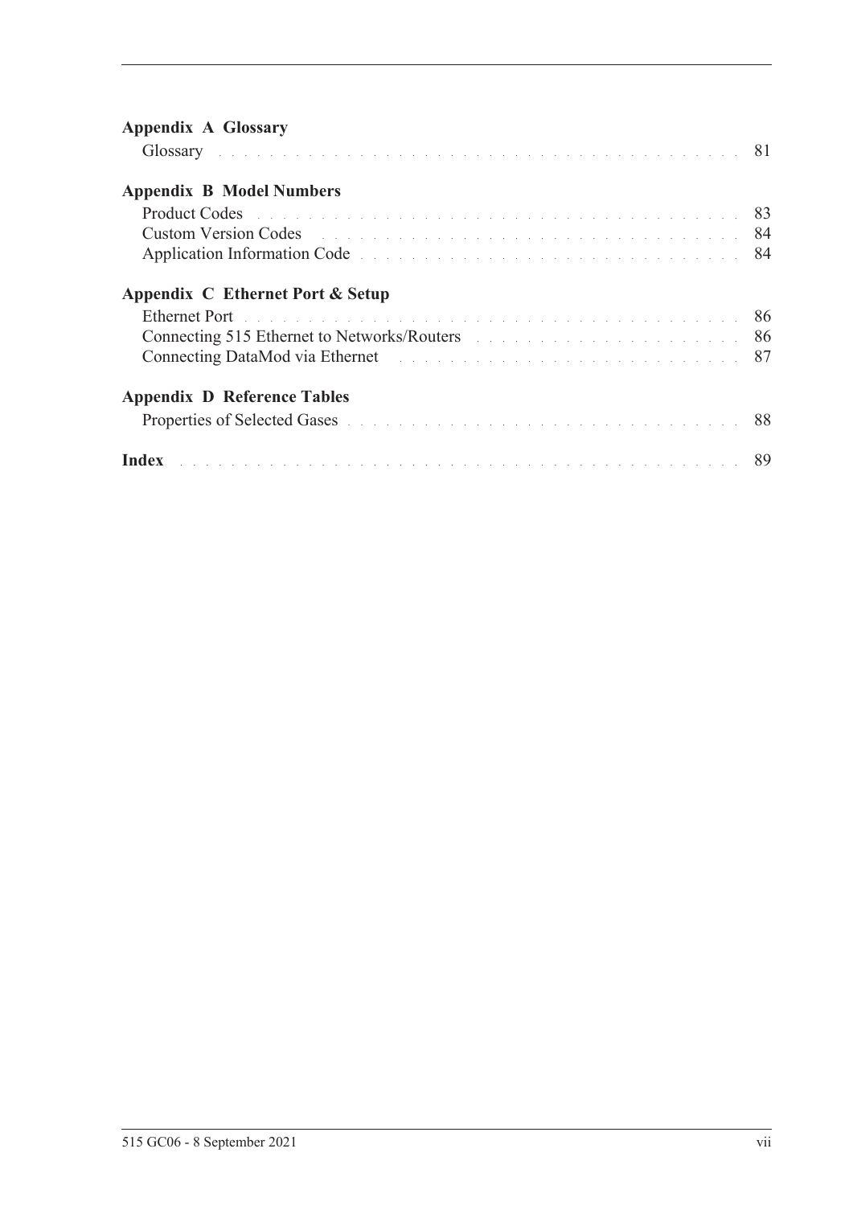**Appendix A Glossary**

Glossary . . . . . . . . . . . . . . . . . . . . . . . . . . . . . . . . . . . . . . . . . 81

**Appendix B Model Numbers**

Product Codes . . . . . . . . . . . . . . . . . . . . . . . . . . . . . . . . . . . . . . 83
Custom Version Codes . . . . . . . . . . . . . . . . . . . . . . . . . . . . . . . . 84
Application Information Code . . . . . . . . . . . . . . . . . . . . . . . . . . . . 84

**Appendix C Ethernet Port & Setup**

Ethernet Port . . . . . . . . . . . . . . . . . . . . . . . . . . . . . . . . . . . . . . . 86
Connecting 515 Ethernet to Networks/Routers . . . . . . . . . . . . . . . . 86
Connecting DataMod via Ethernet . . . . . . . . . . . . . . . . . . . . . . . . . 87

**Appendix D Reference Tables**

Properties of Selected Gases . . . . . . . . . . . . . . . . . . . . . . . . . . . . 88

**Index** . . . . . . . . . . . . . . . . . . . . . . . . . . . . . . . . . . . . . . . . . . . 89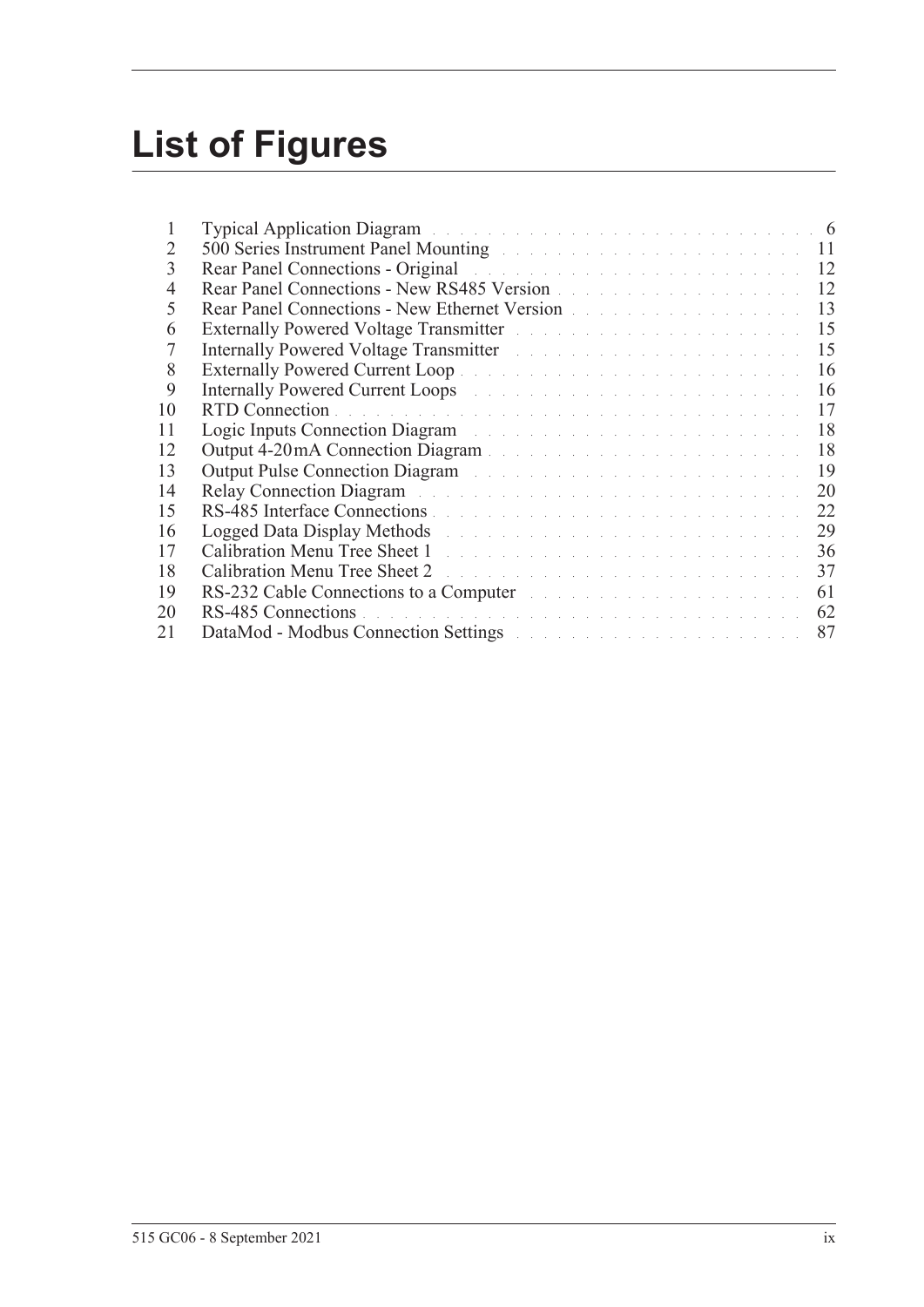# List of Figures

| | | |
|---|---|---|
| 1 | Typical Application Diagram | 6 |
| 2 | 500 Series Instrument Panel Mounting | 11 |
| 3 | Rear Panel Connections - Original | 12 |
| 4 | Rear Panel Connections - New RS485 Version | 12 |
| 5 | Rear Panel Connections - New Ethernet Version | 13 |
| 6 | Externally Powered Voltage Transmitter | 15 |
| 7 | Internally Powered Voltage Transmitter | 15 |
| 8 | Externally Powered Current Loop | 16 |
| 9 | Internally Powered Current Loops | 16 |
| 10 | RTD Connection | 17 |
| 11 | Logic Inputs Connection Diagram | 18 |
| 12 | Output 4-20 mA Connection Diagram | 18 |
| 13 | Output Pulse Connection Diagram | 19 |
| 14 | Relay Connection Diagram | 20 |
| 15 | RS-485 Interface Connections | 22 |
| 16 | Logged Data Display Methods | 29 |
| 17 | Calibration Menu Tree Sheet 1 | 36 |
| 18 | Calibration Menu Tree Sheet 2 | 37 |
| 19 | RS-232 Cable Connections to a Computer | 61 |
| 20 | RS-485 Connections | 62 |
| 21 | DataMod - Modbus Connection Settings | 87 |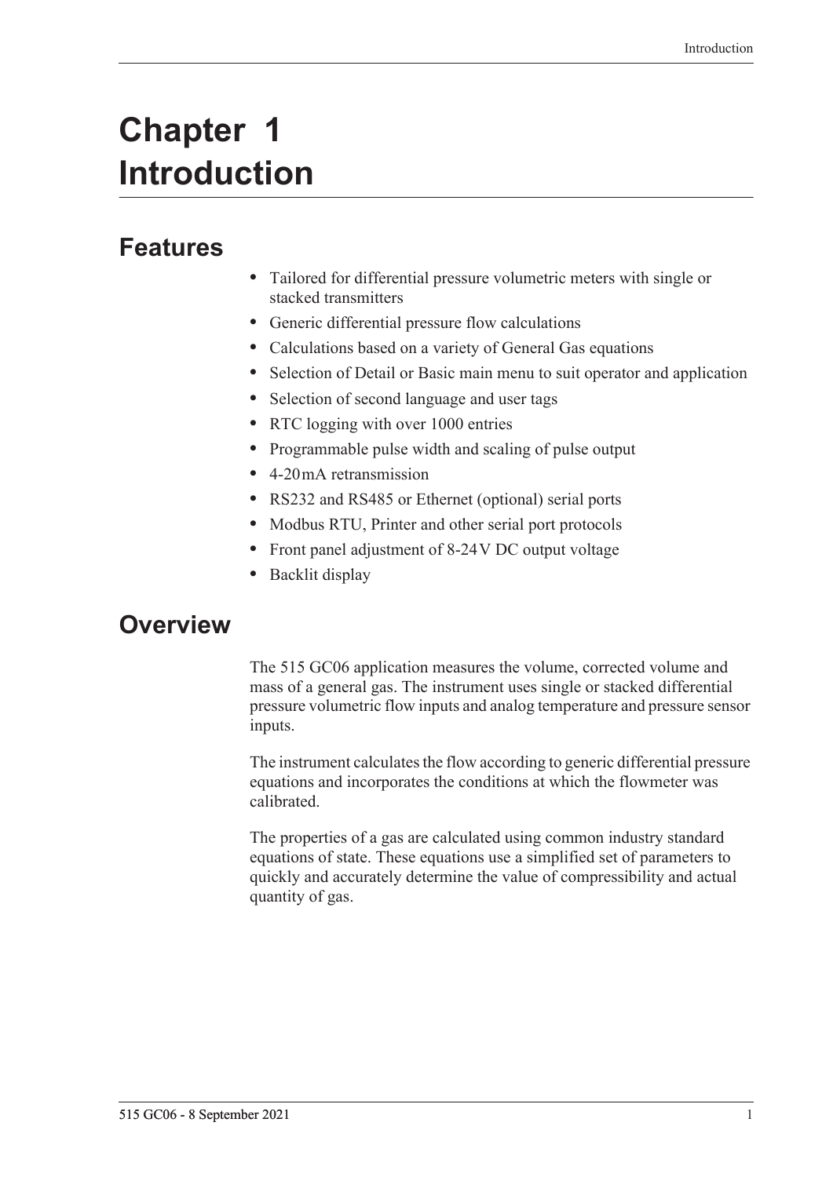# Chapter 1 Introduction

## Features

- Tailored for differential pressure volumetric meters with single or stacked transmitters
- Generic differential pressure flow calculations
- Calculations based on a variety of General Gas equations
- Selection of Detail or Basic main menu to suit operator and application
- Selection of second language and user tags
- RTC logging with over 1000 entries
- Programmable pulse width and scaling of pulse output
- 4-20 mA retransmission
- RS232 and RS485 or Ethernet (optional) serial ports
- Modbus RTU, Printer and other serial port protocols
- Front panel adjustment of 8-24 V DC output voltage
- Backlit display

## Overview

The 515 GC06 application measures the volume, corrected volume and mass of a general gas. The instrument uses single or stacked differential pressure volumetric flow inputs and analog temperature and pressure sensor inputs.

The instrument calculates the flow according to generic differential pressure equations and incorporates the conditions at which the flowmeter was calibrated.

The properties of a gas are calculated using common industry standard equations of state. These equations use a simplified set of parameters to quickly and accurately determine the value of compressibility and actual quantity of gas.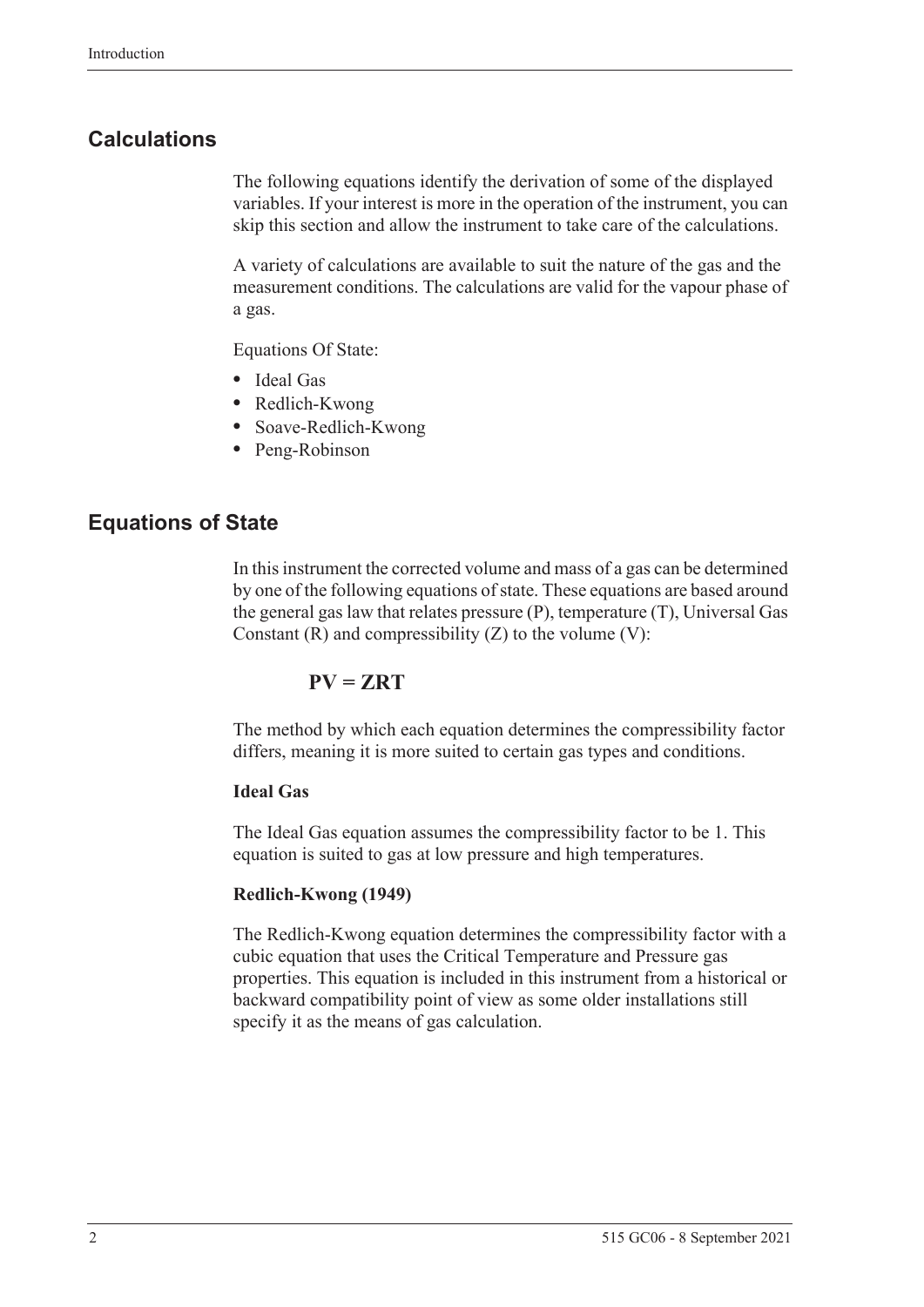## Calculations

The following equations identify the derivation of some of the displayed variables. If your interest is more in the operation of the instrument, you can skip this section and allow the instrument to take care of the calculations.

A variety of calculations are available to suit the nature of the gas and the measurement conditions. The calculations are valid for the vapour phase of a gas.

Equations Of State:

- Ideal Gas
- Redlich-Kwong
- Soave-Redlich-Kwong
- Peng-Robinson

## Equations of State

In this instrument the corrected volume and mass of a gas can be determined by one of the following equations of state. These equations are based around the general gas law that relates pressure (P), temperature (T), Universal Gas Constant (R) and compressibility (Z) to the volume (V):

$$PV = ZRT$$

The method by which each equation determines the compressibility factor differs, meaning it is more suited to certain gas types and conditions.

**Ideal Gas**

The Ideal Gas equation assumes the compressibility factor to be 1. This equation is suited to gas at low pressure and high temperatures.

**Redlich-Kwong (1949)**

The Redlich-Kwong equation determines the compressibility factor with a cubic equation that uses the Critical Temperature and Pressure gas properties. This equation is included in this instrument from a historical or backward compatibility point of view as some older installations still specify it as the means of gas calculation.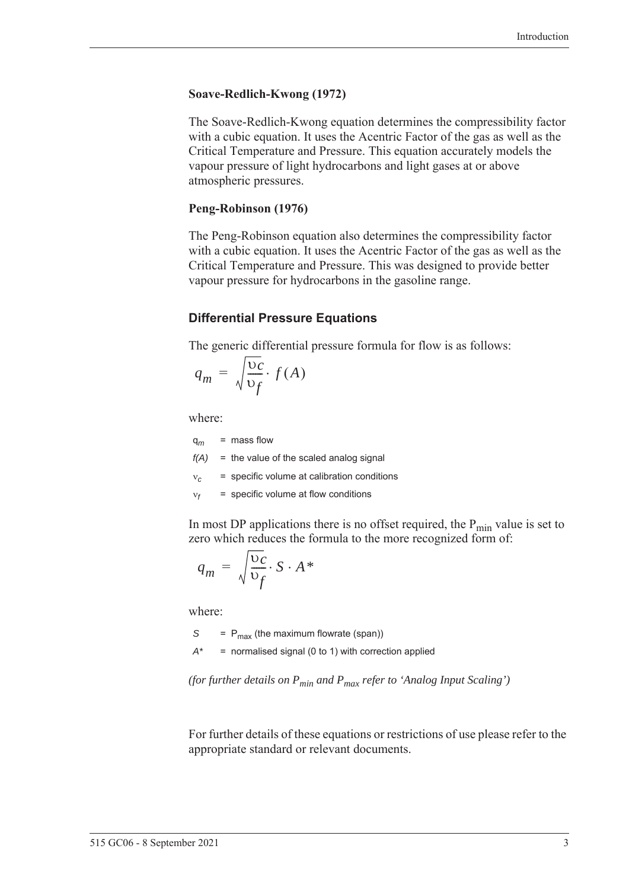**Soave-Redlich-Kwong (1972)**

The Soave-Redlich-Kwong equation determines the compressibility factor with a cubic equation. It uses the Acentric Factor of the gas as well as the Critical Temperature and Pressure. This equation accurately models the vapour pressure of light hydrocarbons and light gases at or above atmospheric pressures.

**Peng-Robinson (1976)**

The Peng-Robinson equation also determines the compressibility factor with a cubic equation. It uses the Acentric Factor of the gas as well as the Critical Temperature and Pressure. This was designed to provide better vapour pressure for hydrocarbons in the gasoline range.

### Differential Pressure Equations

The generic differential pressure formula for flow is as follows:

$$q_m = \sqrt{\frac{\upsilon_c}{\upsilon_f}} \cdot f(A)$$

where:

$q_m$ = mass flow

$f(A)$ = the value of the scaled analog signal

$\nu_c$ = specific volume at calibration conditions

$\nu_f$ = specific volume at flow conditions

In most DP applications there is no offset required, the $P_{min}$ value is set to zero which reduces the formula to the more recognized form of:

$$q_m = \sqrt{\frac{\upsilon_c}{\upsilon_f}} \cdot S \cdot A^*$$

where:

$S$ = $P_{max}$ (the maximum flowrate (span))

$A^*$ = normalised signal (0 to 1) with correction applied

*(for further details on $P_{min}$ and $P_{max}$ refer to 'Analog Input Scaling')*

For further details of these equations or restrictions of use please refer to the appropriate standard or relevant documents.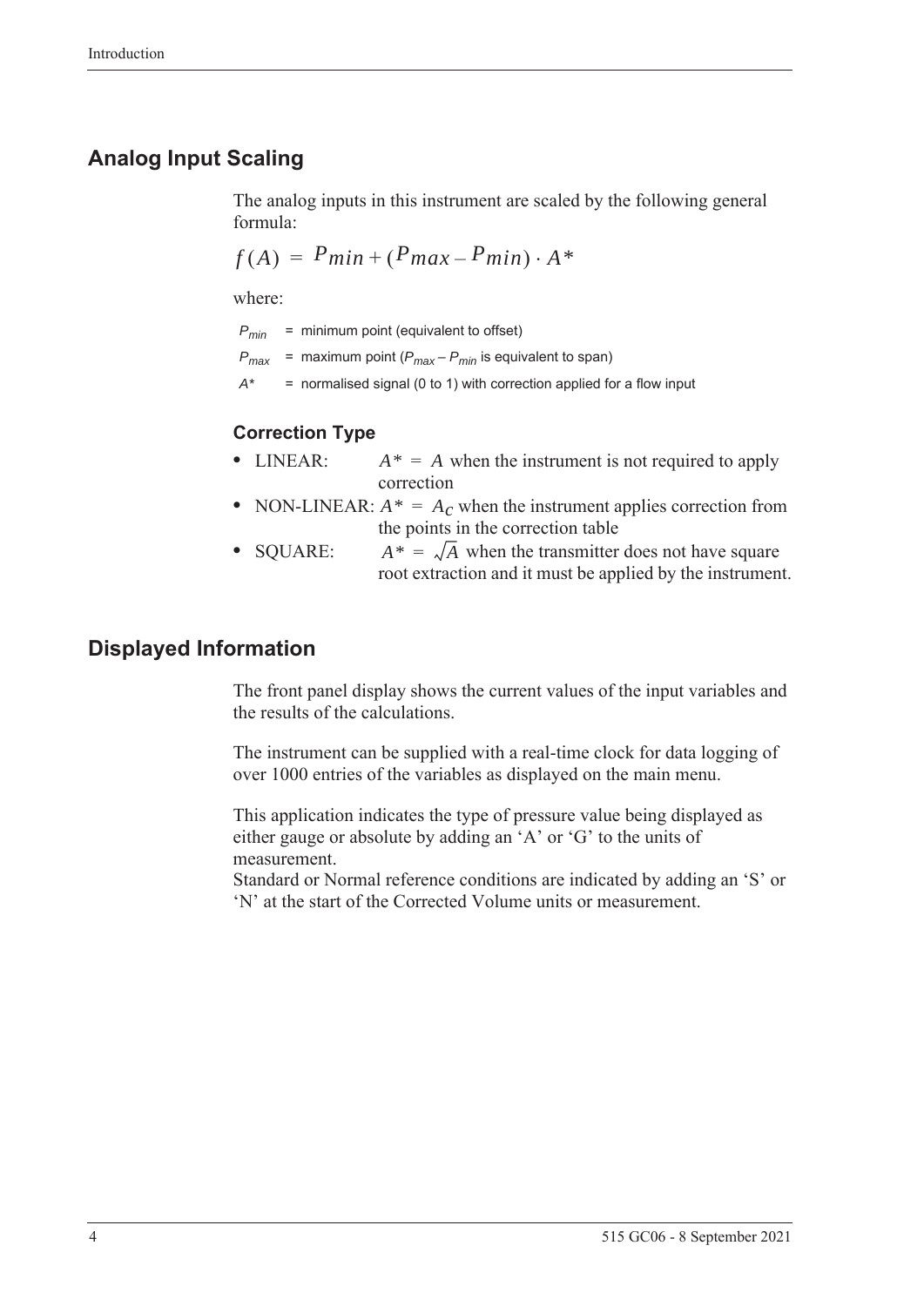## Analog Input Scaling

The analog inputs in this instrument are scaled by the following general formula:

$$f(A) = P_{min} + (P_{max} - P_{min}) \cdot A*$$

where:

$P_{min}$ = minimum point (equivalent to offset)

$P_{max}$ = maximum point ($P_{max} - P_{min}$ is equivalent to span)

$A*$ = normalised signal (0 to 1) with correction applied for a flow input

### Correction Type

- LINEAR: $A* = A$ when the instrument is not required to apply correction
- NON-LINEAR: $A* = A_C$ when the instrument applies correction from the points in the correction table
- SQUARE: $A* = \sqrt{A}$ when the transmitter does not have square root extraction and it must be applied by the instrument.

## Displayed Information

The front panel display shows the current values of the input variables and the results of the calculations.

The instrument can be supplied with a real-time clock for data logging of over 1000 entries of the variables as displayed on the main menu.

This application indicates the type of pressure value being displayed as either gauge or absolute by adding an 'A' or 'G' to the units of measurement.
Standard or Normal reference conditions are indicated by adding an 'S' or 'N' at the start of the Corrected Volume units or measurement.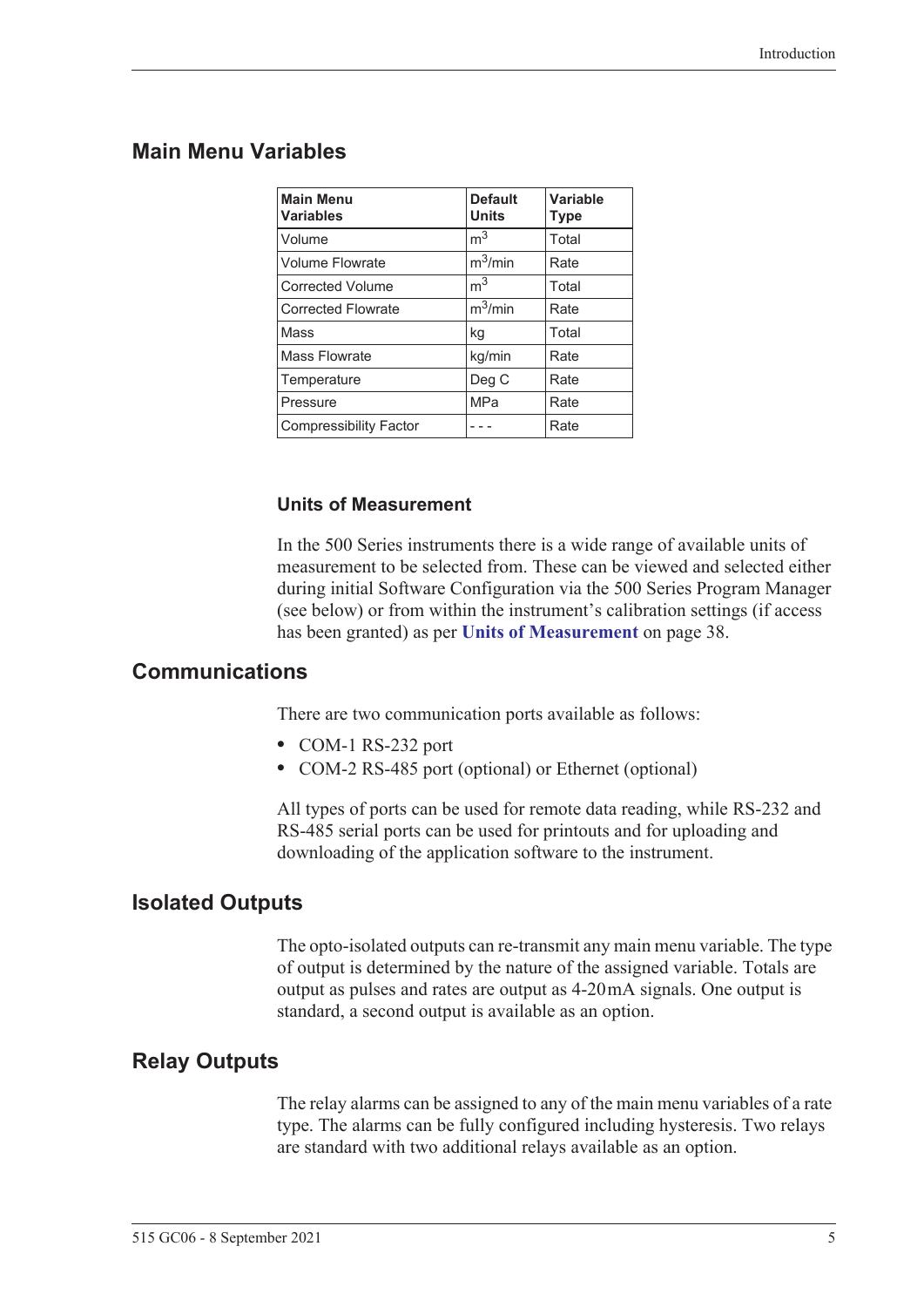## Main Menu Variables

| Main Menu Variables | Default Units | Variable Type |
|---|---|---|
| Volume | $m^3$ | Total |
| Volume Flowrate | $m^3$/min | Rate |
| Corrected Volume | $m^3$ | Total |
| Corrected Flowrate | $m^3$/min | Rate |
| Mass | kg | Total |
| Mass Flowrate | kg/min | Rate |
| Temperature | Deg C | Rate |
| Pressure | MPa | Rate |
| Compressibility Factor | - - - | Rate |

### Units of Measurement

In the 500 Series instruments there is a wide range of available units of measurement to be selected from. These can be viewed and selected either during initial Software Configuration via the 500 Series Program Manager (see below) or from within the instrument's calibration settings (if access has been granted) as per **Units of Measurement** on page 38.

## Communications

There are two communication ports available as follows:

- COM-1 RS-232 port
- COM-2 RS-485 port (optional) or Ethernet (optional)

All types of ports can be used for remote data reading, while RS-232 and RS-485 serial ports can be used for printouts and for uploading and downloading of the application software to the instrument.

## Isolated Outputs

The opto-isolated outputs can re-transmit any main menu variable. The type of output is determined by the nature of the assigned variable. Totals are output as pulses and rates are output as 4-20mA signals. One output is standard, a second output is available as an option.

## Relay Outputs

The relay alarms can be assigned to any of the main menu variables of a rate type. The alarms can be fully configured including hysteresis. Two relays are standard with two additional relays available as an option.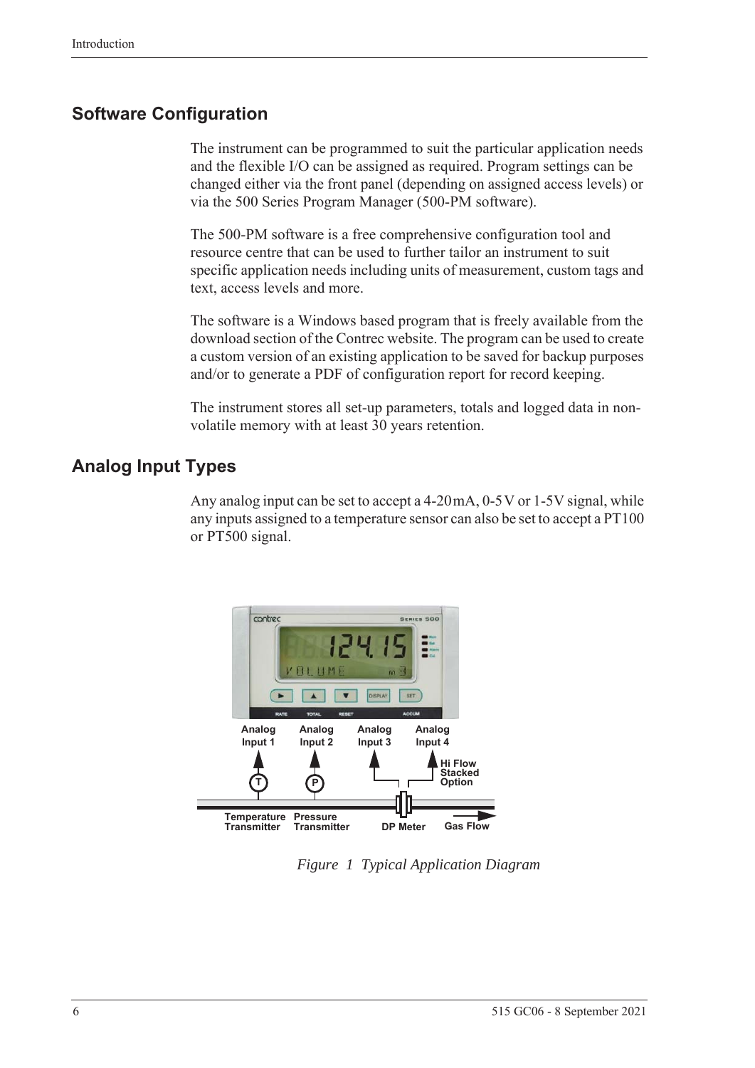## Software Configuration

The instrument can be programmed to suit the particular application needs and the flexible I/O can be assigned as required. Program settings can be changed either via the front panel (depending on assigned access levels) or via the 500 Series Program Manager (500-PM software).

The 500-PM software is a free comprehensive configuration tool and resource centre that can be used to further tailor an instrument to suit specific application needs including units of measurement, custom tags and text, access levels and more.

The software is a Windows based program that is freely available from the download section of the Contrec website. The program can be used to create a custom version of an existing application to be saved for backup purposes and/or to generate a PDF of configuration report for record keeping.

The instrument stores all set-up parameters, totals and logged data in non-volatile memory with at least 30 years retention.

## Analog Input Types

Any analog input can be set to accept a 4-20 mA, 0-5 V or 1-5 V signal, while any inputs assigned to a temperature sensor can also be set to accept a PT100 or PT500 signal.

*Figure 1 Typical Application Diagram*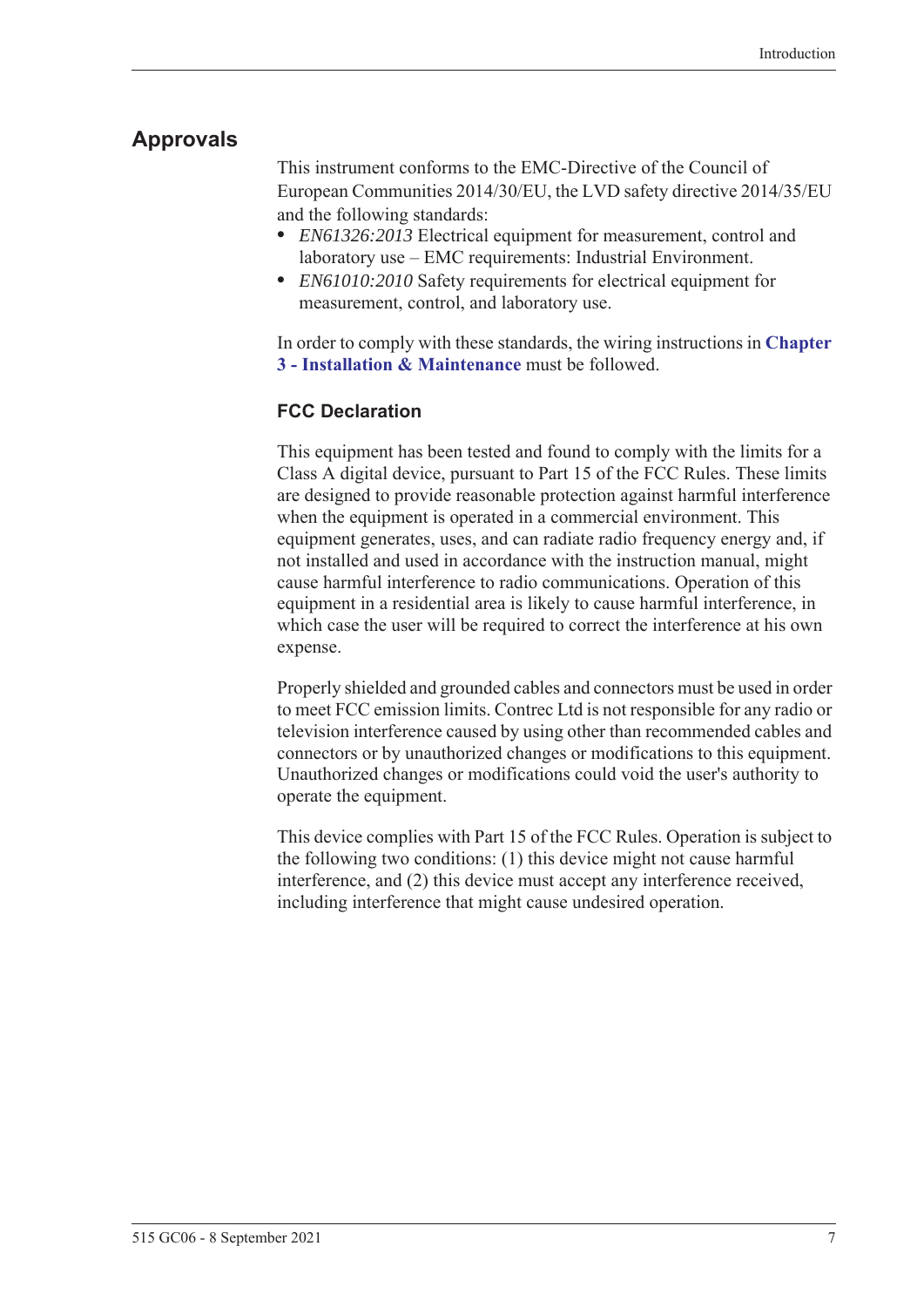## Approvals

This instrument conforms to the EMC-Directive of the Council of European Communities 2014/30/EU, the LVD safety directive 2014/35/EU and the following standards:

- *EN61326:2013* Electrical equipment for measurement, control and laboratory use – EMC requirements: Industrial Environment.
- *EN61010:2010* Safety requirements for electrical equipment for measurement, control, and laboratory use.

In order to comply with these standards, the wiring instructions in **Chapter 3 - Installation & Maintenance** must be followed.

### FCC Declaration

This equipment has been tested and found to comply with the limits for a Class A digital device, pursuant to Part 15 of the FCC Rules. These limits are designed to provide reasonable protection against harmful interference when the equipment is operated in a commercial environment. This equipment generates, uses, and can radiate radio frequency energy and, if not installed and used in accordance with the instruction manual, might cause harmful interference to radio communications. Operation of this equipment in a residential area is likely to cause harmful interference, in which case the user will be required to correct the interference at his own expense.

Properly shielded and grounded cables and connectors must be used in order to meet FCC emission limits. Contrec Ltd is not responsible for any radio or television interference caused by using other than recommended cables and connectors or by unauthorized changes or modifications to this equipment. Unauthorized changes or modifications could void the user's authority to operate the equipment.

This device complies with Part 15 of the FCC Rules. Operation is subject to the following two conditions: (1) this device might not cause harmful interference, and (2) this device must accept any interference received, including interference that might cause undesired operation.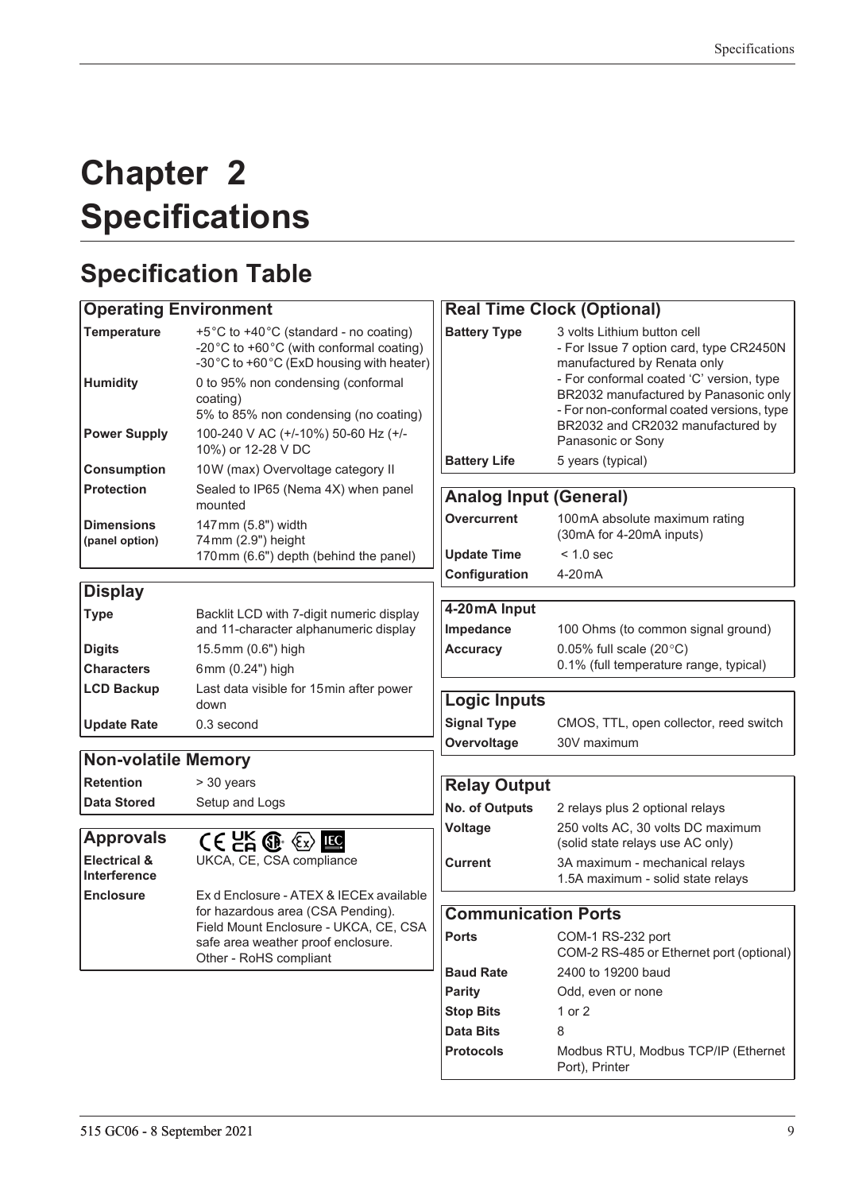# Chapter 2 Specifications

## Specification Table

| Operating Environment | |
|---|---|
| **Temperature** | +5°C to +40°C (standard - no coating)<br>-20°C to +60°C (with conformal coating)<br>-30°C to +60°C (ExD housing with heater) |
| **Humidity** | 0 to 95% non condensing (conformal coating)<br>5% to 85% non condensing (no coating) |
| **Power Supply** | 100-240 V AC (+/-10%) 50-60 Hz (+/-10%) or 12-28 V DC |
| **Consumption** | 10W (max) Overvoltage category II |
| **Protection** | Sealed to IP65 (Nema 4X) when panel mounted |
| **Dimensions (panel option)** | 147mm (5.8") width<br>74mm (2.9") height<br>170mm (6.6") depth (behind the panel) |

| Display | |
|---|---|
| **Type** | Backlit LCD with 7-digit numeric display and 11-character alphanumeric display |
| **Digits** | 15.5mm (0.6") high |
| **Characters** | 6mm (0.24") high |
| **LCD Backup** | Last data visible for 15min after power down |
| **Update Rate** | 0.3 second |

| Non-volatile Memory | |
|---|---|
| **Retention** | > 30 years |
| **Data Stored** | Setup and Logs |

| Approvals | |
|---|---|
| **Electrical & Interference** | UKCA, CE, CSA compliance |
| **Enclosure** | Ex d Enclosure - ATEX & IECEx available for hazardous area (CSA Pending).<br>Field Mount Enclosure - UKCA, CE, CSA safe area weather proof enclosure.<br>Other - RoHS compliant |

| Real Time Clock (Optional) | |
|---|---|
| **Battery Type** | 3 volts Lithium button cell<br>- For Issue 7 option card, type CR2450N manufactured by Renata only<br>- For conformal coated 'C' version, type BR2032 manufactured by Panasonic only<br>- For non-conformal coated versions, type BR2032 and CR2032 manufactured by Panasonic or Sony |
| **Battery Life** | 5 years (typical) |

| Analog Input (General) | |
|---|---|
| **Overcurrent** | 100mA absolute maximum rating (30mA for 4-20mA inputs) |
| **Update Time** | < 1.0 sec |
| **Configuration** | 4-20mA |

| 4-20mA Input | |
|---|---|
| **Impedance** | 100 Ohms (to common signal ground) |
| **Accuracy** | 0.05% full scale (20°C)<br>0.1% (full temperature range, typical) |

| Logic Inputs | |
|---|---|
| **Signal Type** | CMOS, TTL, open collector, reed switch |
| **Overvoltage** | 30V maximum |

| Relay Output | |
|---|---|
| **No. of Outputs** | 2 relays plus 2 optional relays |
| **Voltage** | 250 volts AC, 30 volts DC maximum (solid state relays use AC only) |
| **Current** | 3A maximum - mechanical relays<br>1.5A maximum - solid state relays |

| Communication Ports | |
|---|---|
| **Ports** | COM-1 RS-232 port<br>COM-2 RS-485 or Ethernet port (optional) |
| **Baud Rate** | 2400 to 19200 baud |
| **Parity** | Odd, even or none |
| **Stop Bits** | 1 or 2 |
| **Data Bits** | 8 |
| **Protocols** | Modbus RTU, Modbus TCP/IP (Ethernet Port), Printer |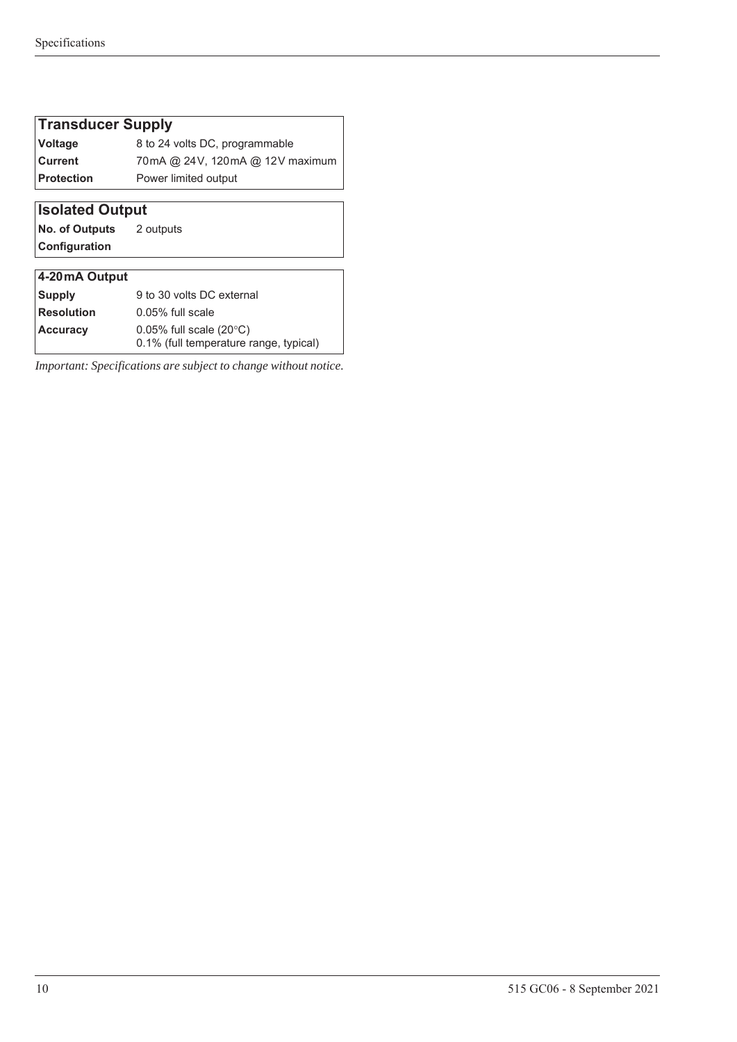| Transducer Supply | |
|---|---|
| **Voltage** | 8 to 24 volts DC, programmable |
| **Current** | 70 mA @ 24 V, 120 mA @ 12 V maximum |
| **Protection** | Power limited output |

| Isolated Output | |
|---|---|
| **No. of Outputs** | 2 outputs |
| **Configuration** | |

| 4-20 mA Output | |
|---|---|
| **Supply** | 9 to 30 volts DC external |
| **Resolution** | 0.05% full scale |
| **Accuracy** | 0.05% full scale (20°C)<br>0.1% (full temperature range, typical) |

*Important: Specifications are subject to change without notice.*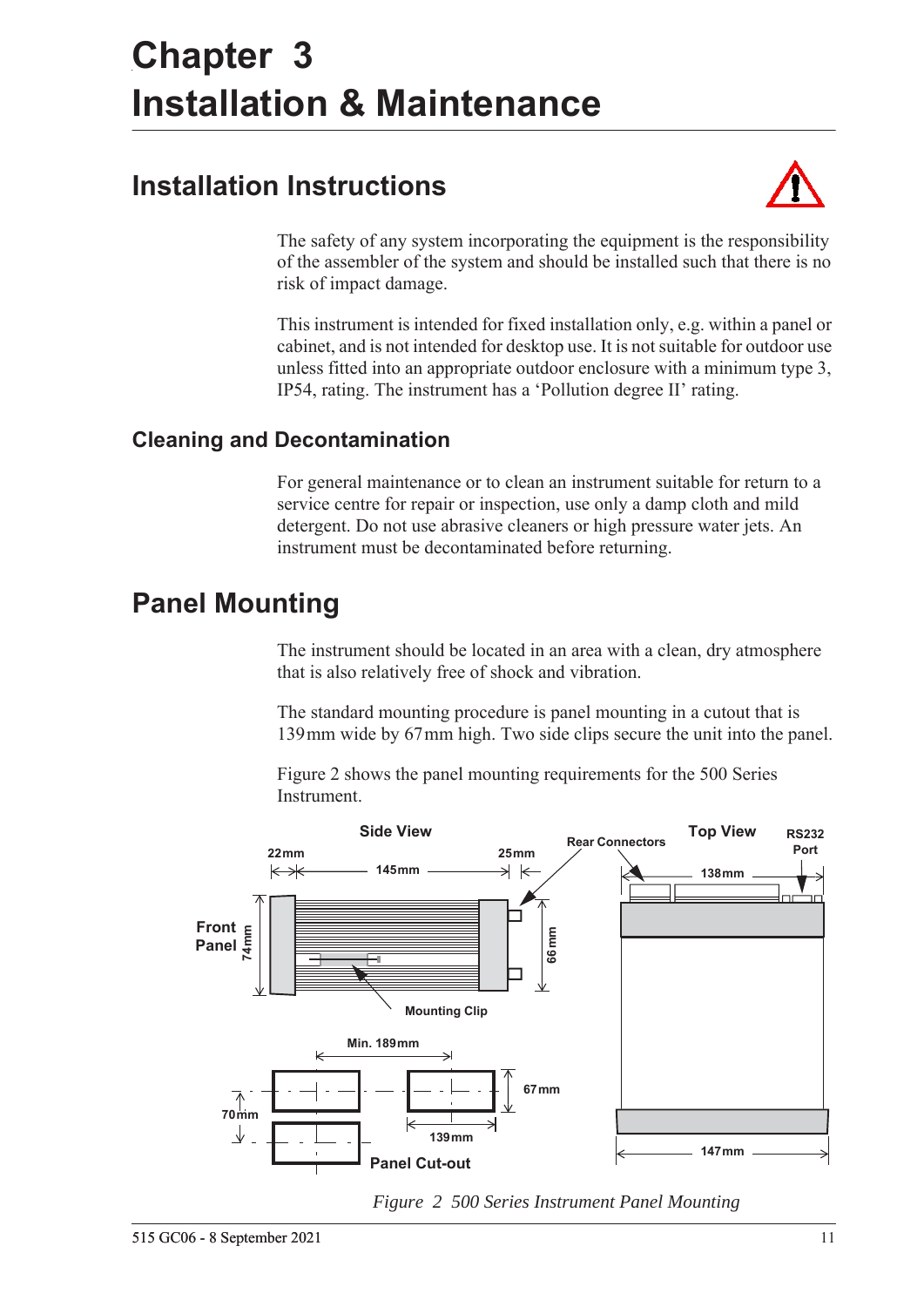# Chapter 3 Installation & Maintenance

## Installation Instructions

The safety of any system incorporating the equipment is the responsibility of the assembler of the system and should be installed such that there is no risk of impact damage.

This instrument is intended for fixed installation only, e.g. within a panel or cabinet, and is not intended for desktop use. It is not suitable for outdoor use unless fitted into an appropriate outdoor enclosure with a minimum type 3, IP54, rating. The instrument has a 'Pollution degree II' rating.

### Cleaning and Decontamination

For general maintenance or to clean an instrument suitable for return to a service centre for repair or inspection, use only a damp cloth and mild detergent. Do not use abrasive cleaners or high pressure water jets. An instrument must be decontaminated before returning.

## Panel Mounting

The instrument should be located in an area with a clean, dry atmosphere that is also relatively free of shock and vibration.

The standard mounting procedure is panel mounting in a cutout that is 139 mm wide by 67 mm high. Two side clips secure the unit into the panel.

Figure 2 shows the panel mounting requirements for the 500 Series Instrument.

*Figure 2 500 Series Instrument Panel Mounting*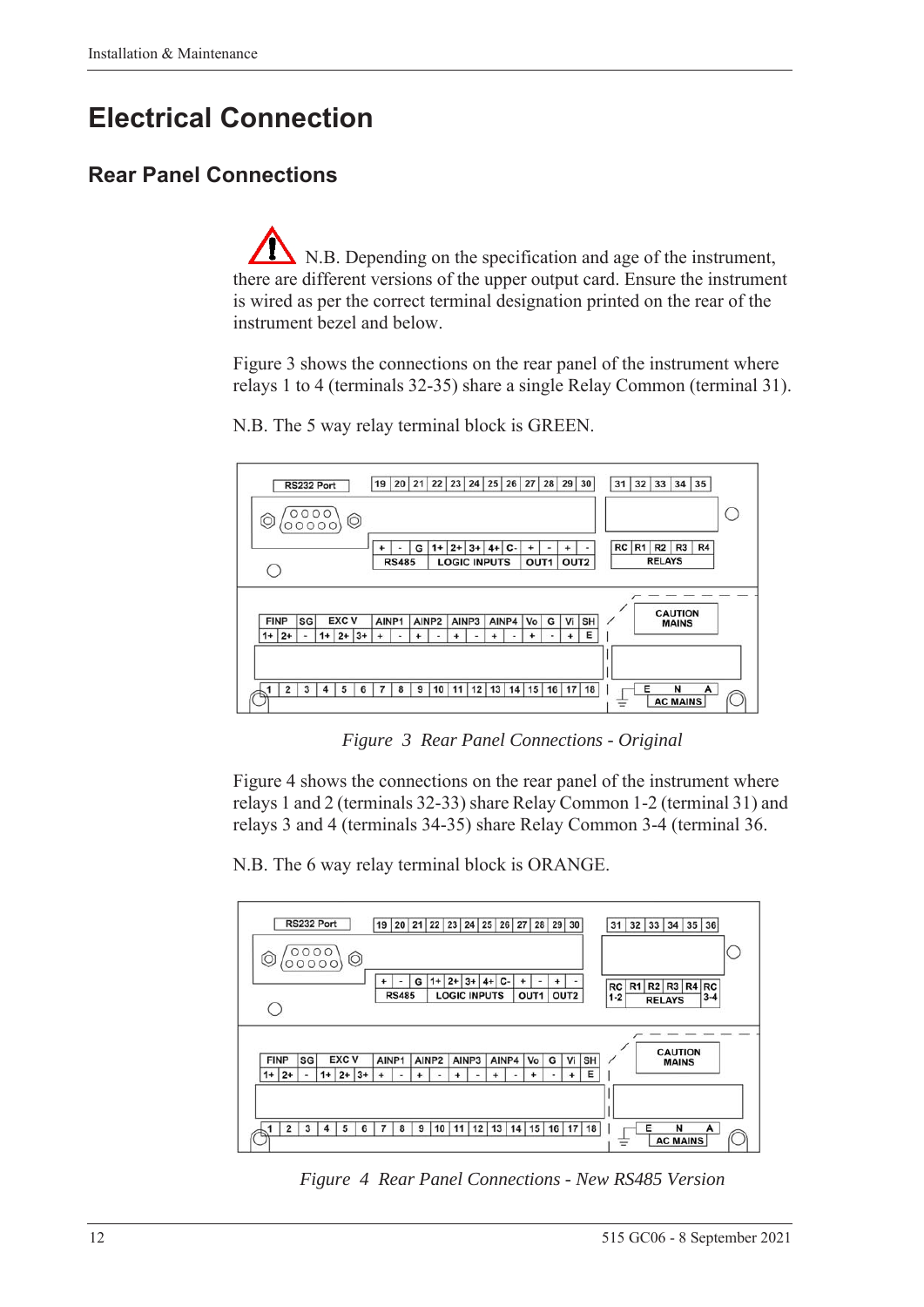# Electrical Connection

## Rear Panel Connections

N.B. Depending on the specification and age of the instrument, there are different versions of the upper output card. Ensure the instrument is wired as per the correct terminal designation printed on the rear of the instrument bezel and below.

Figure 3 shows the connections on the rear panel of the instrument where relays 1 to 4 (terminals 32-35) share a single Relay Common (terminal 31).

N.B. The 5 way relay terminal block is GREEN.

*Figure 3 Rear Panel Connections - Original*

Figure 4 shows the connections on the rear panel of the instrument where relays 1 and 2 (terminals 32-33) share Relay Common 1-2 (terminal 31) and relays 3 and 4 (terminals 34-35) share Relay Common 3-4 (terminal 36.

N.B. The 6 way relay terminal block is ORANGE.

*Figure 4 Rear Panel Connections - New RS485 Version*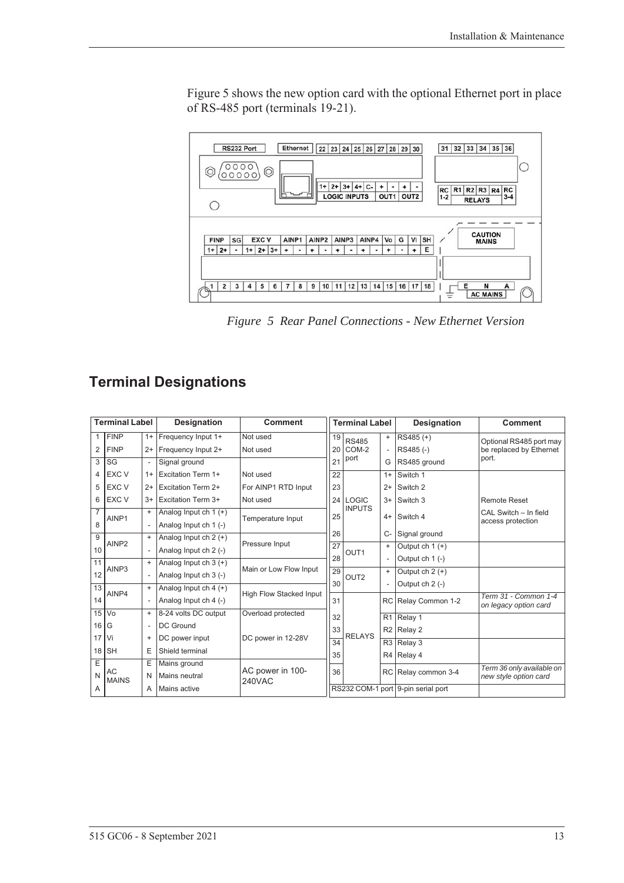Figure 5 shows the new option card with the optional Ethernet port in place of RS-485 port (terminals 19-21).

*Figure 5 Rear Panel Connections - New Ethernet Version*

## Terminal Designations

| Terminal Label | | | Designation | Comment |
|---|---|---|---|---|
| 1 | FINP | 1+ | Frequency Input 1+ | Not used |
| 2 | FINP | 2+ | Frequency Input 2+ | Not used |
| 3 | SG | - | Signal ground | |
| 4 | EXC V | 1+ | Excitation Term 1+ | Not used |
| 5 | EXC V | 2+ | Excitation Term 2+ | For AINP1 RTD Input |
| 6 | EXC V | 3+ | Excitation Term 3+ | Not used |
| 7 | AINP1 | + | Analog Input ch 1 (+) | Temperature Input |
| 8 | | - | Analog Input ch 1 (-) | |
| 9 | AINP2 | + | Analog Input ch 2 (+) | Pressure Input |
| 10 | | - | Analog Input ch 2 (-) | |
| 11 | AINP3 | + | Analog Input ch 3 (+) | Main or Low Flow Input |
| 12 | | - | Analog Input ch 3 (-) | |
| 13 | AINP4 | + | Analog Input ch 4 (+) | High Flow Stacked Input |
| 14 | | - | Analog Input ch 4 (-) | |
| 15 | Vo | + | 8-24 volts DC output | Overload protected |
| 16 | G | - | DC Ground | |
| 17 | Vi | + | DC power input | DC power in 12-28V |
| 18 | SH | E | Shield terminal | |
| E | AC MAINS | E | Mains ground | AC power in 100-240VAC |
| N | | N | Mains neutral | |
| A | | A | Mains active | |

| Terminal Label | | | Designation | Comment |
|---|---|---|---|---|
| 19 | RS485 COM-2 port | + | RS485 (+) | Optional RS485 port may be replaced by Ethernet port. |
| 20 | | - | RS485 (-) | |
| 21 | | G | RS485 ground | |
| 22 | LOGIC INPUTS | 1+ | Switch 1 | |
| 23 | | 2+ | Switch 2 | |
| 24 | | 3+ | Switch 3 | Remote Reset |
| 25 | | 4+ | Switch 4 | CAL Switch – In field access protection |
| 26 | | C- | Signal ground | |
| 27 | OUT1 | + | Output ch 1 (+) | |
| 28 | | - | Output ch 1 (-) | |
| 29 | OUT2 | + | Output ch 2 (+) | |
| 30 | | - | Output ch 2 (-) | |
| 31 | RELAYS | RC | Relay Common 1-2 | *Term 31 - Common 1-4 on legacy option card* |
| 32 | | R1 | Relay 1 | |
| 33 | | R2 | Relay 2 | |
| 34 | | R3 | Relay 3 | |
| 35 | | R4 | Relay 4 | |
| 36 | | RC | Relay common 3-4 | *Term 36 only available on new style option card* |
| RS232 COM-1 port | | | 9-pin serial port | |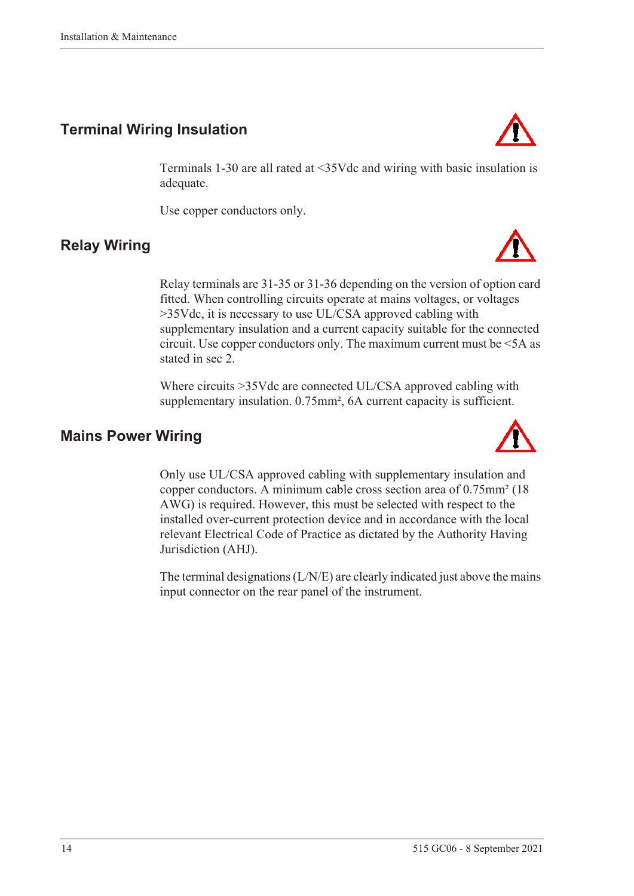## Terminal Wiring Insulation

Terminals 1-30 are all rated at <35Vdc and wiring with basic insulation is adequate.

Use copper conductors only.

## Relay Wiring

Relay terminals are 31-35 or 31-36 depending on the version of option card fitted. When controlling circuits operate at mains voltages, or voltages >35Vdc, it is necessary to use UL/CSA approved cabling with supplementary insulation and a current capacity suitable for the connected circuit. Use copper conductors only. The maximum current must be <5A as stated in sec 2.

Where circuits >35Vdc are connected UL/CSA approved cabling with supplementary insulation. 0.75mm², 6A current capacity is sufficient.

## Mains Power Wiring

Only use UL/CSA approved cabling with supplementary insulation and copper conductors. A minimum cable cross section area of 0.75mm² (18 AWG) is required. However, this must be selected with respect to the installed over-current protection device and in accordance with the local relevant Electrical Code of Practice as dictated by the Authority Having Jurisdiction (AHJ).

The terminal designations (L/N/E) are clearly indicated just above the mains input connector on the rear panel of the instrument.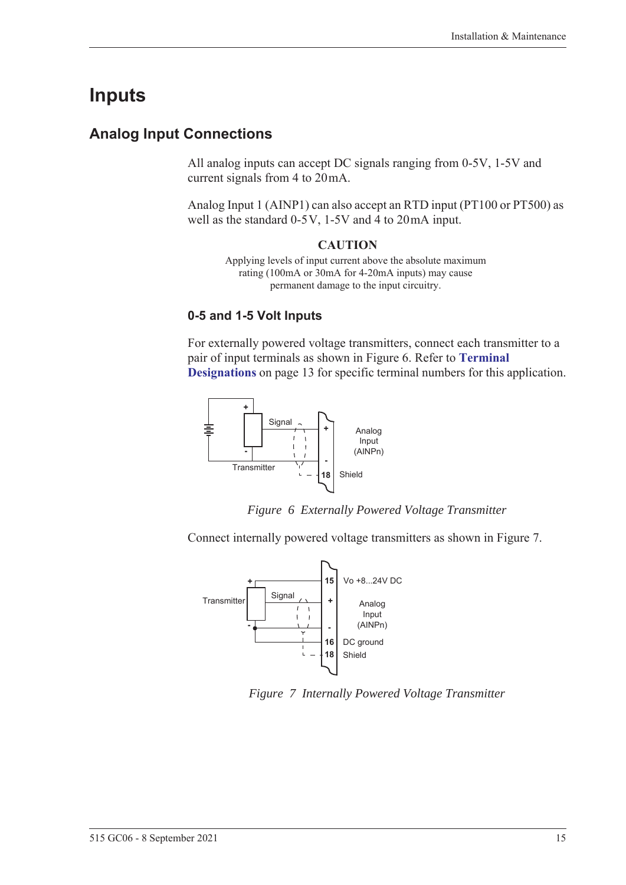# Inputs

## Analog Input Connections

All analog inputs can accept DC signals ranging from 0-5V, 1-5V and current signals from 4 to 20 mA.

Analog Input 1 (AINP1) can also accept an RTD input (PT100 or PT500) as well as the standard 0-5 V, 1-5V and 4 to 20 mA input.

**CAUTION**

Applying levels of input current above the absolute maximum rating (100mA or 30mA for 4-20mA inputs) may cause permanent damage to the input circuitry.

### 0-5 and 1-5 Volt Inputs

For externally powered voltage transmitters, connect each transmitter to a pair of input terminals as shown in Figure 6. Refer to **Terminal Designations** on page 13 for specific terminal numbers for this application.

*Figure 6 Externally Powered Voltage Transmitter*

Connect internally powered voltage transmitters as shown in Figure 7.

*Figure 7 Internally Powered Voltage Transmitter*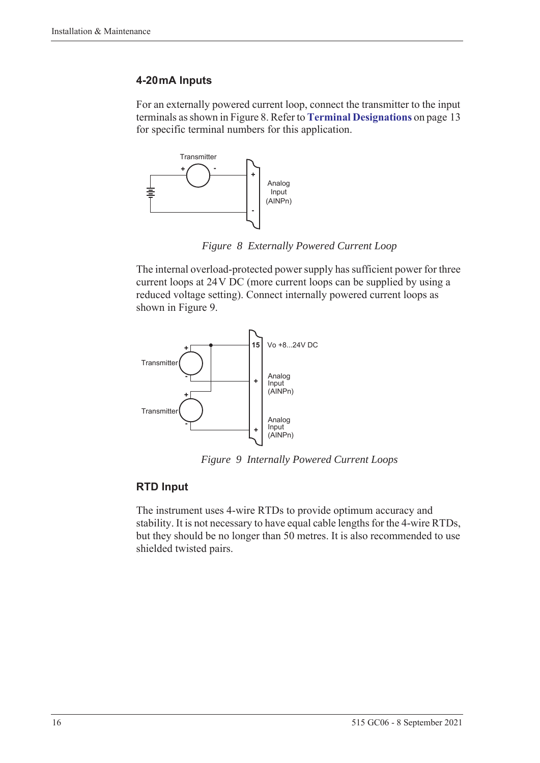### 4-20 mA Inputs

For an externally powered current loop, connect the transmitter to the input terminals as shown in Figure 8. Refer to **Terminal Designations** on page 13 for specific terminal numbers for this application.

*Figure 8 Externally Powered Current Loop*

The internal overload-protected power supply has sufficient power for three current loops at 24 V DC (more current loops can be supplied by using a reduced voltage setting). Connect internally powered current loops as shown in Figure 9.

*Figure 9 Internally Powered Current Loops*

### RTD Input

The instrument uses 4-wire RTDs to provide optimum accuracy and stability. It is not necessary to have equal cable lengths for the 4-wire RTDs, but they should be no longer than 50 metres. It is also recommended to use shielded twisted pairs.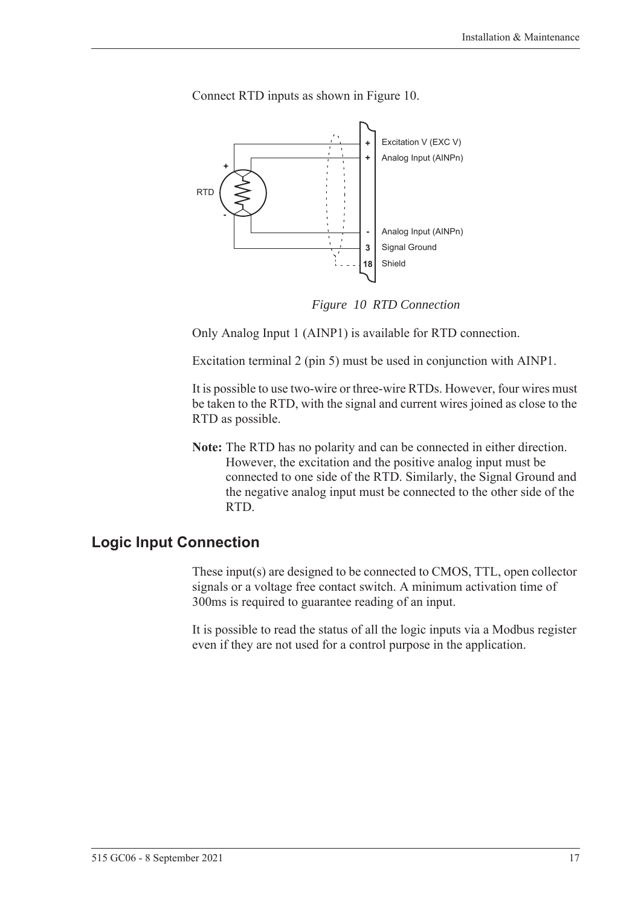Connect RTD inputs as shown in Figure 10.

*Figure 10 RTD Connection*

Only Analog Input 1 (AINP1) is available for RTD connection.

Excitation terminal 2 (pin 5) must be used in conjunction with AINP1.

It is possible to use two-wire or three-wire RTDs. However, four wires must be taken to the RTD, with the signal and current wires joined as close to the RTD as possible.

**Note:** The RTD has no polarity and can be connected in either direction. However, the excitation and the positive analog input must be connected to one side of the RTD. Similarly, the Signal Ground and the negative analog input must be connected to the other side of the RTD.

## Logic Input Connection

These input(s) are designed to be connected to CMOS, TTL, open collector signals or a voltage free contact switch. A minimum activation time of 300ms is required to guarantee reading of an input.

It is possible to read the status of all the logic inputs via a Modbus register even if they are not used for a control purpose in the application.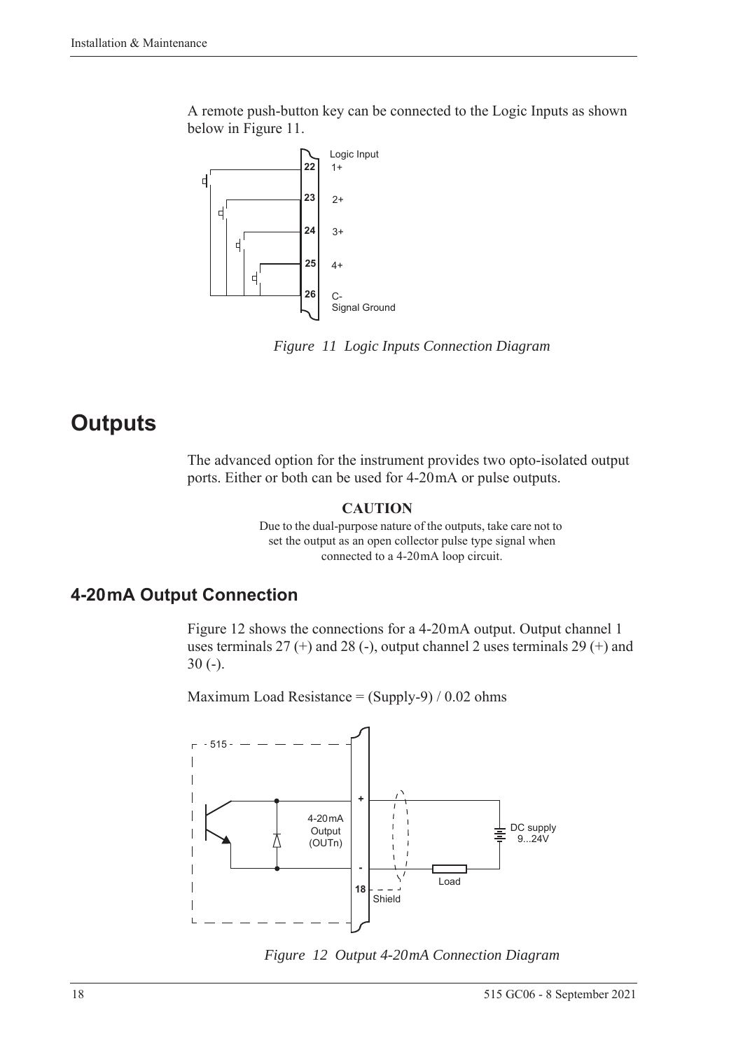A remote push-button key can be connected to the Logic Inputs as shown below in Figure 11.

*Figure 11 Logic Inputs Connection Diagram*

# Outputs

The advanced option for the instrument provides two opto-isolated output ports. Either or both can be used for 4-20 mA or pulse outputs.

**CAUTION**

Due to the dual-purpose nature of the outputs, take care not to set the output as an open collector pulse type signal when connected to a 4-20 mA loop circuit.

## 4-20 mA Output Connection

Figure 12 shows the connections for a 4-20 mA output. Output channel 1 uses terminals 27 (+) and 28 (-), output channel 2 uses terminals 29 (+) and 30 (-).

Maximum Load Resistance = (Supply-9) / 0.02 ohms

*Figure 12 Output 4-20 mA Connection Diagram*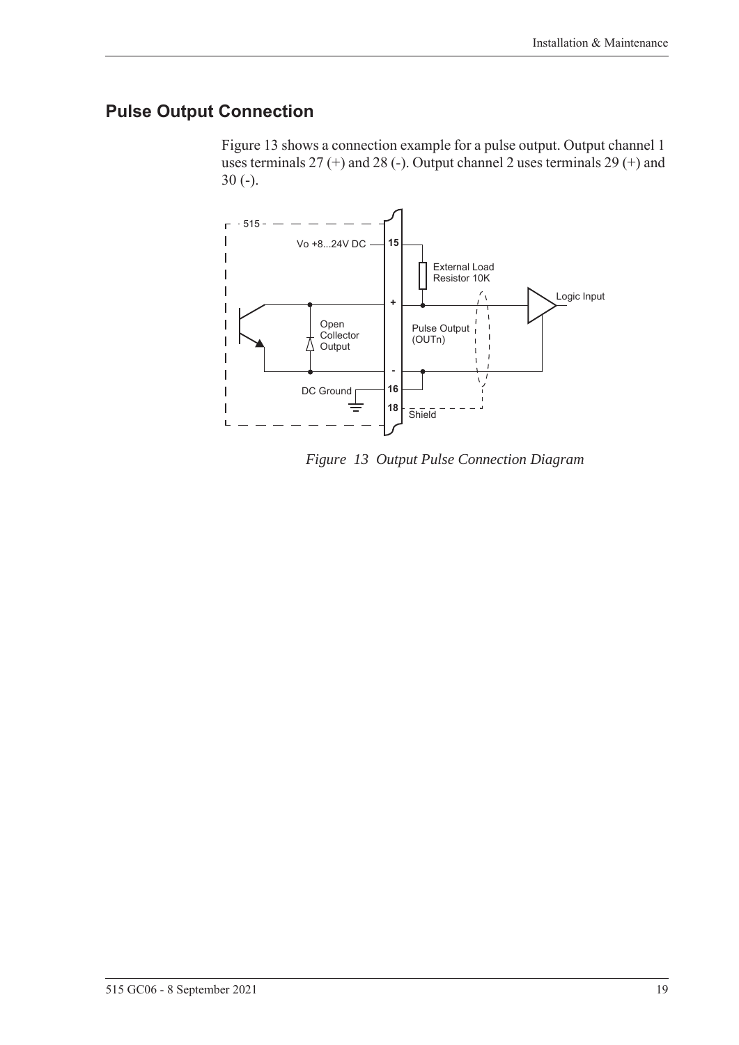## Pulse Output Connection

Figure 13 shows a connection example for a pulse output. Output channel 1 uses terminals 27 (+) and 28 (-). Output channel 2 uses terminals 29 (+) and 30 (-).

*Figure 13 Output Pulse Connection Diagram*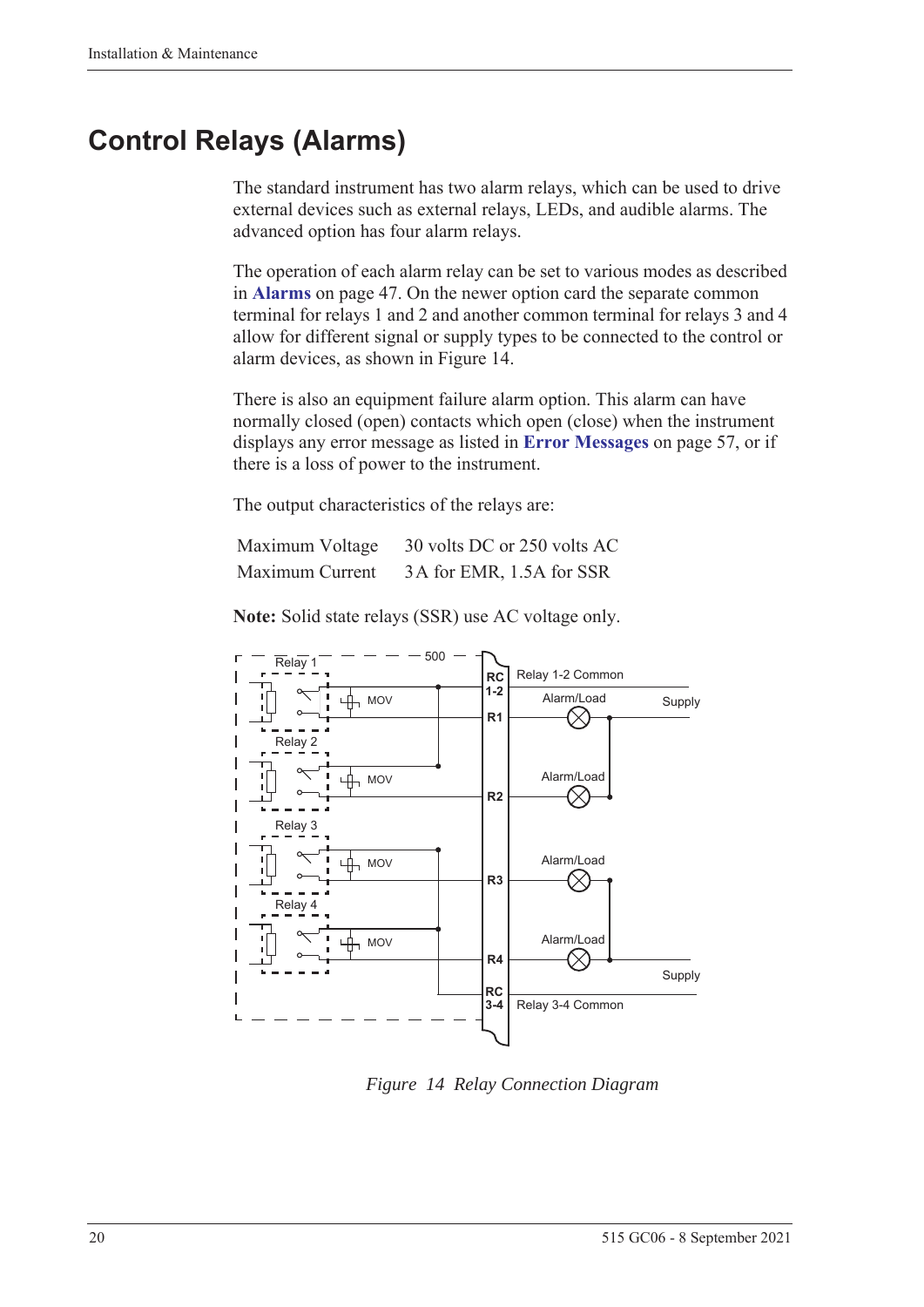# Control Relays (Alarms)

The standard instrument has two alarm relays, which can be used to drive external devices such as external relays, LEDs, and audible alarms. The advanced option has four alarm relays.

The operation of each alarm relay can be set to various modes as described in **Alarms** on page 47. On the newer option card the separate common terminal for relays 1 and 2 and another common terminal for relays 3 and 4 allow for different signal or supply types to be connected to the control or alarm devices, as shown in Figure 14.

There is also an equipment failure alarm option. This alarm can have normally closed (open) contacts which open (close) when the instrument displays any error message as listed in **Error Messages** on page 57, or if there is a loss of power to the instrument.

The output characteristics of the relays are:

| | |
|---|---|
| Maximum Voltage | 30 volts DC or 250 volts AC |
| Maximum Current | 3 A for EMR, 1.5A for SSR |

**Note:** Solid state relays (SSR) use AC voltage only.

*Figure 14 Relay Connection Diagram*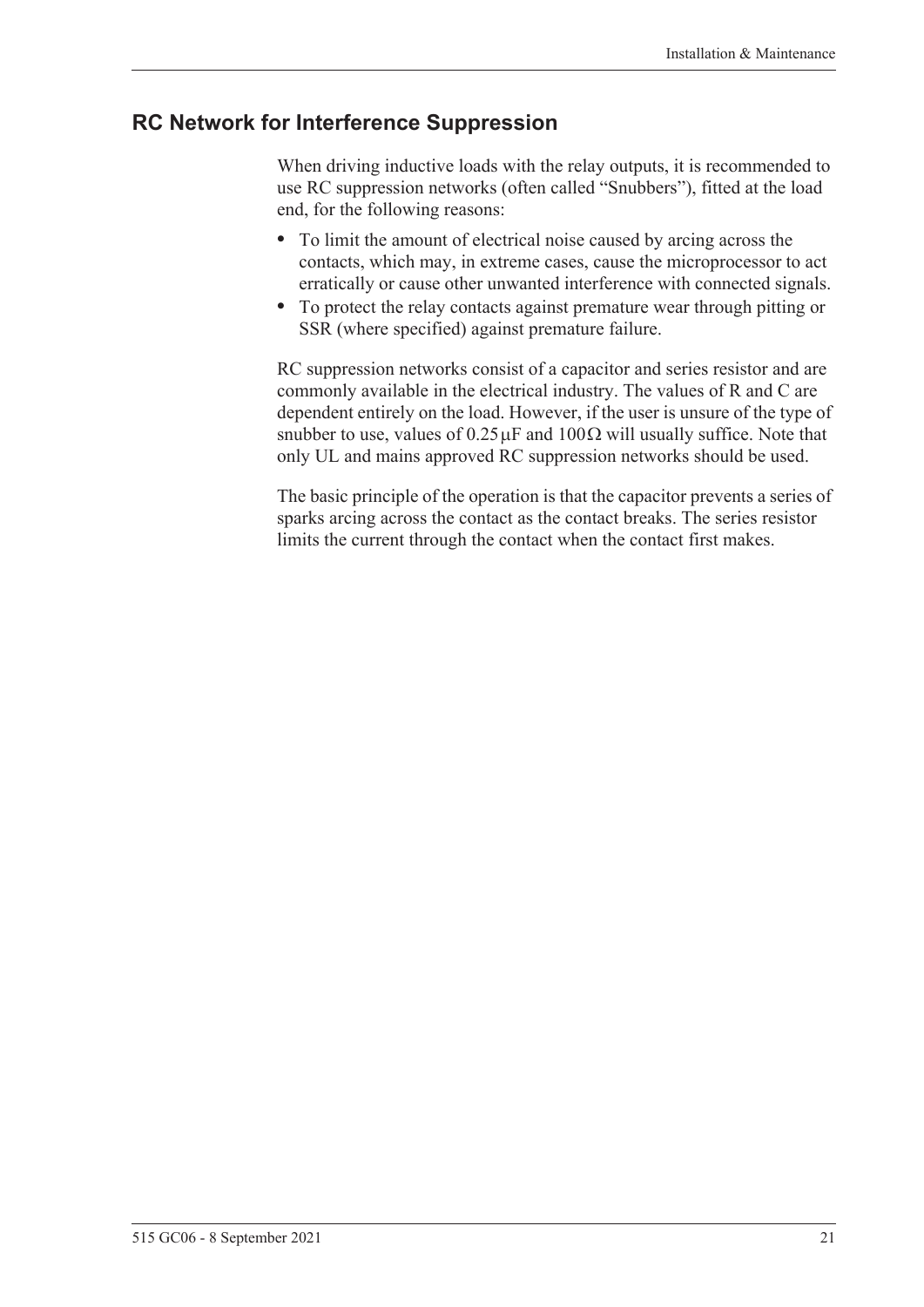## RC Network for Interference Suppression

When driving inductive loads with the relay outputs, it is recommended to use RC suppression networks (often called "Snubbers"), fitted at the load end, for the following reasons:

- To limit the amount of electrical noise caused by arcing across the contacts, which may, in extreme cases, cause the microprocessor to act erratically or cause other unwanted interference with connected signals.
- To protect the relay contacts against premature wear through pitting or SSR (where specified) against premature failure.

RC suppression networks consist of a capacitor and series resistor and are commonly available in the electrical industry. The values of R and C are dependent entirely on the load. However, if the user is unsure of the type of snubber to use, values of $0.25\,\mu F$ and $100\,\Omega$ will usually suffice. Note that only UL and mains approved RC suppression networks should be used.

The basic principle of the operation is that the capacitor prevents a series of sparks arcing across the contact as the contact breaks. The series resistor limits the current through the contact when the contact first makes.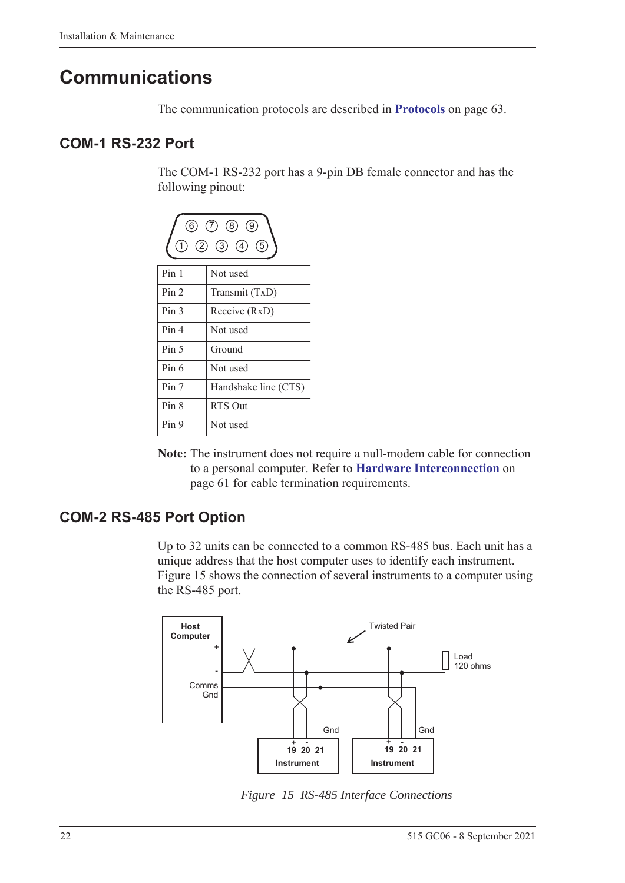# Communications

The communication protocols are described in **Protocols** on page 63.

## COM-1 RS-232 Port

The COM-1 RS-232 port has a 9-pin DB female connector and has the following pinout:

| Pin | Function |
| --- | --- |
| Pin 1 | Not used |
| Pin 2 | Transmit (TxD) |
| Pin 3 | Receive (RxD) |
| Pin 4 | Not used |
| Pin 5 | Ground |
| Pin 6 | Not used |
| Pin 7 | Handshake line (CTS) |
| Pin 8 | RTS Out |
| Pin 9 | Not used |

**Note:** The instrument does not require a null-modem cable for connection to a personal computer. Refer to **Hardware Interconnection** on page 61 for cable termination requirements.

## COM-2 RS-485 Port Option

Up to 32 units can be connected to a common RS-485 bus. Each unit has a unique address that the host computer uses to identify each instrument. Figure 15 shows the connection of several instruments to a computer using the RS-485 port.

*Figure 15 RS-485 Interface Connections*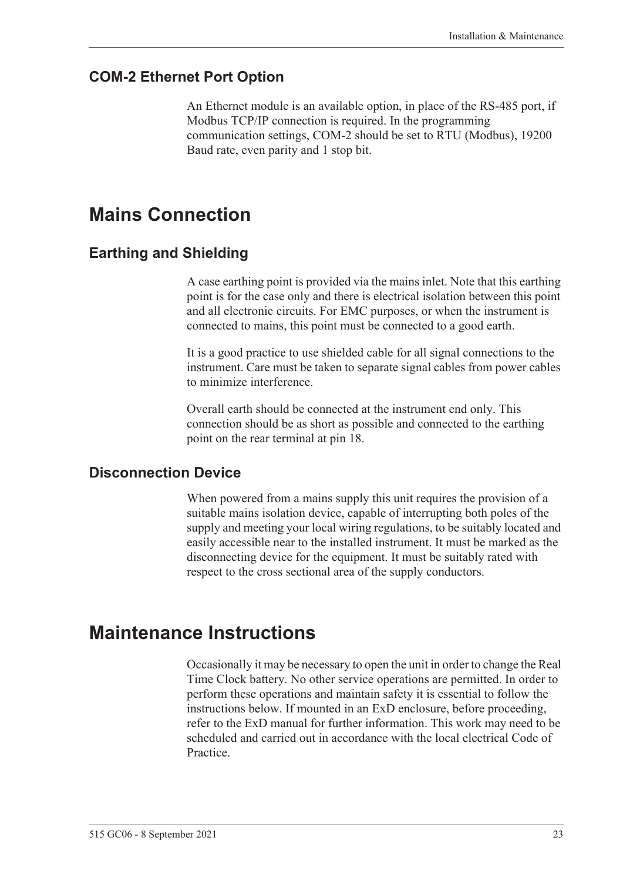### COM-2 Ethernet Port Option

An Ethernet module is an available option, in place of the RS-485 port, if Modbus TCP/IP connection is required. In the programming communication settings, COM-2 should be set to RTU (Modbus), 19200 Baud rate, even parity and 1 stop bit.

## Mains Connection

### Earthing and Shielding

A case earthing point is provided via the mains inlet. Note that this earthing point is for the case only and there is electrical isolation between this point and all electronic circuits. For EMC purposes, or when the instrument is connected to mains, this point must be connected to a good earth.

It is a good practice to use shielded cable for all signal connections to the instrument. Care must be taken to separate signal cables from power cables to minimize interference.

Overall earth should be connected at the instrument end only. This connection should be as short as possible and connected to the earthing point on the rear terminal at pin 18.

### Disconnection Device

When powered from a mains supply this unit requires the provision of a suitable mains isolation device, capable of interrupting both poles of the supply and meeting your local wiring regulations, to be suitably located and easily accessible near to the installed instrument. It must be marked as the disconnecting device for the equipment. It must be suitably rated with respect to the cross sectional area of the supply conductors.

## Maintenance Instructions

Occasionally it may be necessary to open the unit in order to change the Real Time Clock battery. No other service operations are permitted. In order to perform these operations and maintain safety it is essential to follow the instructions below. If mounted in an ExD enclosure, before proceeding, refer to the ExD manual for further information. This work may need to be scheduled and carried out in accordance with the local electrical Code of Practice.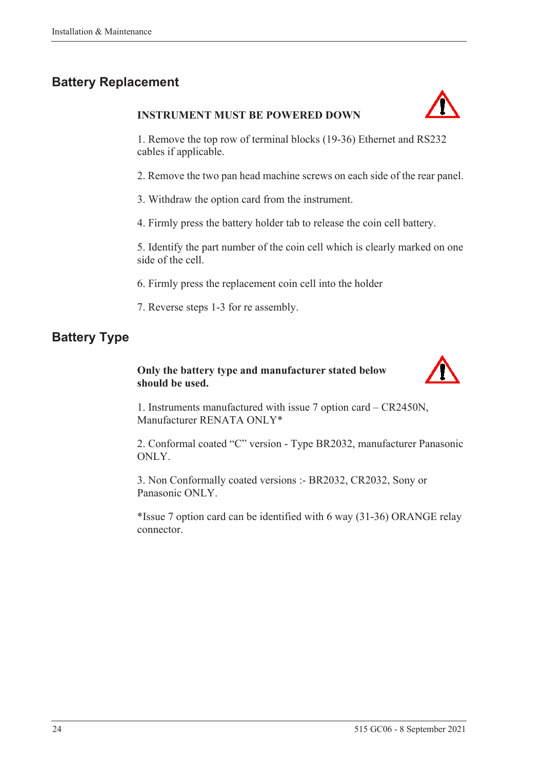## Battery Replacement

**INSTRUMENT MUST BE POWERED DOWN**

1. Remove the top row of terminal blocks (19-36) Ethernet and RS232 cables if applicable.

2. Remove the two pan head machine screws on each side of the rear panel.

3. Withdraw the option card from the instrument.

4. Firmly press the battery holder tab to release the coin cell battery.

5. Identify the part number of the coin cell which is clearly marked on one side of the cell.

6. Firmly press the replacement coin cell into the holder

7. Reverse steps 1-3 for re assembly.

## Battery Type

**Only the battery type and manufacturer stated below should be used.**

1. Instruments manufactured with issue 7 option card – CR2450N, Manufacturer RENATA ONLY*

2. Conformal coated "C" version - Type BR2032, manufacturer Panasonic ONLY.

3. Non Conformally coated versions :- BR2032, CR2032, Sony or Panasonic ONLY.

*Issue 7 option card can be identified with 6 way (31-36) ORANGE relay connector.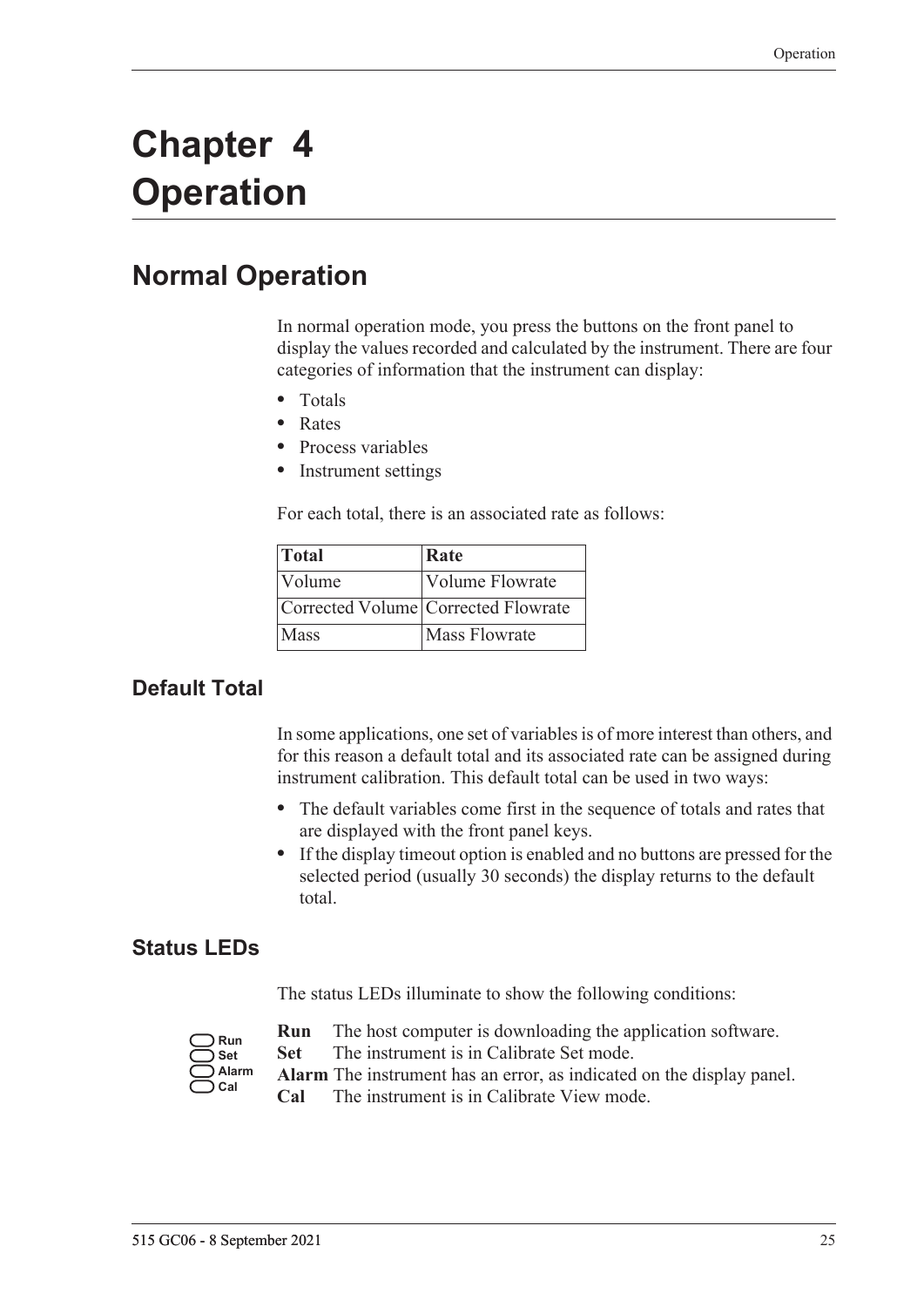# Chapter 4 Operation

## Normal Operation

In normal operation mode, you press the buttons on the front panel to display the values recorded and calculated by the instrument. There are four categories of information that the instrument can display:

- Totals
- Rates
- Process variables
- Instrument settings

For each total, there is an associated rate as follows:

| Total | Rate |
| --- | --- |
| Volume | Volume Flowrate |
| Corrected Volume | Corrected Flowrate |
| Mass | Mass Flowrate |

### Default Total

In some applications, one set of variables is of more interest than others, and for this reason a default total and its associated rate can be assigned during instrument calibration. This default total can be used in two ways:

- The default variables come first in the sequence of totals and rates that are displayed with the front panel keys.
- If the display timeout option is enabled and no buttons are pressed for the selected period (usually 30 seconds) the display returns to the default total.

### Status LEDs

The status LEDs illuminate to show the following conditions:

**Run** The host computer is downloading the application software.
**Set** The instrument is in Calibrate Set mode.
**Alarm** The instrument has an error, as indicated on the display panel.
**Cal** The instrument is in Calibrate View mode.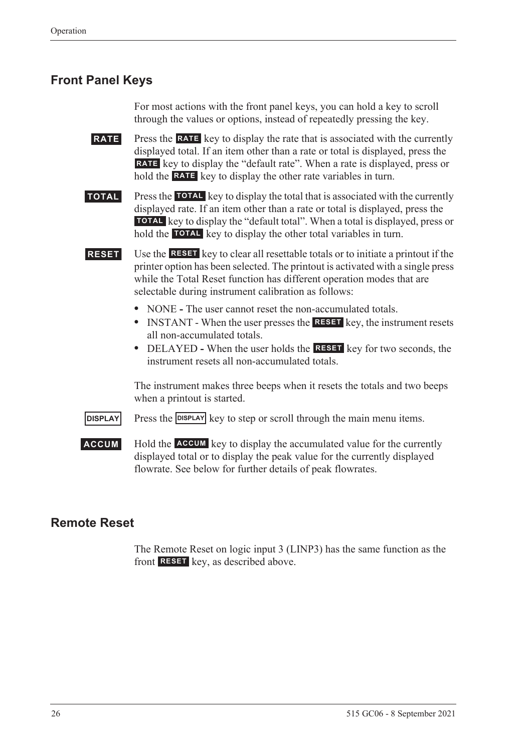## Front Panel Keys

For most actions with the front panel keys, you can hold a key to scroll through the values or options, instead of repeatedly pressing the key.

**RATE** Press the **RATE** key to display the rate that is associated with the currently displayed total. If an item other than a rate or total is displayed, press the **RATE** key to display the "default rate". When a rate is displayed, press or hold the **RATE** key to display the other rate variables in turn.

**TOTAL** Press the **TOTAL** key to display the total that is associated with the currently displayed rate. If an item other than a rate or total is displayed, press the **TOTAL** key to display the "default total". When a total is displayed, press or hold the **TOTAL** key to display the other total variables in turn.

**RESET** Use the **RESET** key to clear all resettable totals or to initiate a printout if the printer option has been selected. The printout is activated with a single press while the Total Reset function has different operation modes that are selectable during instrument calibration as follows:

- NONE **-** The user cannot reset the non-accumulated totals.
- INSTANT - When the user presses the **RESET** key, the instrument resets all non-accumulated totals.
- DELAYED **-** When the user holds the **RESET** key for two seconds, the instrument resets all non-accumulated totals.

The instrument makes three beeps when it resets the totals and two beeps when a printout is started.

**DISPLAY** Press the **DISPLAY** key to step or scroll through the main menu items.

**ACCUM** Hold the **ACCUM** key to display the accumulated value for the currently displayed total or to display the peak value for the currently displayed flowrate. See below for further details of peak flowrates.

## Remote Reset

The Remote Reset on logic input 3 (LINP3) has the same function as the front **RESET** key, as described above.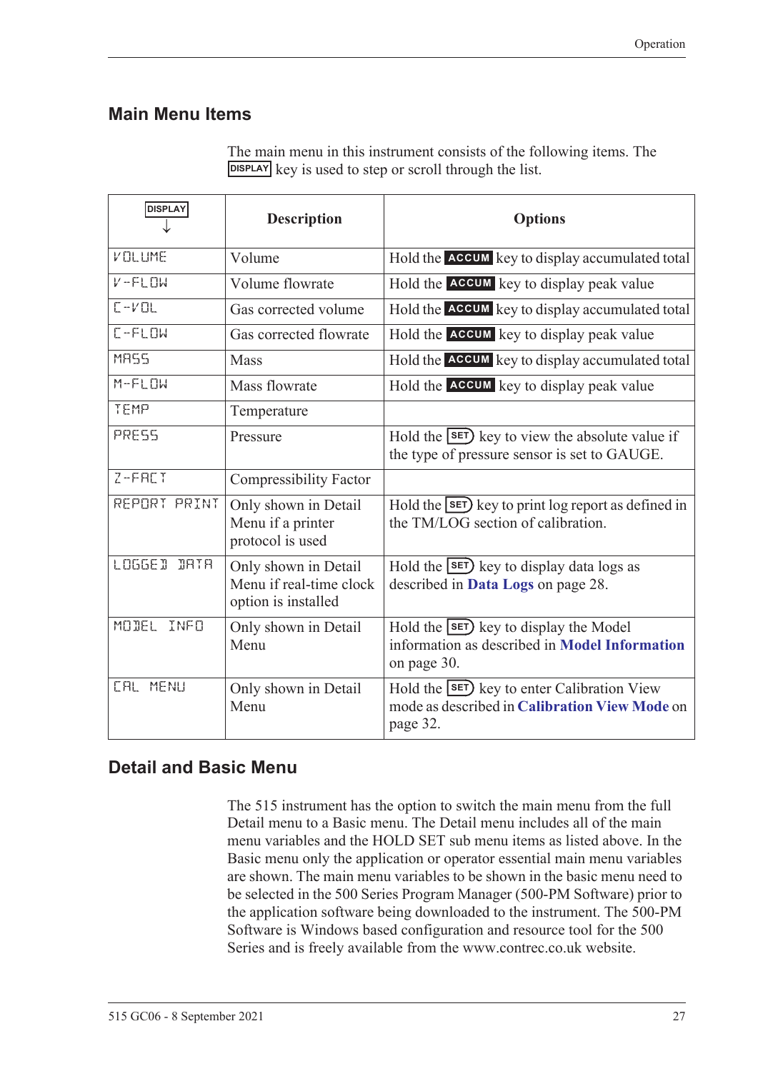## Main Menu Items

The main menu in this instrument consists of the following items. The DISPLAY key is used to step or scroll through the list.

| DISPLAY ↓ | Description | Options |
|---|---|---|
| VOLUME | Volume | Hold the ACCUM key to display accumulated total |
| V-FLOW | Volume flowrate | Hold the ACCUM key to display peak value |
| C-VOL | Gas corrected volume | Hold the ACCUM key to display accumulated total |
| C-FLOW | Gas corrected flowrate | Hold the ACCUM key to display peak value |
| MASS | Mass | Hold the ACCUM key to display accumulated total |
| M-FLOW | Mass flowrate | Hold the ACCUM key to display peak value |
| TEMP | Temperature | |
| PRESS | Pressure | Hold the SET key to view the absolute value if the type of pressure sensor is set to GAUGE. |
| Z-FACT | Compressibility Factor | |
| REPORT PRINT | Only shown in Detail Menu if a printer protocol is used | Hold the SET key to print log report as defined in the TM/LOG section of calibration. |
| LOGGED DATA | Only shown in Detail Menu if real-time clock option is installed | Hold the SET key to display data logs as described in **Data Logs** on page 28. |
| MODEL INFO | Only shown in Detail Menu | Hold the SET key to display the Model information as described in **Model Information** on page 30. |
| CAL MENU | Only shown in Detail Menu | Hold the SET key to enter Calibration View mode as described in **Calibration View Mode** on page 32. |

## Detail and Basic Menu

The 515 instrument has the option to switch the main menu from the full Detail menu to a Basic menu. The Detail menu includes all of the main menu variables and the HOLD SET sub menu items as listed above. In the Basic menu only the application or operator essential main menu variables are shown. The main menu variables to be shown in the basic menu need to be selected in the 500 Series Program Manager (500-PM Software) prior to the application software being downloaded to the instrument. The 500-PM Software is Windows based configuration and resource tool for the 500 Series and is freely available from the www.contrec.co.uk website.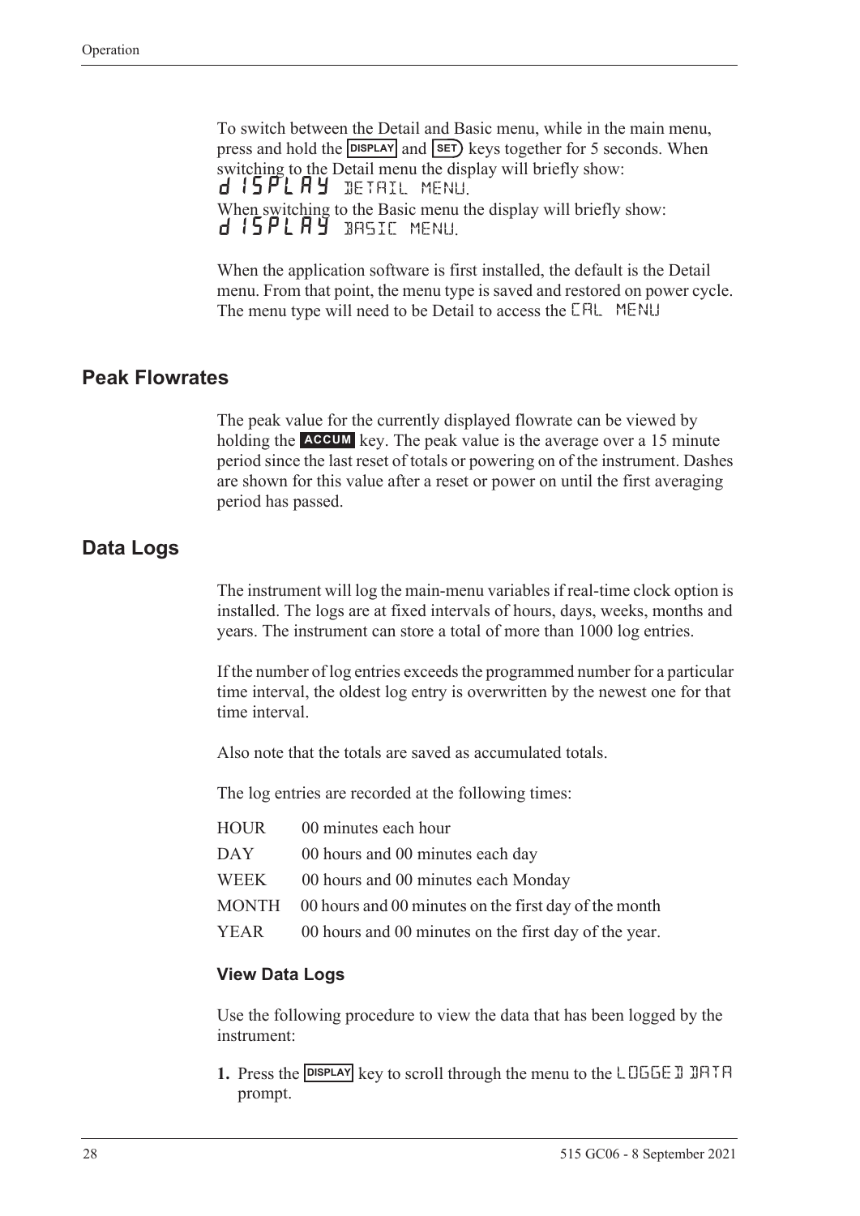To switch between the Detail and Basic menu, while in the main menu, press and hold the **DISPLAY** and **SET** keys together for 5 seconds. When switching to the Detail menu the display will briefly show: dISPLAY DETAIL MENU.

When switching to the Basic menu the display will briefly show: dISPLAY BASIC MENU.

When the application software is first installed, the default is the Detail menu. From that point, the menu type is saved and restored on power cycle. The menu type will need to be Detail to access the CAL MENU

## Peak Flowrates

The peak value for the currently displayed flowrate can be viewed by holding the **ACCUM** key. The peak value is the average over a 15 minute period since the last reset of totals or powering on of the instrument. Dashes are shown for this value after a reset or power on until the first averaging period has passed.

## Data Logs

The instrument will log the main-menu variables if real-time clock option is installed. The logs are at fixed intervals of hours, days, weeks, months and years. The instrument can store a total of more than 1000 log entries.

If the number of log entries exceeds the programmed number for a particular time interval, the oldest log entry is overwritten by the newest one for that time interval.

Also note that the totals are saved as accumulated totals.

The log entries are recorded at the following times:

| | |
|---|---|
| HOUR | 00 minutes each hour |
| DAY | 00 hours and 00 minutes each day |
| WEEK | 00 hours and 00 minutes each Monday |
| MONTH | 00 hours and 00 minutes on the first day of the month |
| YEAR | 00 hours and 00 minutes on the first day of the year. |

### View Data Logs

Use the following procedure to view the data that has been logged by the instrument:

1. Press the **DISPLAY** key to scroll through the menu to the LOGGED DATA prompt.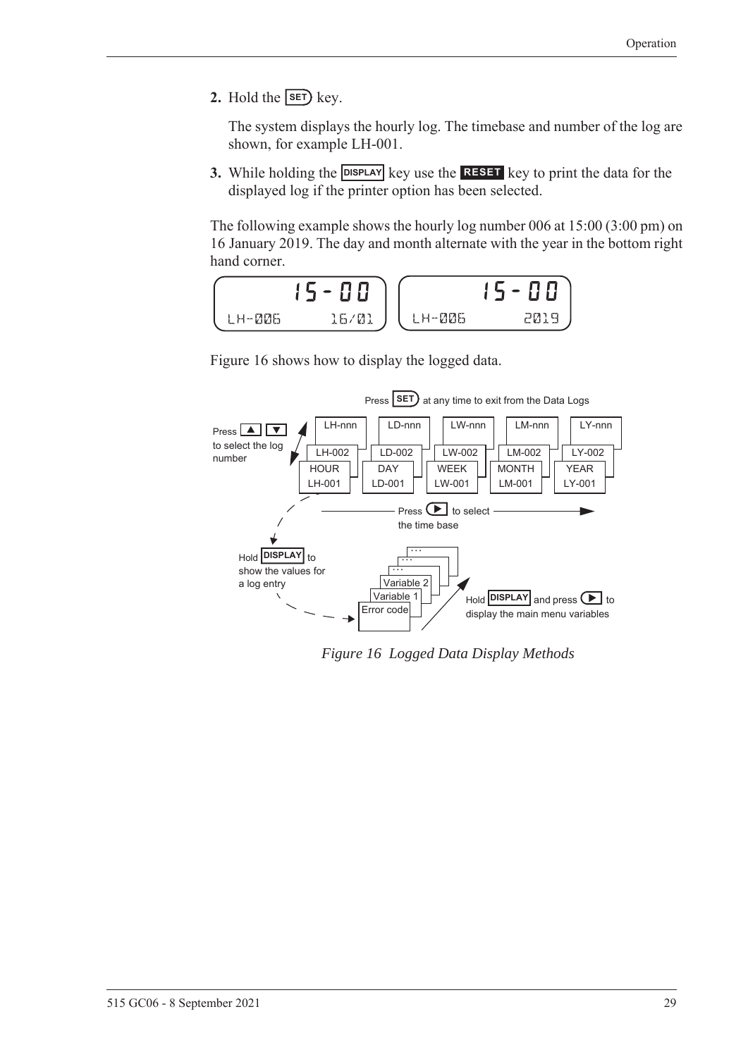2. Hold the SET key.

   The system displays the hourly log. The timebase and number of the log are shown, for example LH-001.

3. While holding the DISPLAY key use the RESET key to print the data for the displayed log if the printer option has been selected.

The following example shows the hourly log number 006 at 15:00 (3:00 pm) on 16 January 2019. The day and month alternate with the year in the bottom right hand corner.

```
        15-00              15-00
LH-006      16/01    LH-006       2019
```

Figure 16 shows how to display the logged data.

Press SET at any time to exit from the Data Logs

Press ▲ ▼ to select the log number

| HOUR | DAY | WEEK | MONTH | YEAR |
|---|---|---|---|---|
| LH-001 | LD-001 | LW-001 | LM-001 | LY-001 |
| LH-002 | LD-002 | LW-002 | LM-002 | LY-002 |
| LH-nnn | LD-nnn | LW-nnn | LM-nnn | LY-nnn |

Press ► to select the time base

Hold DISPLAY to show the values for a log entry

Error code, Variable 1, Variable 2, ...

Hold DISPLAY and press ► to display the main menu variables

*Figure 16 Logged Data Display Methods*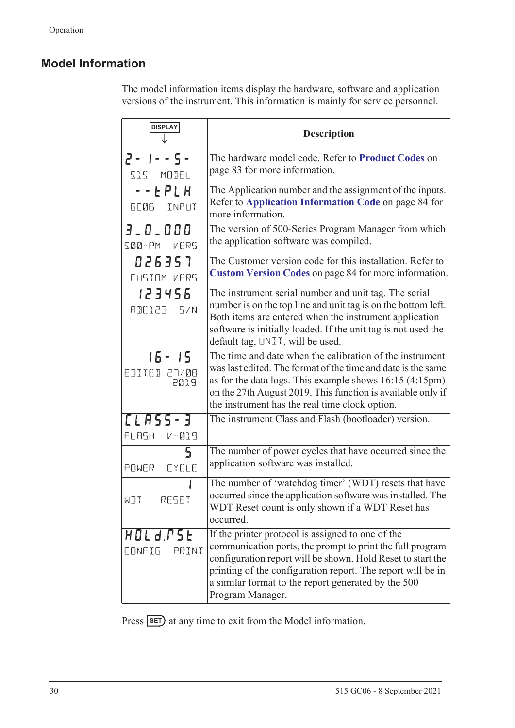## Model Information

The model information items display the hardware, software and application versions of the instrument. This information is mainly for service personnel.

| DISPLAY ↓ | Description |
|---|---|
| 2- 1- - 5- <br> 515 MODEL | The hardware model code. Refer to **Product Codes** on page 83 for more information. |
| - - t P L H <br> GC06 INPUT | The Application number and the assignment of the inputs. Refer to **Application Information Code** on page 84 for more information. |
| 3_0_000 <br> 500-PM VERS | The version of 500-Series Program Manager from which the application software was compiled. |
| 026357 <br> CUSTOM VERS | The Customer version code for this installation. Refer to **Custom Version Codes** on page 84 for more information. |
| 123456 <br> ABC123 S/N | The instrument serial number and unit tag. The serial number is on the top line and unit tag is on the bottom left. Both items are entered when the instrument application software is initially loaded. If the unit tag is not used the default tag, UNIT, will be used. |
| 16- 15 <br> EDITED 27/08 2019 | The time and date when the calibration of the instrument was last edited. The format of the time and date is the same as for the data logs. This example shows 16:15 (4:15pm) on the 27th August 2019. This function is available only if the instrument has the real time clock option. |
| C L A 5 5 - 3 <br> FLASH V-019 | The instrument Class and Flash (bootloader) version. |
| 5 <br> POWER CYCLE | The number of power cycles that have occurred since the application software was installed. |
| 1 <br> WDT RESET | The number of 'watchdog timer' (WDT) resets that have occurred since the application software was installed. The WDT Reset count is only shown if a WDT Reset has occurred. |
| H O L d.r 5 t <br> CONFIG PRINT | If the printer protocol is assigned to one of the communication ports, the prompt to print the full program configuration report will be shown. Hold Reset to start the printing of the configuration report. The report will be in a similar format to the report generated by the 500 Program Manager. |

Press SET at any time to exit from the Model information.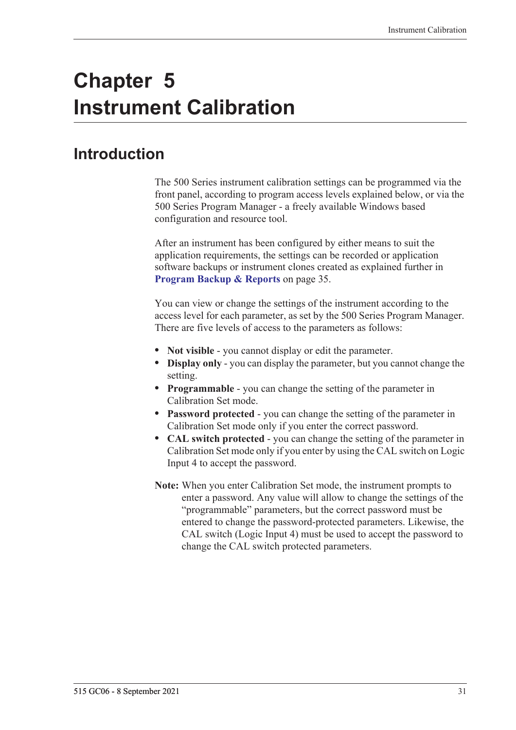# Chapter 5 Instrument Calibration

## Introduction

The 500 Series instrument calibration settings can be programmed via the front panel, according to program access levels explained below, or via the 500 Series Program Manager - a freely available Windows based configuration and resource tool.

After an instrument has been configured by either means to suit the application requirements, the settings can be recorded or application software backups or instrument clones created as explained further in **Program Backup & Reports** on page 35.

You can view or change the settings of the instrument according to the access level for each parameter, as set by the 500 Series Program Manager. There are five levels of access to the parameters as follows:

- **Not visible** - you cannot display or edit the parameter.
- **Display only** - you can display the parameter, but you cannot change the setting.
- **Programmable** - you can change the setting of the parameter in Calibration Set mode.
- **Password protected** - you can change the setting of the parameter in Calibration Set mode only if you enter the correct password.
- **CAL switch protected** - you can change the setting of the parameter in Calibration Set mode only if you enter by using the CAL switch on Logic Input 4 to accept the password.

**Note:** When you enter Calibration Set mode, the instrument prompts to enter a password. Any value will allow to change the settings of the "programmable" parameters, but the correct password must be entered to change the password-protected parameters. Likewise, the CAL switch (Logic Input 4) must be used to accept the password to change the CAL switch protected parameters.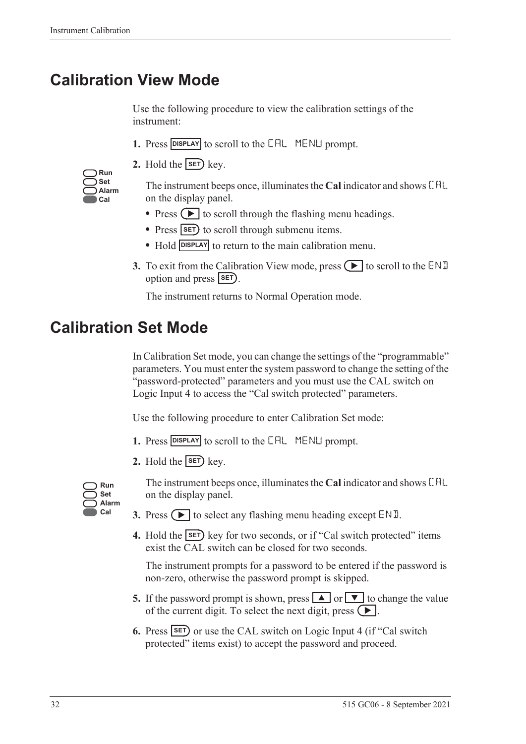## Calibration View Mode

Use the following procedure to view the calibration settings of the instrument:

1. Press **DISPLAY** to scroll to the CAL MENU prompt.
2. Hold the **SET** key.

   Run
   Set
   Alarm
   Cal

   The instrument beeps once, illuminates the **Cal** indicator and shows CAL on the display panel.

   - Press ▶ to scroll through the flashing menu headings.
   - Press **SET** to scroll through submenu items.
   - Hold **DISPLAY** to return to the main calibration menu.

3. To exit from the Calibration View mode, press ▶ to scroll to the END option and press **SET**.

   The instrument returns to Normal Operation mode.

## Calibration Set Mode

In Calibration Set mode, you can change the settings of the "programmable" parameters. You must enter the system password to change the setting of the "password-protected" parameters and you must use the CAL switch on Logic Input 4 to access the "Cal switch protected" parameters.

Use the following procedure to enter Calibration Set mode:

1. Press **DISPLAY** to scroll to the CAL MENU prompt.
2. Hold the **SET** key.

   Run
   Set
   Alarm
   Cal

   The instrument beeps once, illuminates the **Cal** indicator and shows CAL on the display panel.

3. Press ▶ to select any flashing menu heading except END.
4. Hold the **SET** key for two seconds, or if "Cal switch protected" items exist the CAL switch can be closed for two seconds.

   The instrument prompts for a password to be entered if the password is non-zero, otherwise the password prompt is skipped.

5. If the password prompt is shown, press ▲ or ▼ to change the value of the current digit. To select the next digit, press ▶.
6. Press **SET** or use the CAL switch on Logic Input 4 (if "Cal switch protected" items exist) to accept the password and proceed.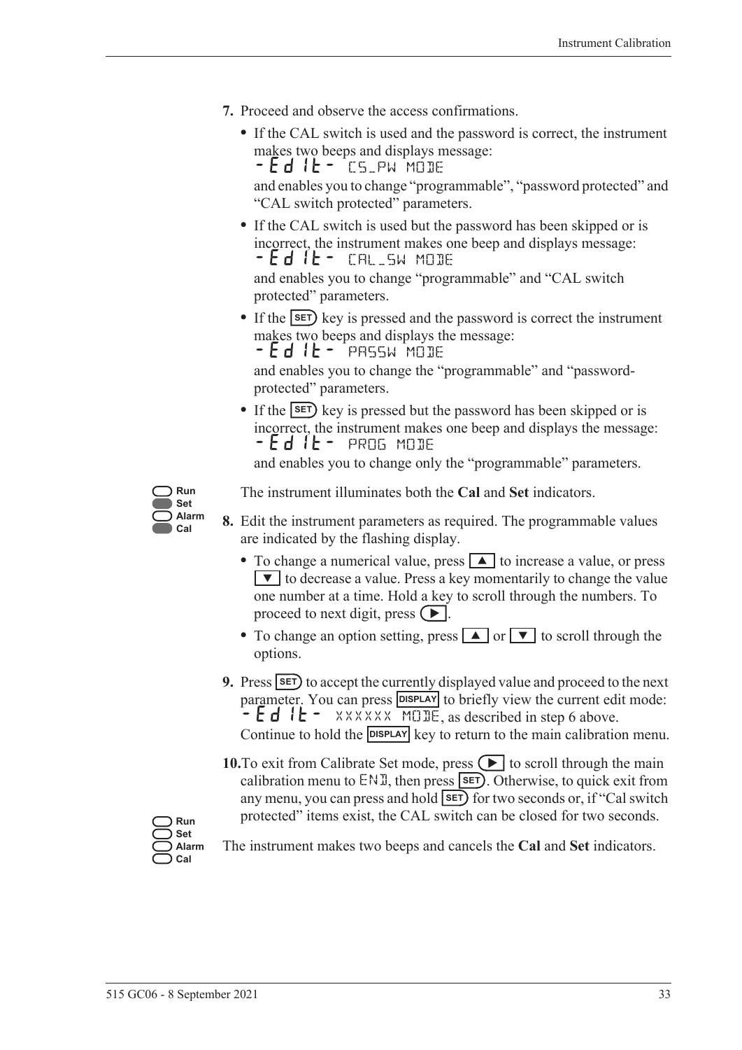**7.** Proceed and observe the access confirmations.

- If the CAL switch is used and the password is correct, the instrument makes two beeps and displays message: -Edit- CS_PW MODE and enables you to change "programmable", "password protected" and "CAL switch protected" parameters.
- If the CAL switch is used but the password has been skipped or is incorrect, the instrument makes one beep and displays message: -Edit- CAL_SW MODE and enables you to change "programmable" and "CAL switch protected" parameters.
- If the SET key is pressed and the password is correct the instrument makes two beeps and displays the message: -Edit- PASSW MODE and enables you to change the "programmable" and "password-protected" parameters.
- If the SET key is pressed but the password has been skipped or is incorrect, the instrument makes one beep and displays the message: -Edit- PROG MODE and enables you to change only the "programmable" parameters.

Run / Set / Alarm / Cal

The instrument illuminates both the **Cal** and **Set** indicators.

**8.** Edit the instrument parameters as required. The programmable values are indicated by the flashing display.

- To change a numerical value, press ▲ to increase a value, or press ▼ to decrease a value. Press a key momentarily to change the value one number at a time. Hold a key to scroll through the numbers. To proceed to next digit, press ▶.
- To change an option setting, press ▲ or ▼ to scroll through the options.

**9.** Press SET to accept the currently displayed value and proceed to the next parameter. You can press DISPLAY to briefly view the current edit mode: -Edit- XXXXXX MODE, as described in step 6 above. Continue to hold the DISPLAY key to return to the main calibration menu.

**10.** To exit from Calibrate Set mode, press ▶ to scroll through the main calibration menu to END, then press SET. Otherwise, to quick exit from any menu, you can press and hold SET for two seconds or, if "Cal switch protected" items exist, the CAL switch can be closed for two seconds.

Run / Set / Alarm / Cal

The instrument makes two beeps and cancels the **Cal** and **Set** indicators.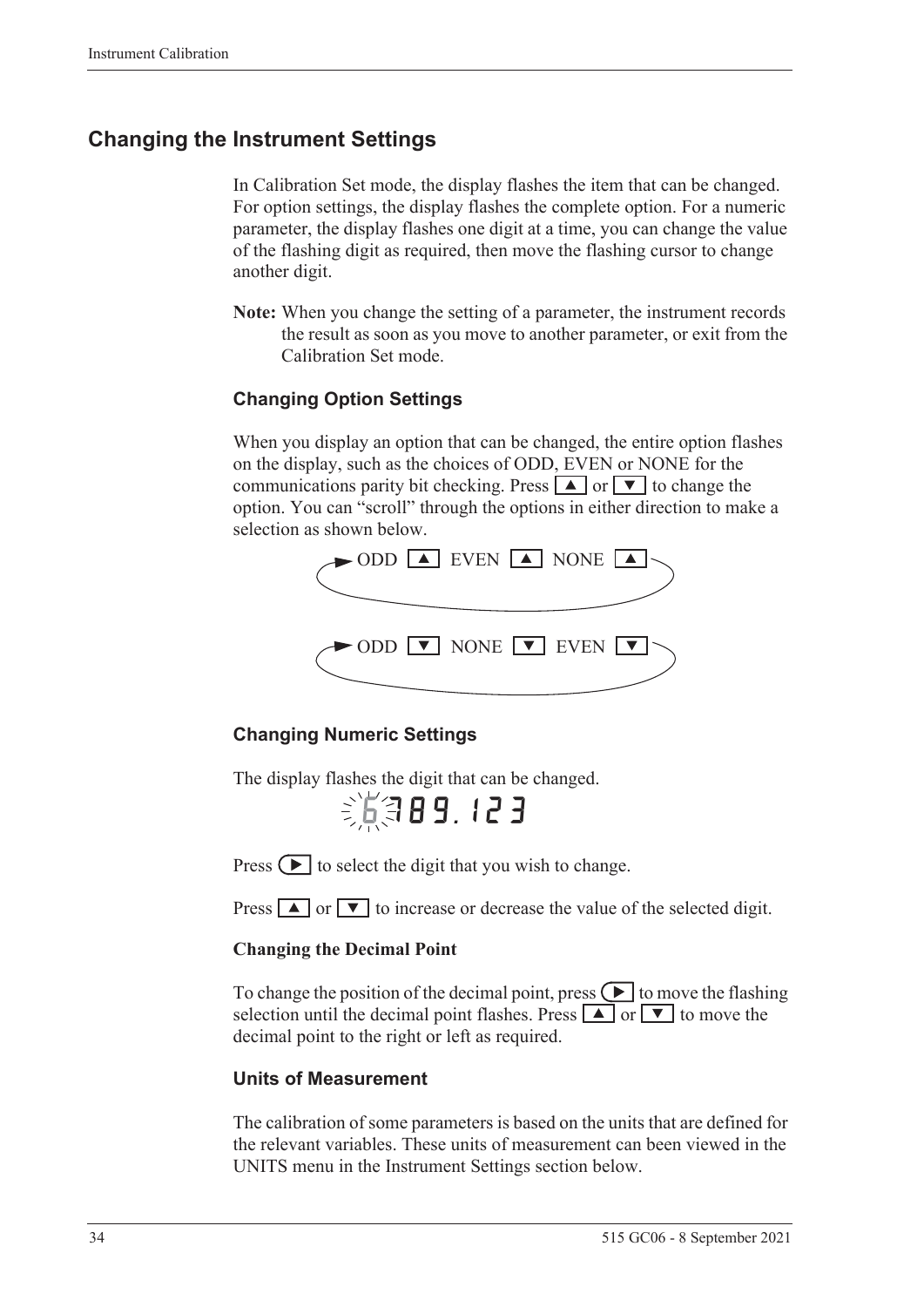## Changing the Instrument Settings

In Calibration Set mode, the display flashes the item that can be changed. For option settings, the display flashes the complete option. For a numeric parameter, the display flashes one digit at a time, you can change the value of the flashing digit as required, then move the flashing cursor to change another digit.

**Note:** When you change the setting of a parameter, the instrument records the result as soon as you move to another parameter, or exit from the Calibration Set mode.

### Changing Option Settings

When you display an option that can be changed, the entire option flashes on the display, such as the choices of ODD, EVEN or NONE for the communications parity bit checking. Press ▲ or ▼ to change the option. You can "scroll" through the options in either direction to make a selection as shown below.

ODD ▲ EVEN ▲ NONE ▲

ODD ▼ NONE ▼ EVEN ▼

### Changing Numeric Settings

The display flashes the digit that can be changed.

6789.123

Press ▶ to select the digit that you wish to change.

Press ▲ or ▼ to increase or decrease the value of the selected digit.

**Changing the Decimal Point**

To change the position of the decimal point, press ▶ to move the flashing selection until the decimal point flashes. Press ▲ or ▼ to move the decimal point to the right or left as required.

### Units of Measurement

The calibration of some parameters is based on the units that are defined for the relevant variables. These units of measurement can been viewed in the UNITS menu in the Instrument Settings section below.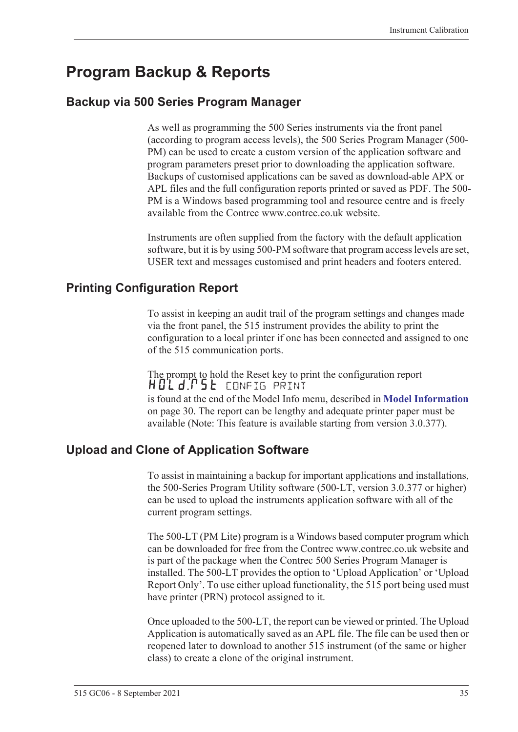# Program Backup & Reports

## Backup via 500 Series Program Manager

As well as programming the 500 Series instruments via the front panel (according to program access levels), the 500 Series Program Manager (500-PM) can be used to create a custom version of the application software and program parameters preset prior to downloading the application software. Backups of customised applications can be saved as download-able APX or APL files and the full configuration reports printed or saved as PDF. The 500-PM is a Windows based programming tool and resource centre and is freely available from the Contrec www.contrec.co.uk website.

Instruments are often supplied from the factory with the default application software, but it is by using 500-PM software that program access levels are set, USER text and messages customised and print headers and footers entered.

## Printing Configuration Report

To assist in keeping an audit trail of the program settings and changes made via the front panel, the 515 instrument provides the ability to print the configuration to a local printer if one has been connected and assigned to one of the 515 communication ports.

The prompt to hold the Reset key to print the configuration report

HOLd.rSt CONFIG PRINT

is found at the end of the Model Info menu, described in **Model Information** on page 30. The report can be lengthy and adequate printer paper must be available (Note: This feature is available starting from version 3.0.377).

## Upload and Clone of Application Software

To assist in maintaining a backup for important applications and installations, the 500-Series Program Utility software (500-LT, version 3.0.377 or higher) can be used to upload the instruments application software with all of the current program settings.

The 500-LT (PM Lite) program is a Windows based computer program which can be downloaded for free from the Contrec www.contrec.co.uk website and is part of the package when the Contrec 500 Series Program Manager is installed. The 500-LT provides the option to 'Upload Application' or 'Upload Report Only'. To use either upload functionality, the 515 port being used must have printer (PRN) protocol assigned to it.

Once uploaded to the 500-LT, the report can be viewed or printed. The Upload Application is automatically saved as an APL file. The file can be used then or reopened later to download to another 515 instrument (of the same or higher class) to create a clone of the original instrument.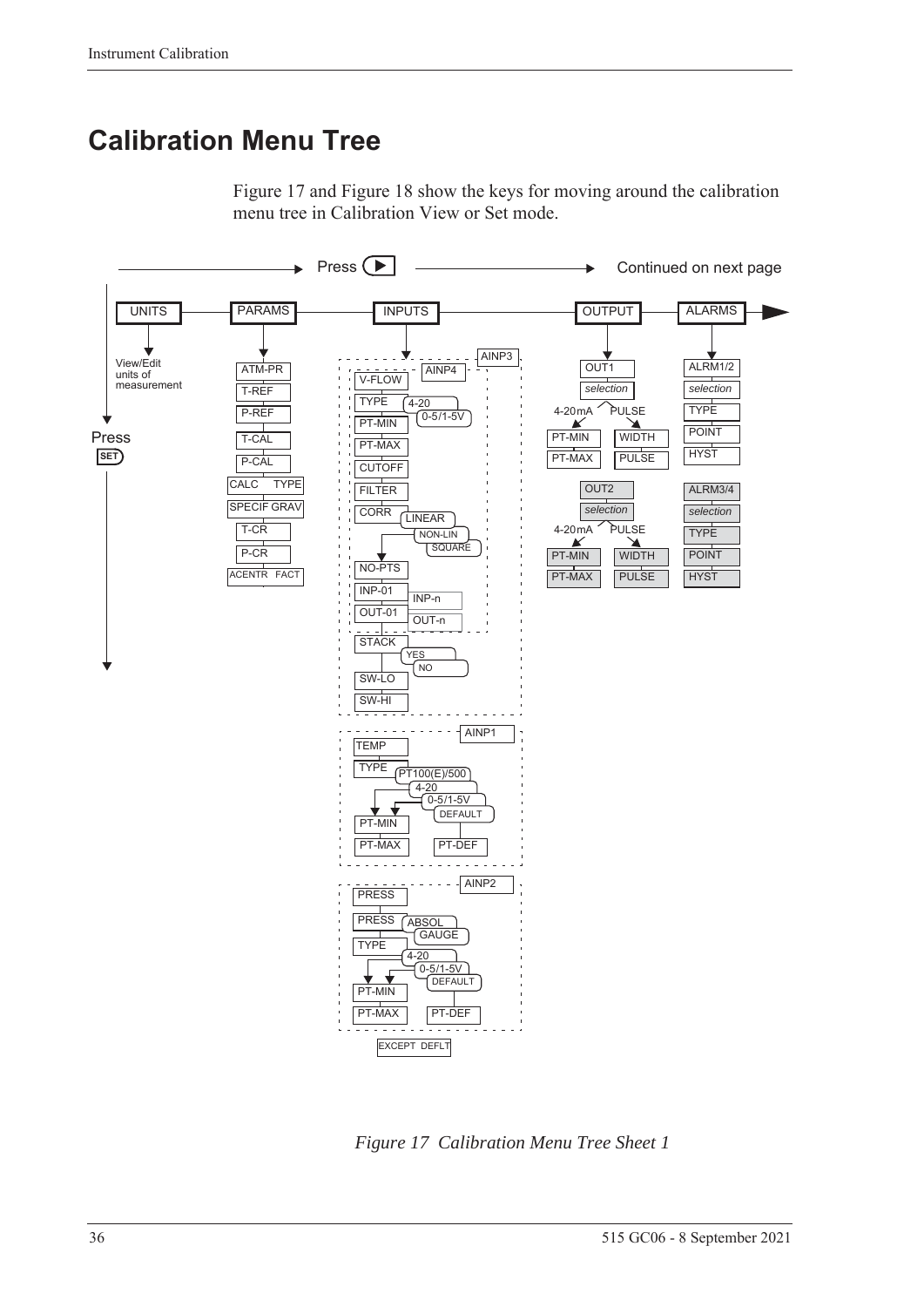# Calibration Menu Tree

Figure 17 and Figure 18 show the keys for moving around the calibration menu tree in Calibration View or Set mode.

Press ▶ → Continued on next page

UNITS — PARAMS — INPUTS — OUTPUT — ALARMS

UNITS: View/Edit units of measurement

Press SET

PARAMS: ATM-PR, T-REF, P-REF, T-CAL, P-CAL, CALC TYPE, SPECIF GRAV, T-CR, P-CR, ACENTR FACT

INPUTS:

AINP3 / AINP4: V-FLOW, TYPE (4-20, 0-5/1-5V), PT-MIN, PT-MAX, CUTOFF, FILTER, CORR (LINEAR, NON-LIN, SQUARE), NO-PTS, INP-01 (INP-n), OUT-01 (OUT-n), STACK (YES, NO), SW-LO, SW-HI

AINP1: TEMP, TYPE (PT100(E)/500, 4-20, 0-5/1-5V, DEFAULT), PT-MIN, PT-MAX, PT-DEF

AINP2: PRESS, PRESS (ABSOL, GAUGE), TYPE (4-20, 0-5/1-5V, DEFAULT), PT-MIN, PT-MAX, PT-DEF

EXCEPT DEFLT

OUTPUT:

OUT1: *selection* — 4-20mA: PT-MIN, PT-MAX; PULSE: WIDTH, PULSE

OUT2: *selection* — 4-20mA: PT-MIN, PT-MAX; PULSE: WIDTH, PULSE

ALARMS:

ALRM1/2: *selection*, TYPE, POINT, HYST

ALRM3/4: *selection*, TYPE, POINT, HYST

*Figure 17 Calibration Menu Tree Sheet 1*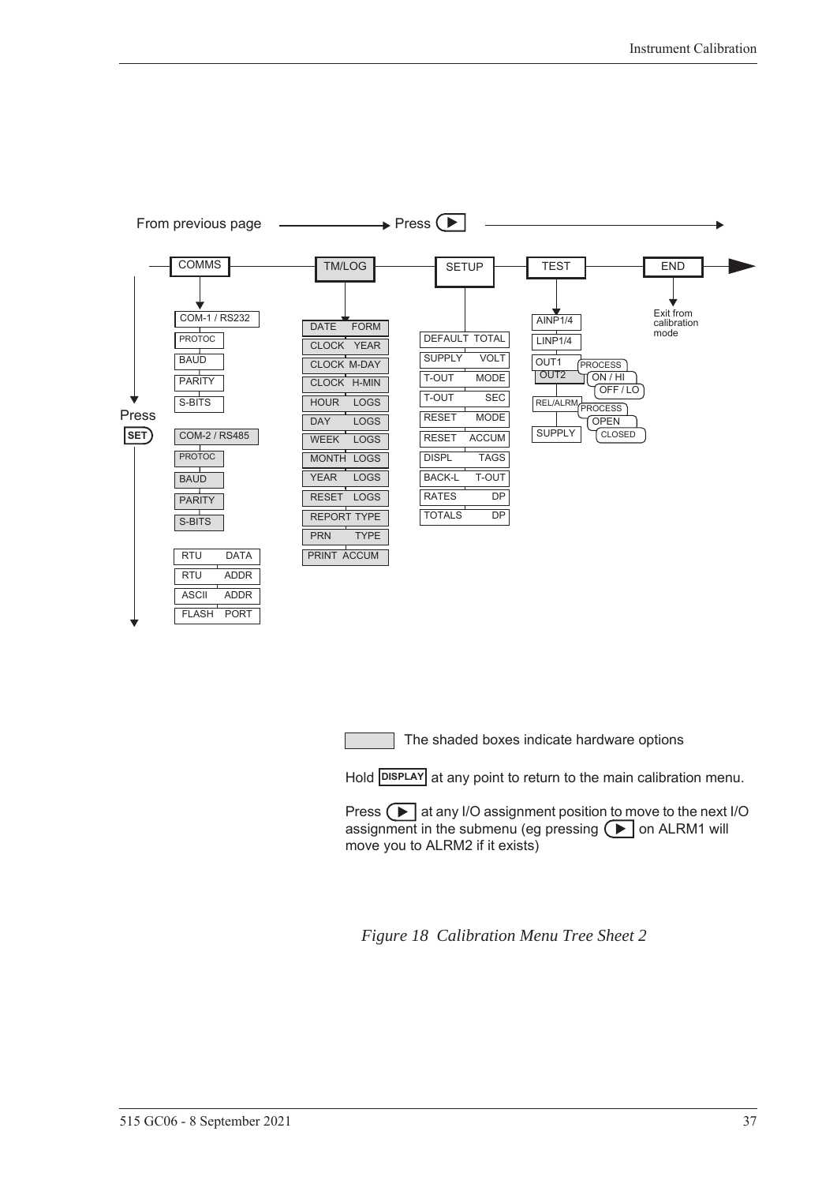From previous page → Press ▶

| COMMS | TM/LOG | SETUP | TEST | END |
|---|---|---|---|---|
| COM-1 / RS232 | DATE FORM | DEFAULT TOTAL | AINP1/4 | Exit from calibration mode |
| PROTOC | CLOCK YEAR | SUPPLY VOLT | LINP1/4 | |
| BAUD | CLOCK M-DAY | T-OUT MODE | OUT1 / OUT2 (PROCESS, ON / HI, OFF / LO) | |
| PARITY | CLOCK H-MIN | T-OUT SEC | REL/ALRM (PROCESS, OPEN, CLOSED) | |
| S-BITS | HOUR LOGS | RESET MODE | SUPPLY | |
| COM-2 / RS485 | DAY LOGS | RESET ACCUM | | |
| PROTOC | WEEK LOGS | DISPL TAGS | | |
| BAUD | MONTH LOGS | BACK-L T-OUT | | |
| PARITY | YEAR LOGS | RATES DP | | |
| S-BITS | RESET LOGS | TOTALS DP | | |
| RTU DATA | REPORT TYPE | | | |
| RTU ADDR | PRN TYPE | | | |
| ASCII ADDR | PRINT ACCUM | | | |
| FLASH PORT | | | | |

Press SET

The shaded boxes indicate hardware options

Hold DISPLAY at any point to return to the main calibration menu.

Press ▶ at any I/O assignment position to move to the next I/O assignment in the submenu (eg pressing ▶ on ALRM1 will move you to ALRM2 if it exists)

*Figure 18 Calibration Menu Tree Sheet 2*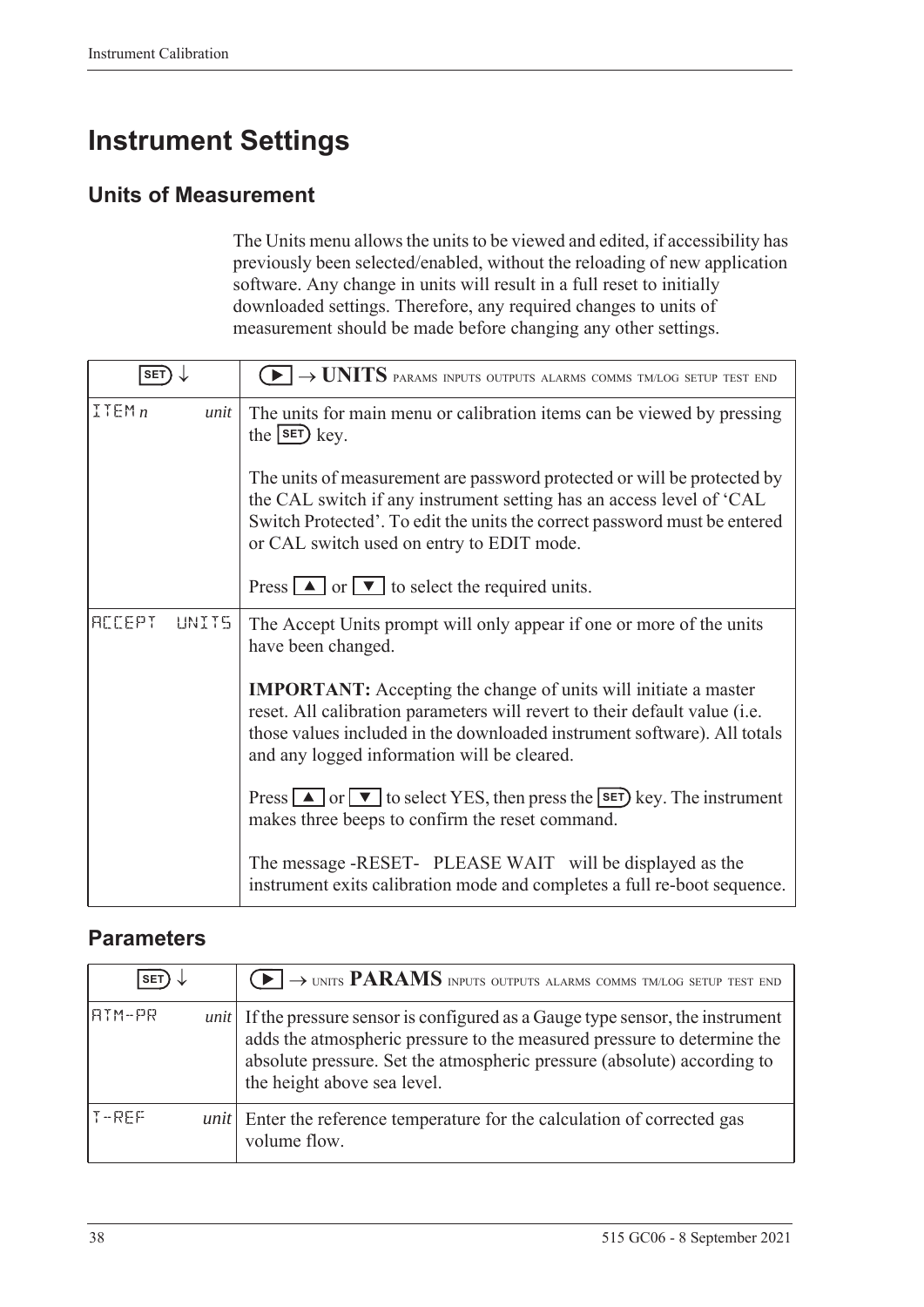# Instrument Settings

## Units of Measurement

The Units menu allows the units to be viewed and edited, if accessibility has previously been selected/enabled, without the reloading of new application software. Any change in units will result in a full reset to initially downloaded settings. Therefore, any required changes to units of measurement should be made before changing any other settings.

| SET ↓ | ▶ → **UNITS** PARAMS INPUTS OUTPUTS ALARMS COMMS TM/LOG SETUP TEST END |
|---|---|
| ITEM *n* *unit* | The units for main menu or calibration items can be viewed by pressing the SET key.<br><br>The units of measurement are password protected or will be protected by the CAL switch if any instrument setting has an access level of 'CAL Switch Protected'. To edit the units the correct password must be entered or CAL switch used on entry to EDIT mode.<br><br>Press ▲ or ▼ to select the required units. |
| ACCEPT UNITS | The Accept Units prompt will only appear if one or more of the units have been changed.<br><br>**IMPORTANT:** Accepting the change of units will initiate a master reset. All calibration parameters will revert to their default value (i.e. those values included in the downloaded instrument software). All totals and any logged information will be cleared.<br><br>Press ▲ or ▼ to select YES, then press the SET key. The instrument makes three beeps to confirm the reset command.<br><br>The message -RESET- PLEASE WAIT will be displayed as the instrument exits calibration mode and completes a full re-boot sequence. |

## Parameters

| SET ↓ | ▶ → UNITS **PARAMS** INPUTS OUTPUTS ALARMS COMMS TM/LOG SETUP TEST END |
|---|---|
| ATM-PR *unit* | If the pressure sensor is configured as a Gauge type sensor, the instrument adds the atmospheric pressure to the measured pressure to determine the absolute pressure. Set the atmospheric pressure (absolute) according to the height above sea level. |
| T-REF *unit* | Enter the reference temperature for the calculation of corrected gas volume flow. |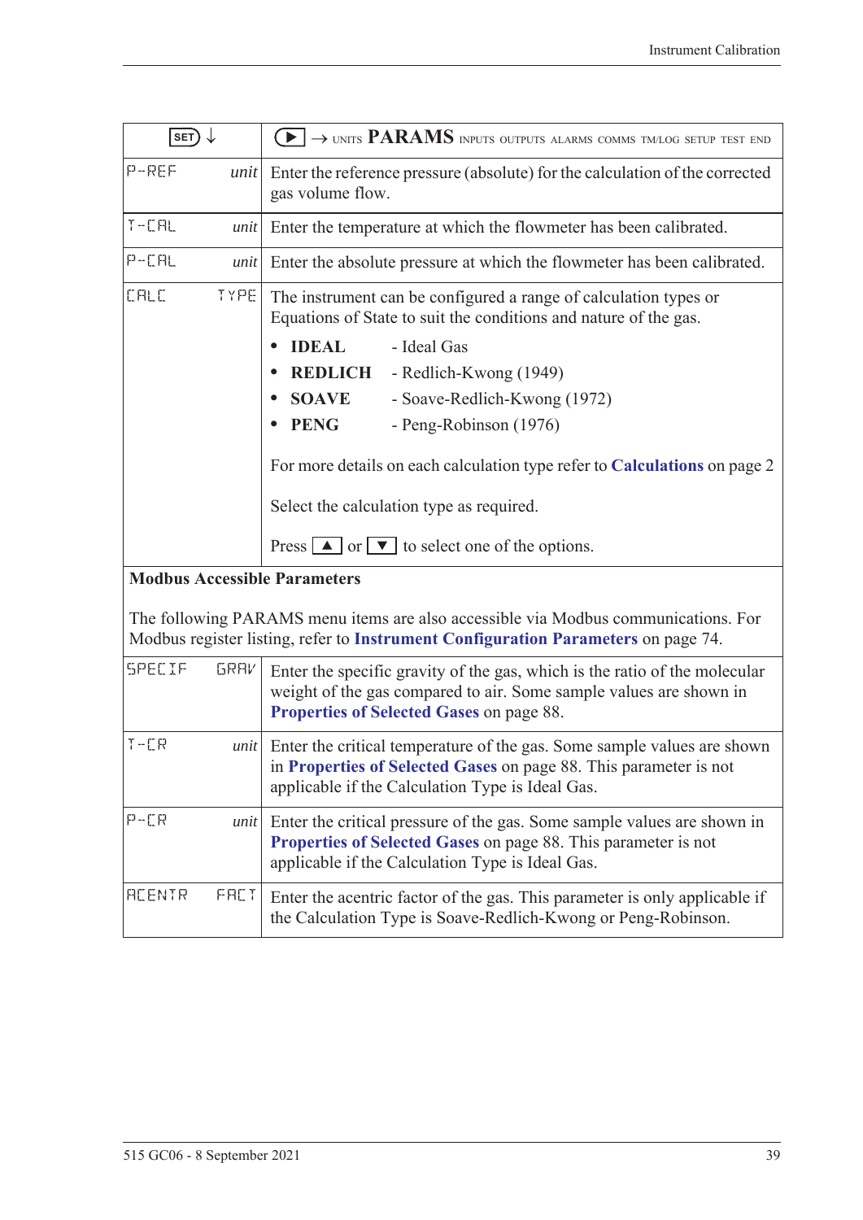| SET ↓ | ▶ → UNITS **PARAMS** INPUTS OUTPUTS ALARMS COMMS TM/LOG SETUP TEST END |
|---|---|
| P-REF *unit* | Enter the reference pressure (absolute) for the calculation of the corrected gas volume flow. |
| T-CAL *unit* | Enter the temperature at which the flowmeter has been calibrated. |
| P-CAL *unit* | Enter the absolute pressure at which the flowmeter has been calibrated. |
| CALC TYPE | The instrument can be configured a range of calculation types or Equations of State to suit the conditions and nature of the gas.<br>• **IDEAL** - Ideal Gas<br>• **REDLICH** - Redlich-Kwong (1949)<br>• **SOAVE** - Soave-Redlich-Kwong (1972)<br>• **PENG** - Peng-Robinson (1976)<br><br>For more details on each calculation type refer to **Calculations** on page 2<br><br>Select the calculation type as required.<br><br>Press ▲ or ▼ to select one of the options. |
| **Modbus Accessible Parameters**<br><br>The following PARAMS menu items are also accessible via Modbus communications. For Modbus register listing, refer to **Instrument Configuration Parameters** on page 74. | |
| SPECIF GRAV | Enter the specific gravity of the gas, which is the ratio of the molecular weight of the gas compared to air. Some sample values are shown in **Properties of Selected Gases** on page 88. |
| T-CR *unit* | Enter the critical temperature of the gas. Some sample values are shown in **Properties of Selected Gases** on page 88. This parameter is not applicable if the Calculation Type is Ideal Gas. |
| P-CR *unit* | Enter the critical pressure of the gas. Some sample values are shown in **Properties of Selected Gases** on page 88. This parameter is not applicable if the Calculation Type is Ideal Gas. |
| ACENTR FACT | Enter the acentric factor of the gas. This parameter is only applicable if the Calculation Type is Soave-Redlich-Kwong or Peng-Robinson. |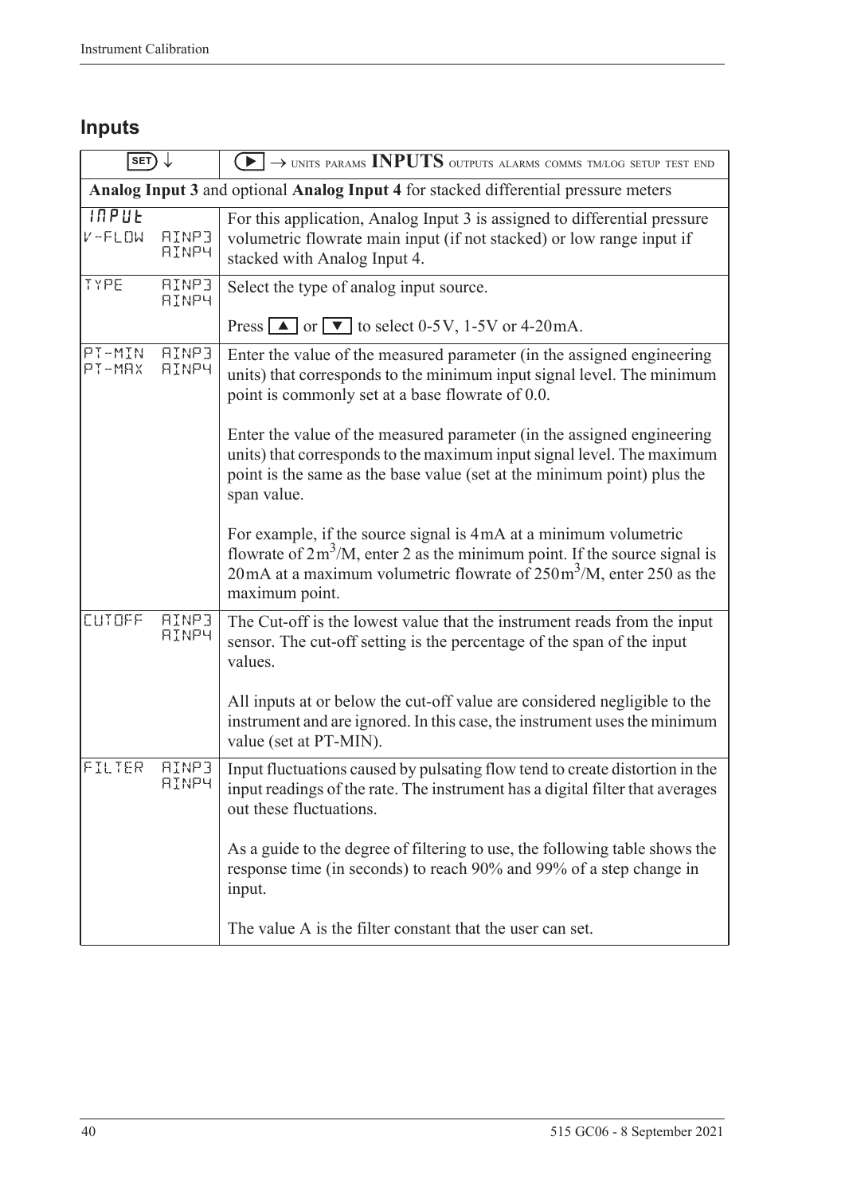## Inputs

| SET ↓ | ▶ → UNITS PARAMS **INPUTS** OUTPUTS ALARMS COMMS TM/LOG SETUP TEST END |
|---|---|
| **Analog Input 3** and optional **Analog Input 4** for stacked differential pressure meters | |
| INPUT<br>V-FLOW AINP3 AINP4 | For this application, Analog Input 3 is assigned to differential pressure volumetric flowrate main input (if not stacked) or low range input if stacked with Analog Input 4. |
| TYPE AINP3 AINP4 | Select the type of analog input source.<br><br>Press ▲ or ▼ to select 0-5 V, 1-5V or 4-20 mA. |
| PT-MIN AINP3<br>PT-MAX AINP4 | Enter the value of the measured parameter (in the assigned engineering units) that corresponds to the minimum input signal level. The minimum point is commonly set at a base flowrate of 0.0.<br><br>Enter the value of the measured parameter (in the assigned engineering units) that corresponds to the maximum input signal level. The maximum point is the same as the base value (set at the minimum point) plus the span value.<br><br>For example, if the source signal is 4 mA at a minimum volumetric flowrate of $2 m^3$/M, enter 2 as the minimum point. If the source signal is 20 mA at a maximum volumetric flowrate of $250 m^3$/M, enter 250 as the maximum point. |
| CUTOFF AINP3 AINP4 | The Cut-off is the lowest value that the instrument reads from the input sensor. The cut-off setting is the percentage of the span of the input values.<br><br>All inputs at or below the cut-off value are considered negligible to the instrument and are ignored. In this case, the instrument uses the minimum value (set at PT-MIN). |
| FILTER AINP3 AINP4 | Input fluctuations caused by pulsating flow tend to create distortion in the input readings of the rate. The instrument has a digital filter that averages out these fluctuations.<br><br>As a guide to the degree of filtering to use, the following table shows the response time (in seconds) to reach 90% and 99% of a step change in input.<br><br>The value A is the filter constant that the user can set. |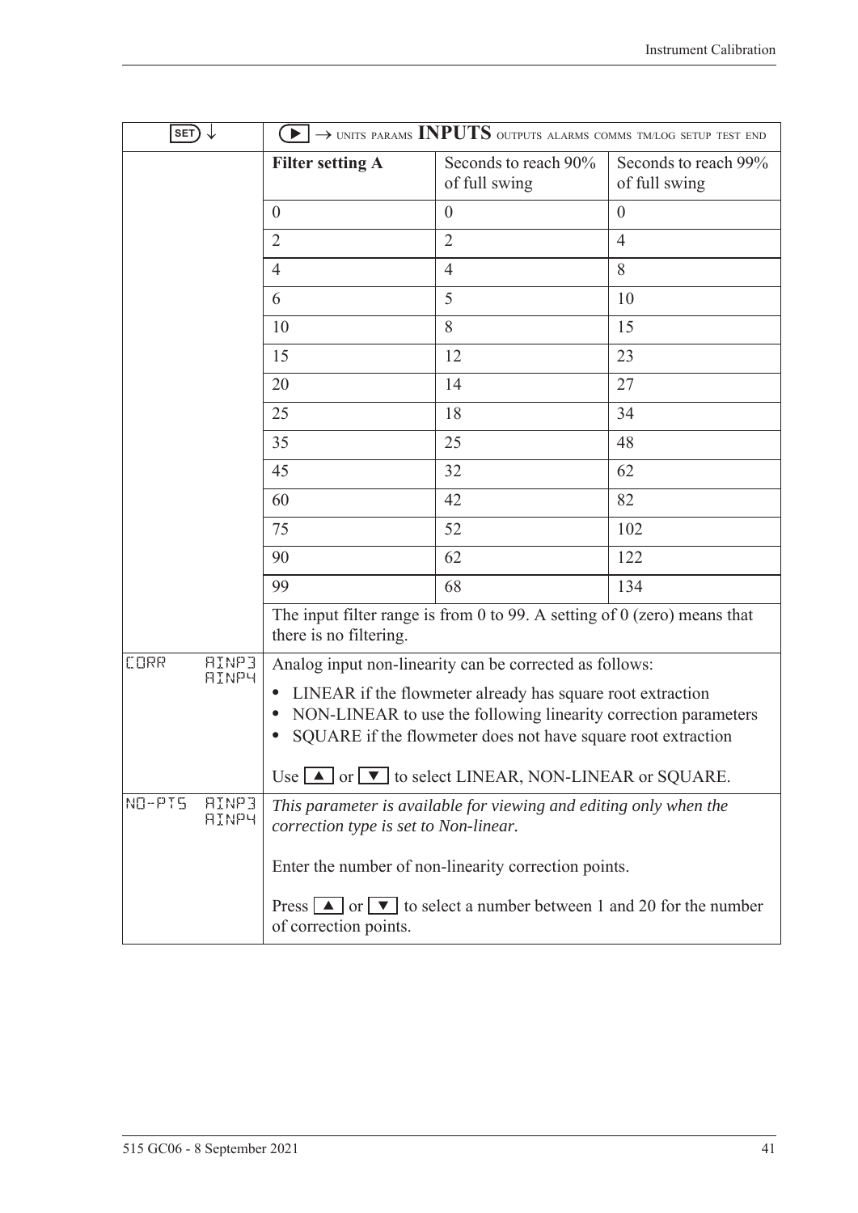| SET ↓ | ▶ → UNITS PARAMS **INPUTS** OUTPUTS ALARMS COMMS TM/LOG SETUP TEST END | | |
|---|---|---|---|
| | **Filter setting A** | Seconds to reach 90% of full swing | Seconds to reach 99% of full swing |
| | 0 | 0 | 0 |
| | 2 | 2 | 4 |
| | 4 | 4 | 8 |
| | 6 | 5 | 10 |
| | 10 | 8 | 15 |
| | 15 | 12 | 23 |
| | 20 | 14 | 27 |
| | 25 | 18 | 34 |
| | 35 | 25 | 48 |
| | 45 | 32 | 62 |
| | 60 | 42 | 82 |
| | 75 | 52 | 102 |
| | 90 | 62 | 122 |
| | 99 | 68 | 134 |
| | The input filter range is from 0 to 99. A setting of 0 (zero) means that there is no filtering. | | |
| CORR AINP3 AINP4 | Analog input non-linearity can be corrected as follows:<br>• LINEAR if the flowmeter already has square root extraction<br>• NON-LINEAR to use the following linearity correction parameters<br>• SQUARE if the flowmeter does not have square root extraction<br><br>Use ▲ or ▼ to select LINEAR, NON-LINEAR or SQUARE. | | |
| NO-PTS AINP3 AINP4 | *This parameter is available for viewing and editing only when the correction type is set to Non-linear.*<br><br>Enter the number of non-linearity correction points.<br><br>Press ▲ or ▼ to select a number between 1 and 20 for the number of correction points. | | |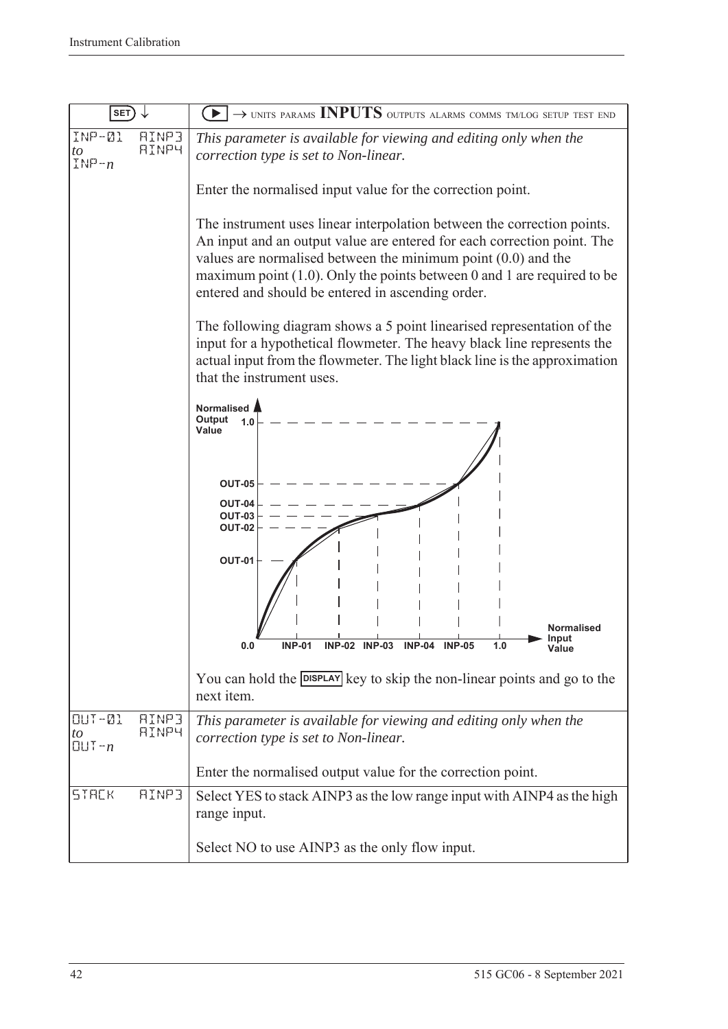| SET ↓ | ▶ → UNITS PARAMS **INPUTS** OUTPUTS ALARMS COMMS TM/LOG SETUP TEST END |
|---|---|
| INP-01 *to* INP-*n* AINP3 AINP4 | *This parameter is available for viewing and editing only when the correction type is set to Non-linear.*<br><br>Enter the normalised input value for the correction point.<br><br>The instrument uses linear interpolation between the correction points. An input and an output value are entered for each correction point. The values are normalised between the minimum point (0.0) and the maximum point (1.0). Only the points between 0 and 1 are required to be entered and should be entered in ascending order.<br><br>The following diagram shows a 5 point linearised representation of the input for a hypothetical flowmeter. The heavy black line represents the actual input from the flowmeter. The light black line is the approximation that the instrument uses.<br><br>[Diagram: Normalised Output Value (0.0 to 1.0, with OUT-01 to OUT-05) vs Normalised Input Value (0.0 to 1.0, with INP-01 to INP-05)]<br><br>You can hold the DISPLAY key to skip the non-linear points and go to the next item. |
| OUT-01 *to* OUT-*n* AINP3 AINP4 | *This parameter is available for viewing and editing only when the correction type is set to Non-linear.*<br><br>Enter the normalised output value for the correction point. |
| STACK AINP3 | Select YES to stack AINP3 as the low range input with AINP4 as the high range input.<br><br>Select NO to use AINP3 as the only flow input. |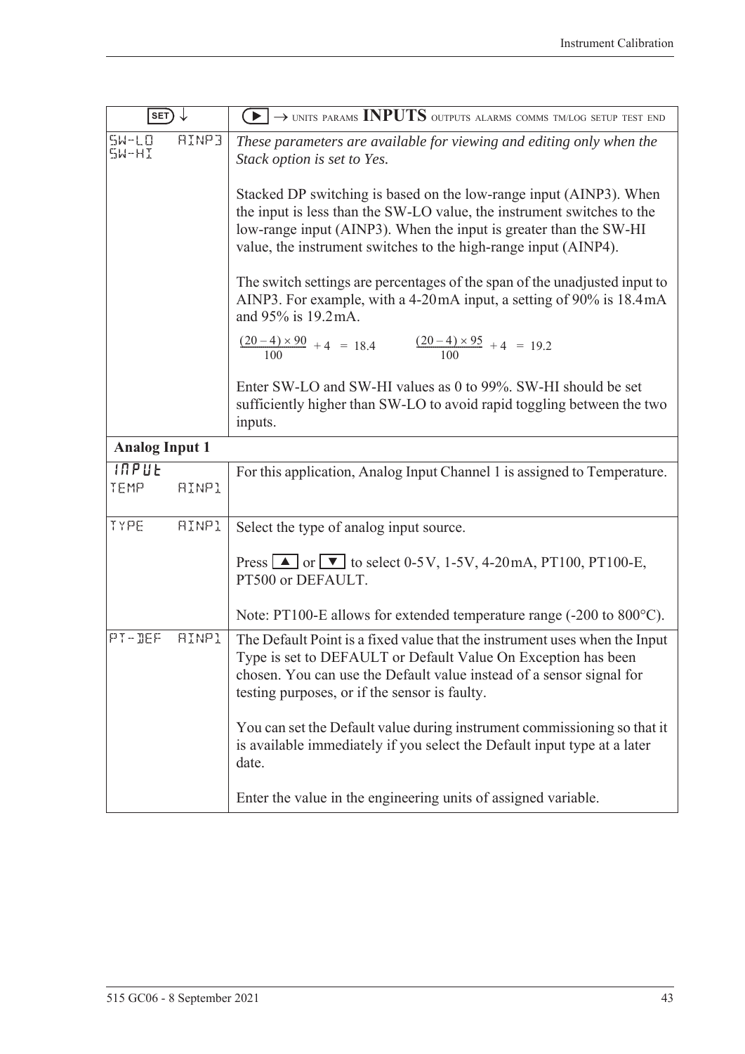| SET ↓ | ▶ → UNITS PARAMS **INPUTS** OUTPUTS ALARMS COMMS TM/LOG SETUP TEST END |
|---|---|
| SW-LO AINP3<br>SW-HI | *These parameters are available for viewing and editing only when the Stack option is set to Yes.*<br><br>Stacked DP switching is based on the low-range input (AINP3). When the input is less than the SW-LO value, the instrument switches to the low-range input (AINP3). When the input is greater than the SW-HI value, the instrument switches to the high-range input (AINP4).<br><br>The switch settings are percentages of the span of the unadjusted input to AINP3. For example, with a 4-20 mA input, a setting of 90% is 18.4 mA and 95% is 19.2 mA.<br><br>$\frac{(20-4) \times 90}{100} + 4 = 18.4$ $\frac{(20-4) \times 95}{100} + 4 = 19.2$<br><br>Enter SW-LO and SW-HI values as 0 to 99%. SW-HI should be set sufficiently higher than SW-LO to avoid rapid toggling between the two inputs. |
| **Analog Input 1** | |
| INPUT<br>TEMP AINP1 | For this application, Analog Input Channel 1 is assigned to Temperature. |
| TYPE AINP1 | Select the type of analog input source.<br><br>Press ▲ or ▼ to select 0-5 V, 1-5 V, 4-20 mA, PT100, PT100-E, PT500 or DEFAULT.<br><br>Note: PT100-E allows for extended temperature range (-200 to 800°C). |
| PT-DEF AINP1 | The Default Point is a fixed value that the instrument uses when the Input Type is set to DEFAULT or Default Value On Exception has been chosen. You can use the Default value instead of a sensor signal for testing purposes, or if the sensor is faulty.<br><br>You can set the Default value during instrument commissioning so that it is available immediately if you select the Default input type at a later date.<br><br>Enter the value in the engineering units of assigned variable. |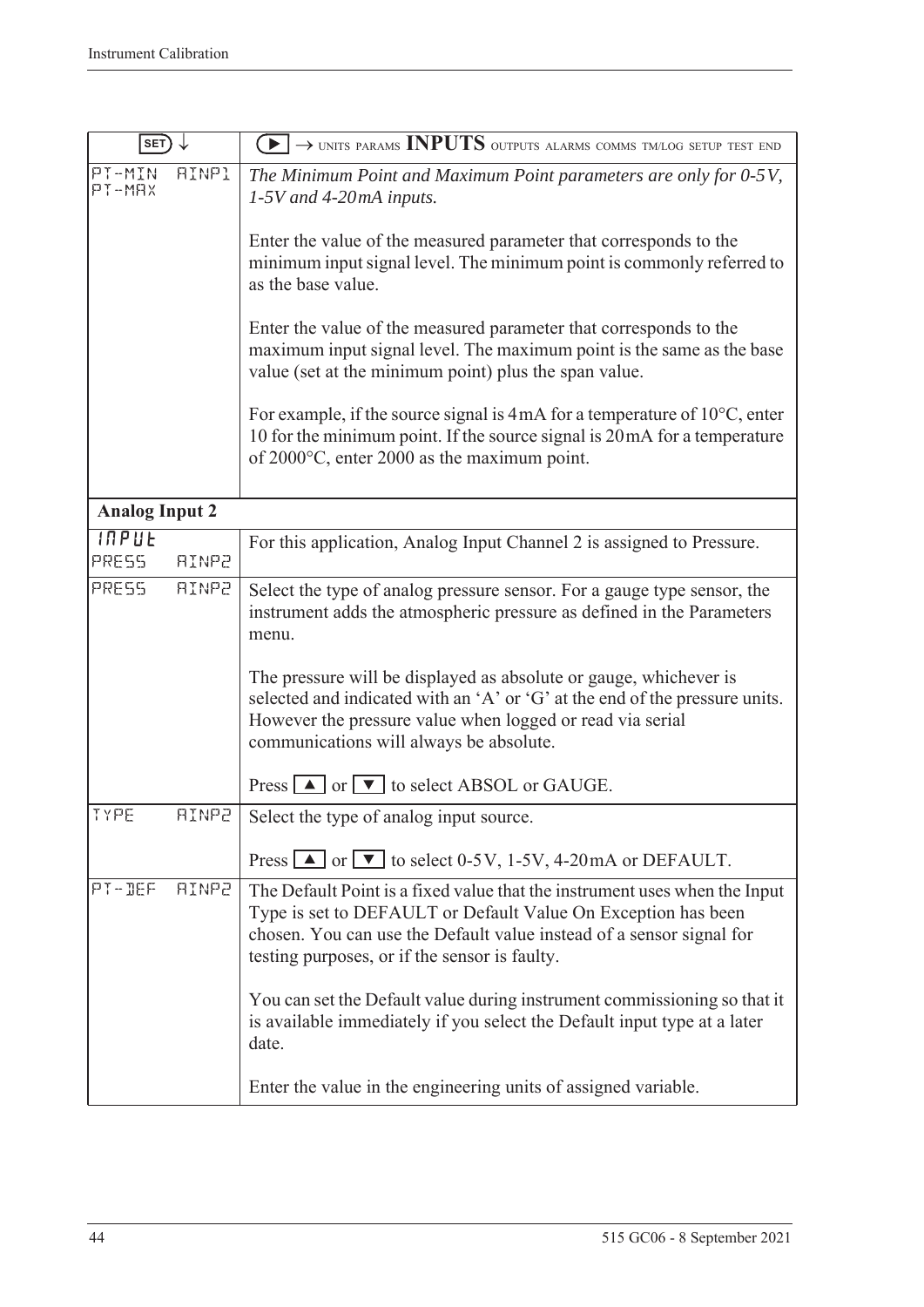| SET ↓ | ▶ → UNITS PARAMS **INPUTS** OUTPUTS ALARMS COMMS TM/LOG SETUP TEST END |
|---|---|
| PT-MIN AINP1<br>PT-MAX | *The Minimum Point and Maximum Point parameters are only for 0-5V, 1-5V and 4-20mA inputs.*<br><br>Enter the value of the measured parameter that corresponds to the minimum input signal level. The minimum point is commonly referred to as the base value.<br><br>Enter the value of the measured parameter that corresponds to the maximum input signal level. The maximum point is the same as the base value (set at the minimum point) plus the span value.<br><br>For example, if the source signal is 4mA for a temperature of 10°C, enter 10 for the minimum point. If the source signal is 20mA for a temperature of 2000°C, enter 2000 as the maximum point. |
| **Analog Input 2** | |
| INPUT<br>PRESS AINP2 | For this application, Analog Input Channel 2 is assigned to Pressure. |
| PRESS AINP2 | Select the type of analog pressure sensor. For a gauge type sensor, the instrument adds the atmospheric pressure as defined in the Parameters menu.<br><br>The pressure will be displayed as absolute or gauge, whichever is selected and indicated with an 'A' or 'G' at the end of the pressure units. However the pressure value when logged or read via serial communications will always be absolute.<br><br>Press ▲ or ▼ to select ABSOL or GAUGE. |
| TYPE AINP2 | Select the type of analog input source.<br><br>Press ▲ or ▼ to select 0-5V, 1-5V, 4-20mA or DEFAULT. |
| PT-DEF AINP2 | The Default Point is a fixed value that the instrument uses when the Input Type is set to DEFAULT or Default Value On Exception has been chosen. You can use the Default value instead of a sensor signal for testing purposes, or if the sensor is faulty.<br><br>You can set the Default value during instrument commissioning so that it is available immediately if you select the Default input type at a later date.<br><br>Enter the value in the engineering units of assigned variable. |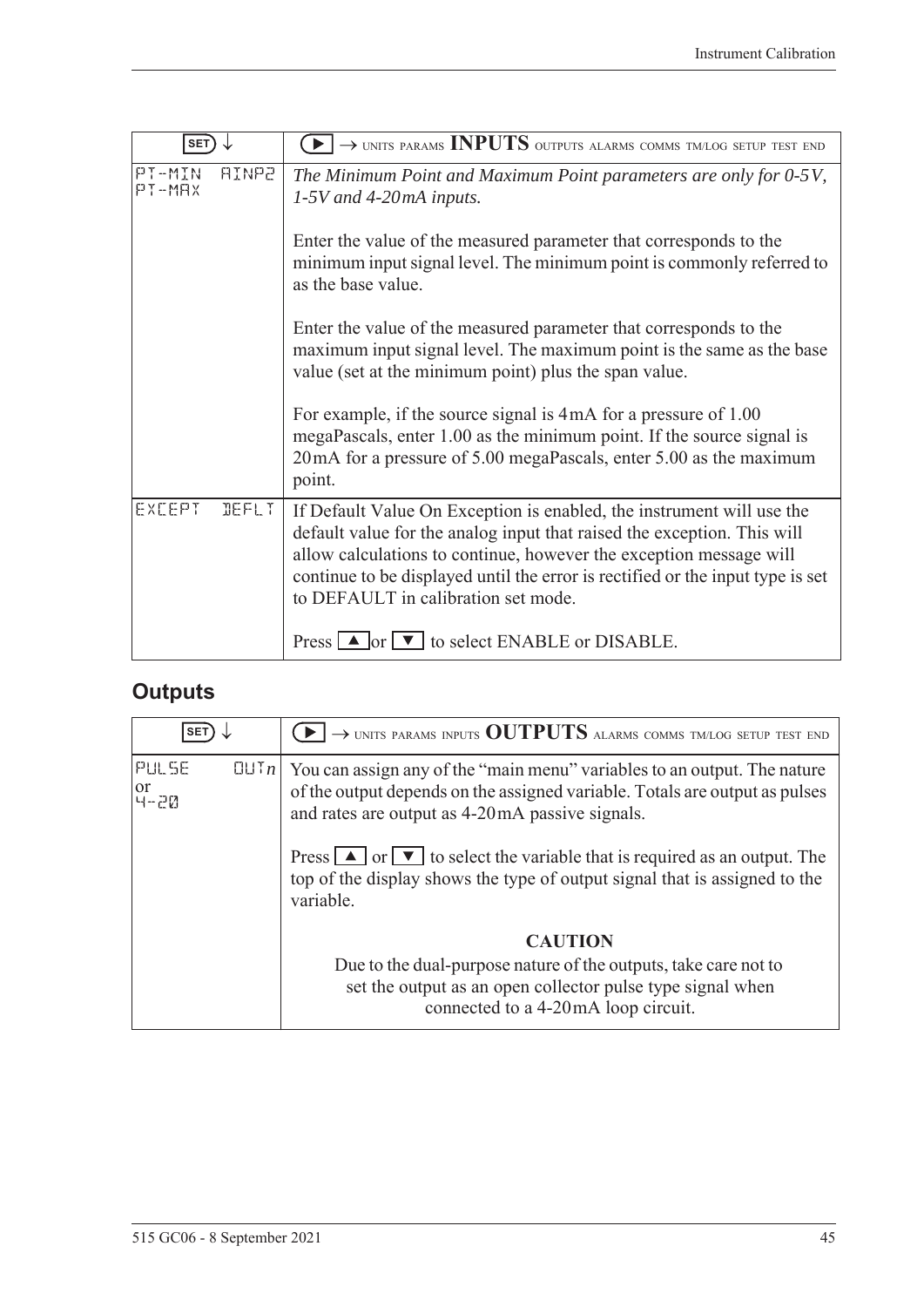| SET ↓ | ▶ → UNITS PARAMS **INPUTS** OUTPUTS ALARMS COMMS TM/LOG SETUP TEST END |
|---|---|
| PT-MIN AINP2 PT-MAX | *The Minimum Point and Maximum Point parameters are only for 0-5V, 1-5V and 4-20mA inputs.*<br><br>Enter the value of the measured parameter that corresponds to the minimum input signal level. The minimum point is commonly referred to as the base value.<br><br>Enter the value of the measured parameter that corresponds to the maximum input signal level. The maximum point is the same as the base value (set at the minimum point) plus the span value.<br><br>For example, if the source signal is 4mA for a pressure of 1.00 megaPascals, enter 1.00 as the minimum point. If the source signal is 20mA for a pressure of 5.00 megaPascals, enter 5.00 as the maximum point. |
| EXCEPT DEFLT | If Default Value On Exception is enabled, the instrument will use the default value for the analog input that raised the exception. This will allow calculations to continue, however the exception message will continue to be displayed until the error is rectified or the input type is set to DEFAULT in calibration set mode.<br><br>Press ▲ or ▼ to select ENABLE or DISABLE. |

## Outputs

| SET ↓ | ▶ → UNITS PARAMS INPUTS **OUTPUTS** ALARMS COMMS TM/LOG SETUP TEST END |
|---|---|
| PULSE OUT*n* or 4-20 | You can assign any of the "main menu" variables to an output. The nature of the output depends on the assigned variable. Totals are output as pulses and rates are output as 4-20mA passive signals.<br><br>Press ▲ or ▼ to select the variable that is required as an output. The top of the display shows the type of output signal that is assigned to the variable.<br><br>**CAUTION**<br>Due to the dual-purpose nature of the outputs, take care not to set the output as an open collector pulse type signal when connected to a 4-20mA loop circuit. |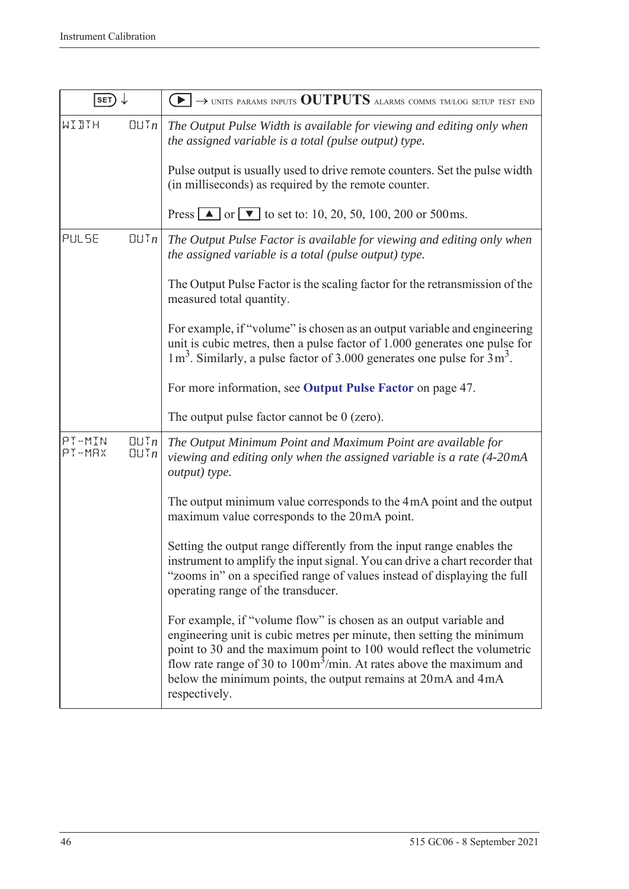| SET ↓ | ▶ → UNITS PARAMS INPUTS **OUTPUTS** ALARMS COMMS TM/LOG SETUP TEST END |
|---|---|
| WIDTH OUT*n* | *The Output Pulse Width is available for viewing and editing only when the assigned variable is a total (pulse output) type.*<br><br>Pulse output is usually used to drive remote counters. Set the pulse width (in milliseconds) as required by the remote counter.<br><br>Press ▲ or ▼ to set to: 10, 20, 50, 100, 200 or 500ms. |
| PULSE OUT*n* | *The Output Pulse Factor is available for viewing and editing only when the assigned variable is a total (pulse output) type.*<br><br>The Output Pulse Factor is the scaling factor for the retransmission of the measured total quantity.<br><br>For example, if "volume" is chosen as an output variable and engineering unit is cubic metres, then a pulse factor of 1.000 generates one pulse for $1\,m^3$. Similarly, a pulse factor of 3.000 generates one pulse for $3\,m^3$.<br><br>For more information, see **Output Pulse Factor** on page 47.<br><br>The output pulse factor cannot be 0 (zero). |
| PT-MIN OUT*n*<br>PT-MAX OUT*n* | *The Output Minimum Point and Maximum Point are available for viewing and editing only when the assigned variable is a rate (4-20mA output) type.*<br><br>The output minimum value corresponds to the 4mA point and the output maximum value corresponds to the 20mA point.<br><br>Setting the output range differently from the input range enables the instrument to amplify the input signal. You can drive a chart recorder that "zooms in" on a specified range of values instead of displaying the full operating range of the transducer.<br><br>For example, if "volume flow" is chosen as an output variable and engineering unit is cubic metres per minute, then setting the minimum point to 30 and the maximum point to 100 would reflect the volumetric flow rate range of 30 to $100\,m^3$/min. At rates above the maximum and below the minimum points, the output remains at 20mA and 4mA respectively. |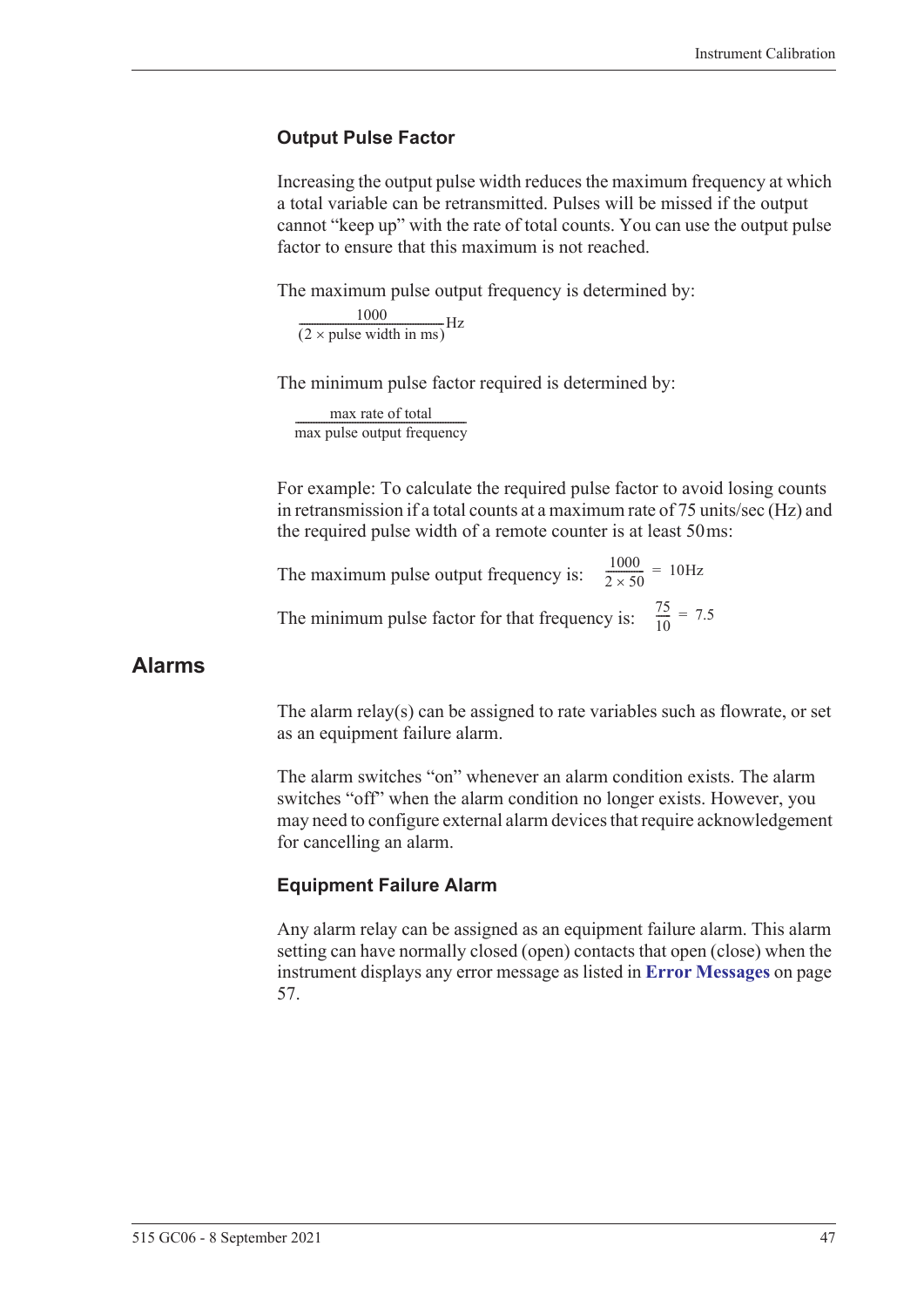### Output Pulse Factor

Increasing the output pulse width reduces the maximum frequency at which a total variable can be retransmitted. Pulses will be missed if the output cannot "keep up" with the rate of total counts. You can use the output pulse factor to ensure that this maximum is not reached.

The maximum pulse output frequency is determined by:

$$\frac{1000}{(2 \times \text{pulse width in ms})}\text{Hz}$$

The minimum pulse factor required is determined by:

$$\frac{\text{max rate of total}}{\text{max pulse output frequency}}$$

For example: To calculate the required pulse factor to avoid losing counts in retransmission if a total counts at a maximum rate of 75 units/sec (Hz) and the required pulse width of a remote counter is at least 50 ms:

The maximum pulse output frequency is: $\frac{1000}{2 \times 50} = 10\text{Hz}$

The minimum pulse factor for that frequency is: $\frac{75}{10} = 7.5$

## Alarms

The alarm relay(s) can be assigned to rate variables such as flowrate, or set as an equipment failure alarm.

The alarm switches "on" whenever an alarm condition exists. The alarm switches "off" when the alarm condition no longer exists. However, you may need to configure external alarm devices that require acknowledgement for cancelling an alarm.

### Equipment Failure Alarm

Any alarm relay can be assigned as an equipment failure alarm. This alarm setting can have normally closed (open) contacts that open (close) when the instrument displays any error message as listed in **Error Messages** on page 57.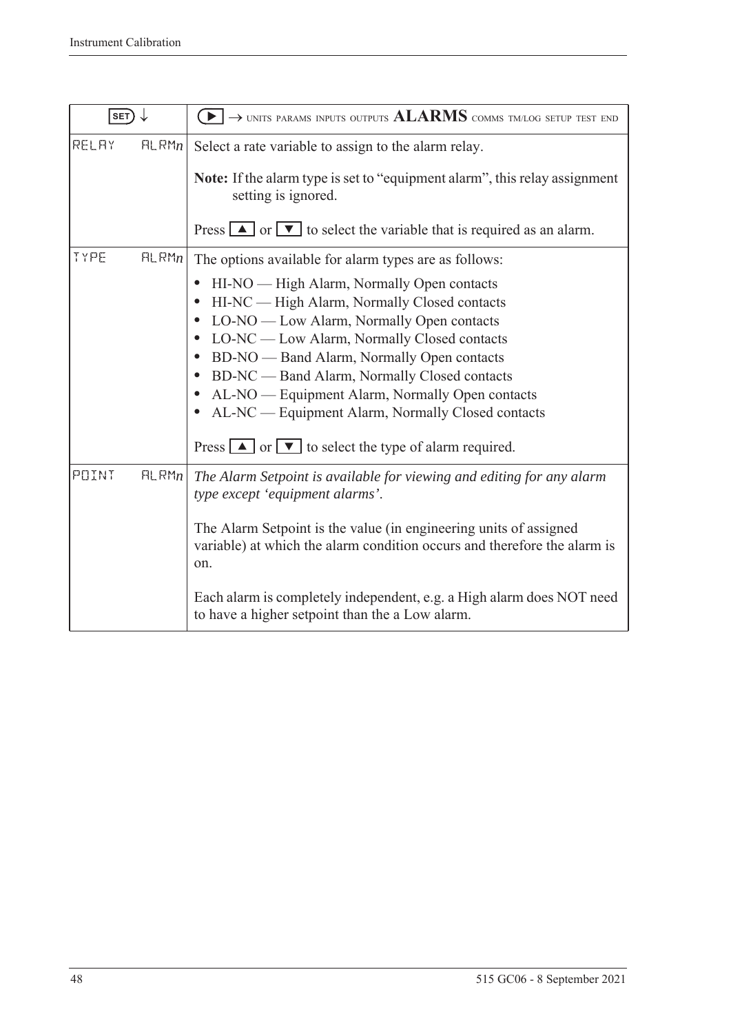| SET ↓ | ▶ → UNITS PARAMS INPUTS OUTPUTS **ALARMS** COMMS TM/LOG SETUP TEST END |
|---|---|
| RELAY ALRM*n* | Select a rate variable to assign to the alarm relay.<br><br>**Note:** If the alarm type is set to “equipment alarm”, this relay assignment setting is ignored.<br><br>Press ▲ or ▼ to select the variable that is required as an alarm. |
| TYPE ALRM*n* | The options available for alarm types are as follows:<br><br>• HI-NO — High Alarm, Normally Open contacts<br>• HI-NC — High Alarm, Normally Closed contacts<br>• LO-NO — Low Alarm, Normally Open contacts<br>• LO-NC — Low Alarm, Normally Closed contacts<br>• BD-NO — Band Alarm, Normally Open contacts<br>• BD-NC — Band Alarm, Normally Closed contacts<br>• AL-NO — Equipment Alarm, Normally Open contacts<br>• AL-NC — Equipment Alarm, Normally Closed contacts<br><br>Press ▲ or ▼ to select the type of alarm required. |
| POINT ALRM*n* | *The Alarm Setpoint is available for viewing and editing for any alarm type except ‘equipment alarms’.*<br><br>The Alarm Setpoint is the value (in engineering units of assigned variable) at which the alarm condition occurs and therefore the alarm is on.<br><br>Each alarm is completely independent, e.g. a High alarm does NOT need to have a higher setpoint than the a Low alarm. |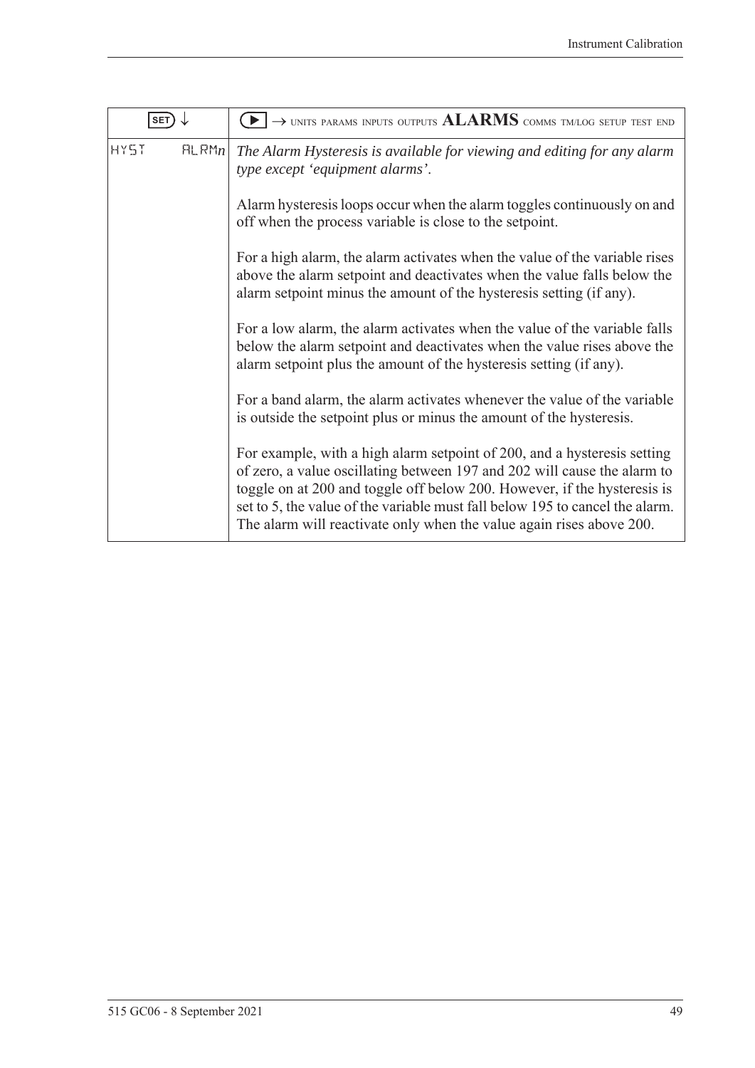| SET ↓ | ▶ → UNITS PARAMS INPUTS OUTPUTS **ALARMS** COMMS TM/LOG SETUP TEST END |
|---|---|
| HYST ALRM*n* | *The Alarm Hysteresis is available for viewing and editing for any alarm type except 'equipment alarms'.*<br><br>Alarm hysteresis loops occur when the alarm toggles continuously on and off when the process variable is close to the setpoint.<br><br>For a high alarm, the alarm activates when the value of the variable rises above the alarm setpoint and deactivates when the value falls below the alarm setpoint minus the amount of the hysteresis setting (if any).<br><br>For a low alarm, the alarm activates when the value of the variable falls below the alarm setpoint and deactivates when the value rises above the alarm setpoint plus the amount of the hysteresis setting (if any).<br><br>For a band alarm, the alarm activates whenever the value of the variable is outside the setpoint plus or minus the amount of the hysteresis.<br><br>For example, with a high alarm setpoint of 200, and a hysteresis setting of zero, a value oscillating between 197 and 202 will cause the alarm to toggle on at 200 and toggle off below 200. However, if the hysteresis is set to 5, the value of the variable must fall below 195 to cancel the alarm. The alarm will reactivate only when the value again rises above 200. |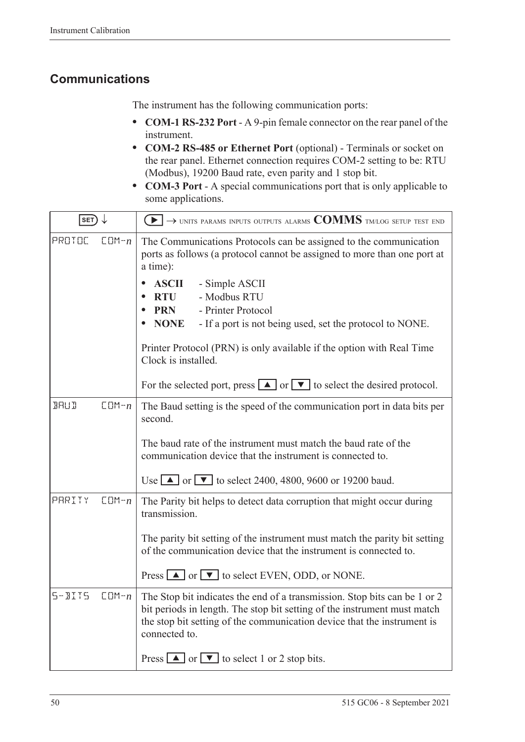## Communications

The instrument has the following communication ports:

- **COM-1 RS-232 Port** - A 9-pin female connector on the rear panel of the instrument.
- **COM-2 RS-485 or Ethernet Port** (optional) - Terminals or socket on the rear panel. Ethernet connection requires COM-2 setting to be: RTU (Modbus), 19200 Baud rate, even parity and 1 stop bit.
- **COM-3 Port** - A special communications port that is only applicable to some applications.

| SET ↓ | ▶ → UNITS PARAMS INPUTS OUTPUTS ALARMS **COMMS** TM/LOG SETUP TEST END |
|---|---|
| PROTOC COM-*n* | The Communications Protocols can be assigned to the communication ports as follows (a protocol cannot be assigned to more than one port at a time):<br>• **ASCII** - Simple ASCII<br>• **RTU** - Modbus RTU<br>• **PRN** - Printer Protocol<br>• **NONE** - If a port is not being used, set the protocol to NONE.<br><br>Printer Protocol (PRN) is only available if the option with Real Time Clock is installed.<br><br>For the selected port, press ▲ or ▼ to select the desired protocol. |
| BAUD COM-*n* | The Baud setting is the speed of the communication port in data bits per second.<br><br>The baud rate of the instrument must match the baud rate of the communication device that the instrument is connected to.<br><br>Use ▲ or ▼ to select 2400, 4800, 9600 or 19200 baud. |
| PARITY COM-*n* | The Parity bit helps to detect data corruption that might occur during transmission.<br><br>The parity bit setting of the instrument must match the parity bit setting of the communication device that the instrument is connected to.<br><br>Press ▲ or ▼ to select EVEN, ODD, or NONE. |
| S-BITS COM-*n* | The Stop bit indicates the end of a transmission. Stop bits can be 1 or 2 bit periods in length. The stop bit setting of the instrument must match the stop bit setting of the communication device that the instrument is connected to.<br><br>Press ▲ or ▼ to select 1 or 2 stop bits. |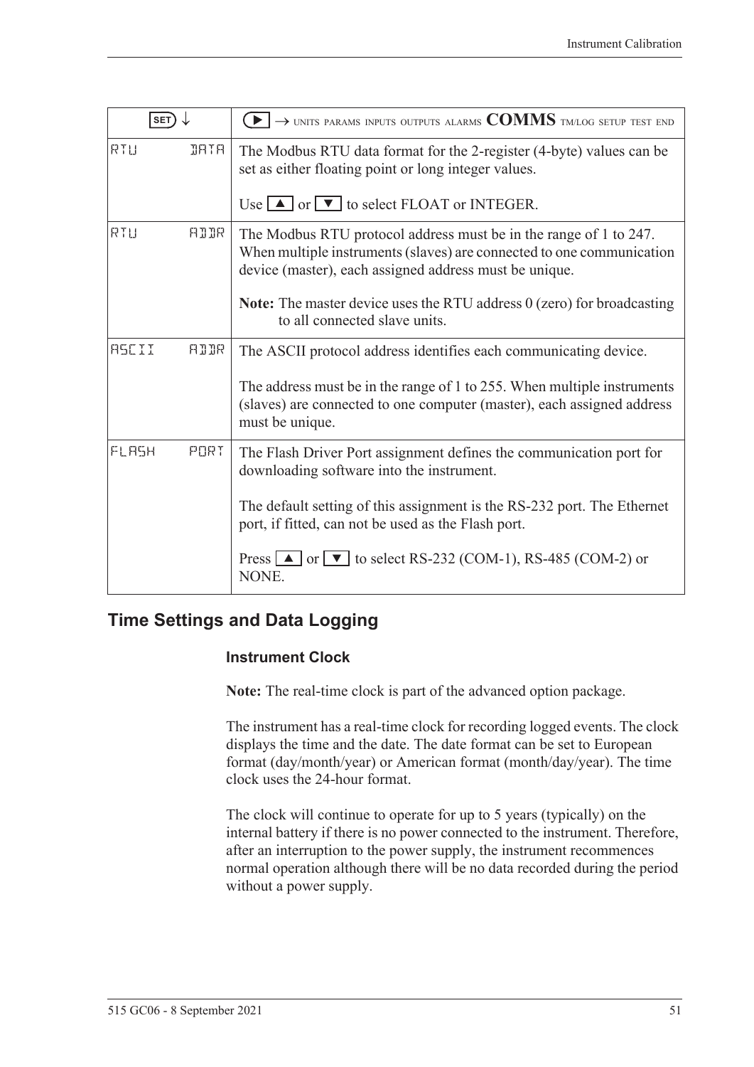| SET ↓ | ▶ → UNITS PARAMS INPUTS OUTPUTS ALARMS **COMMS** TM/LOG SETUP TEST END |
|---|---|
| RTU DATA | The Modbus RTU data format for the 2-register (4-byte) values can be set as either floating point or long integer values.<br><br>Use ▲ or ▼ to select FLOAT or INTEGER. |
| RTU ADDR | The Modbus RTU protocol address must be in the range of 1 to 247. When multiple instruments (slaves) are connected to one communication device (master), each assigned address must be unique.<br><br>**Note:** The master device uses the RTU address 0 (zero) for broadcasting to all connected slave units. |
| ASCII ADDR | The ASCII protocol address identifies each communicating device.<br><br>The address must be in the range of 1 to 255. When multiple instruments (slaves) are connected to one computer (master), each assigned address must be unique. |
| FLASH PORT | The Flash Driver Port assignment defines the communication port for downloading software into the instrument.<br><br>The default setting of this assignment is the RS-232 port. The Ethernet port, if fitted, can not be used as the Flash port.<br><br>Press ▲ or ▼ to select RS-232 (COM-1), RS-485 (COM-2) or NONE. |

## Time Settings and Data Logging

### Instrument Clock

**Note:** The real-time clock is part of the advanced option package.

The instrument has a real-time clock for recording logged events. The clock displays the time and the date. The date format can be set to European format (day/month/year) or American format (month/day/year). The time clock uses the 24-hour format.

The clock will continue to operate for up to 5 years (typically) on the internal battery if there is no power connected to the instrument. Therefore, after an interruption to the power supply, the instrument recommences normal operation although there will be no data recorded during the period without a power supply.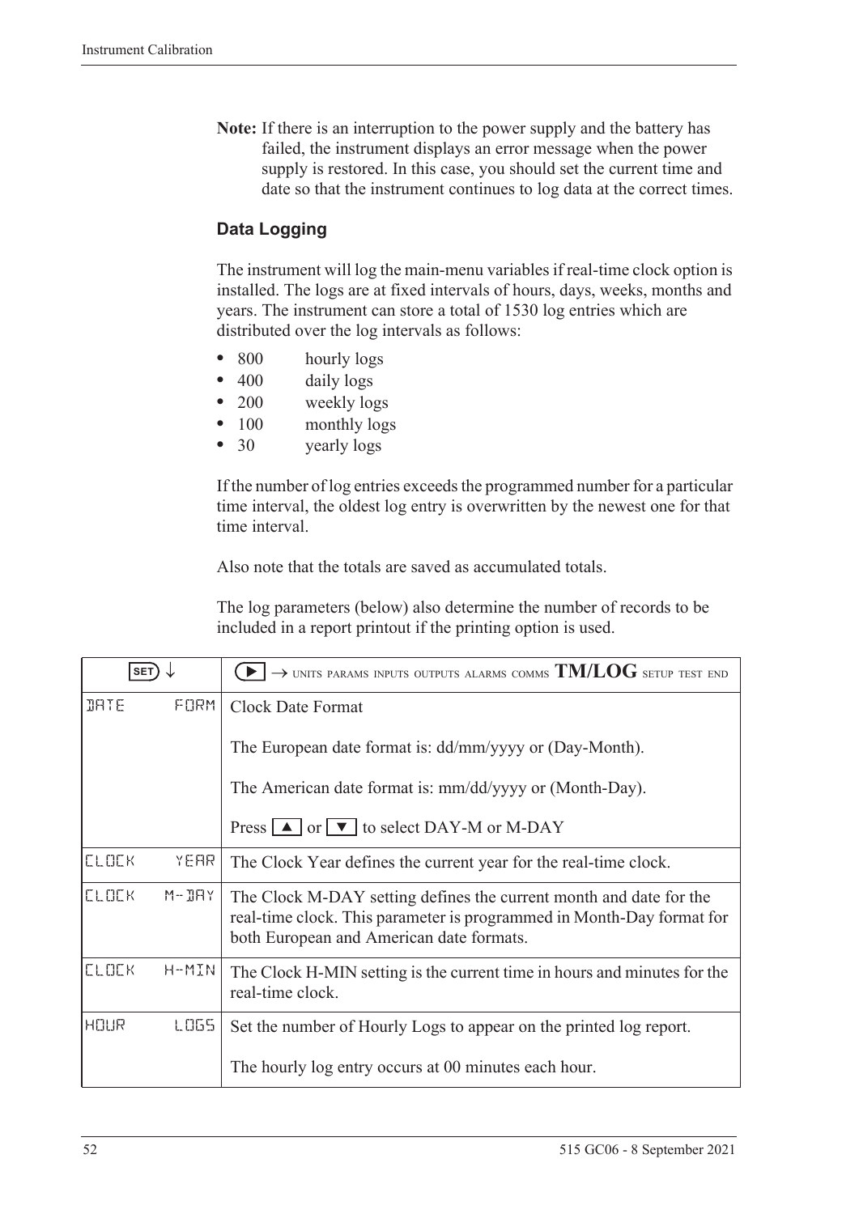**Note:** If there is an interruption to the power supply and the battery has failed, the instrument displays an error message when the power supply is restored. In this case, you should set the current time and date so that the instrument continues to log data at the correct times.

### Data Logging

The instrument will log the main-menu variables if real-time clock option is installed. The logs are at fixed intervals of hours, days, weeks, months and years. The instrument can store a total of 1530 log entries which are distributed over the log intervals as follows:

- 800 hourly logs
- 400 daily logs
- 200 weekly logs
- 100 monthly logs
- 30 yearly logs

If the number of log entries exceeds the programmed number for a particular time interval, the oldest log entry is overwritten by the newest one for that time interval.

Also note that the totals are saved as accumulated totals.

The log parameters (below) also determine the number of records to be included in a report printout if the printing option is used.

| SET ↓ | ▶ → UNITS PARAMS INPUTS OUTPUTS ALARMS COMMS **TM/LOG** SETUP TEST END |
|---|---|
| DATE FORM | Clock Date Format<br><br>The European date format is: dd/mm/yyyy or (Day-Month).<br><br>The American date format is: mm/dd/yyyy or (Month-Day).<br><br>Press ▲ or ▼ to select DAY-M or M-DAY |
| CLOCK YEAR | The Clock Year defines the current year for the real-time clock. |
| CLOCK M-DAY | The Clock M-DAY setting defines the current month and date for the real-time clock. This parameter is programmed in Month-Day format for both European and American date formats. |
| CLOCK H-MIN | The Clock H-MIN setting is the current time in hours and minutes for the real-time clock. |
| HOUR LOGS | Set the number of Hourly Logs to appear on the printed log report.<br><br>The hourly log entry occurs at 00 minutes each hour. |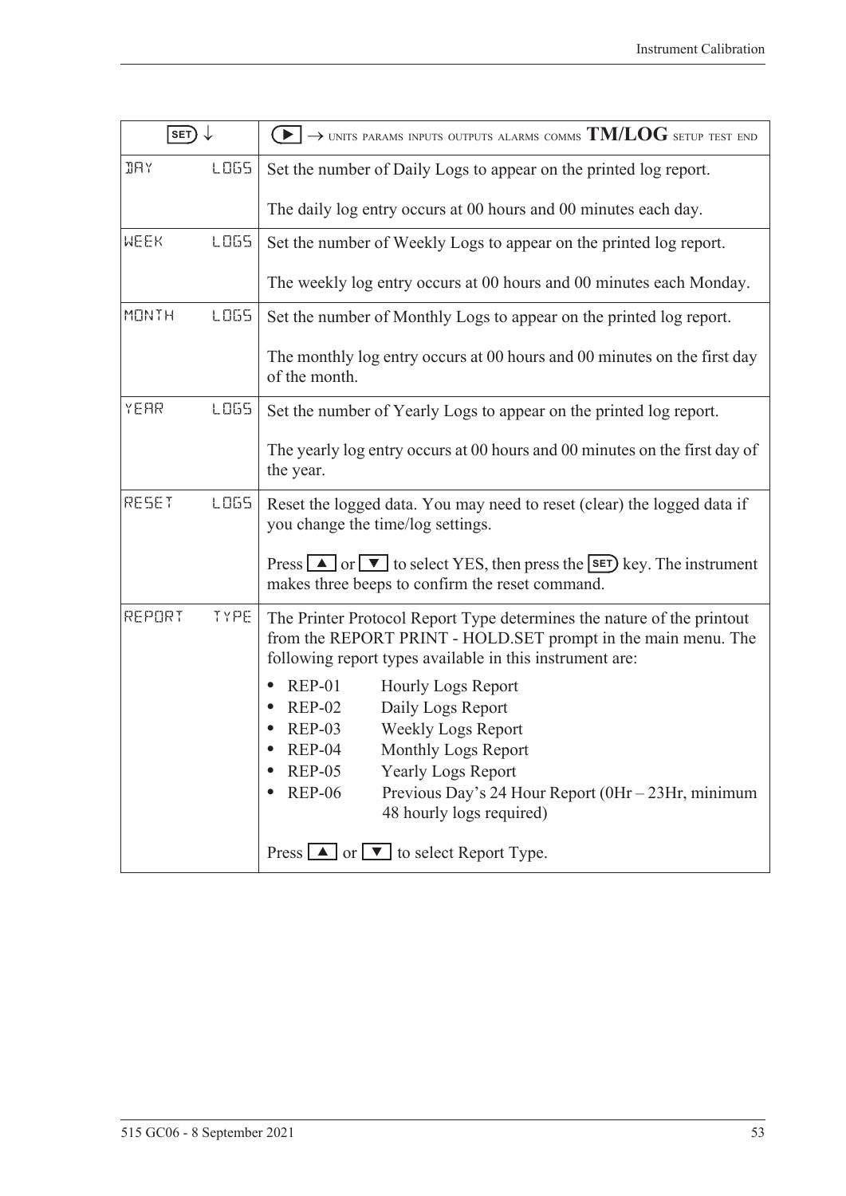| SET ↓ | ▶ → UNITS PARAMS INPUTS OUTPUTS ALARMS COMMS **TM/LOG** SETUP TEST END |
|---|---|
| DAY LOGS | Set the number of Daily Logs to appear on the printed log report.<br><br>The daily log entry occurs at 00 hours and 00 minutes each day. |
| WEEK LOGS | Set the number of Weekly Logs to appear on the printed log report.<br><br>The weekly log entry occurs at 00 hours and 00 minutes each Monday. |
| MONTH LOGS | Set the number of Monthly Logs to appear on the printed log report.<br><br>The monthly log entry occurs at 00 hours and 00 minutes on the first day of the month. |
| YEAR LOGS | Set the number of Yearly Logs to appear on the printed log report.<br><br>The yearly log entry occurs at 00 hours and 00 minutes on the first day of the year. |
| RESET LOGS | Reset the logged data. You may need to reset (clear) the logged data if you change the time/log settings.<br><br>Press ▲ or ▼ to select YES, then press the SET key. The instrument makes three beeps to confirm the reset command. |
| REPORT TYPE | The Printer Protocol Report Type determines the nature of the printout from the REPORT PRINT - HOLD.SET prompt in the main menu. The following report types available in this instrument are:<br><br>• REP-01 Hourly Logs Report<br>• REP-02 Daily Logs Report<br>• REP-03 Weekly Logs Report<br>• REP-04 Monthly Logs Report<br>• REP-05 Yearly Logs Report<br>• REP-06 Previous Day's 24 Hour Report (0Hr – 23Hr, minimum 48 hourly logs required)<br><br>Press ▲ or ▼ to select Report Type. |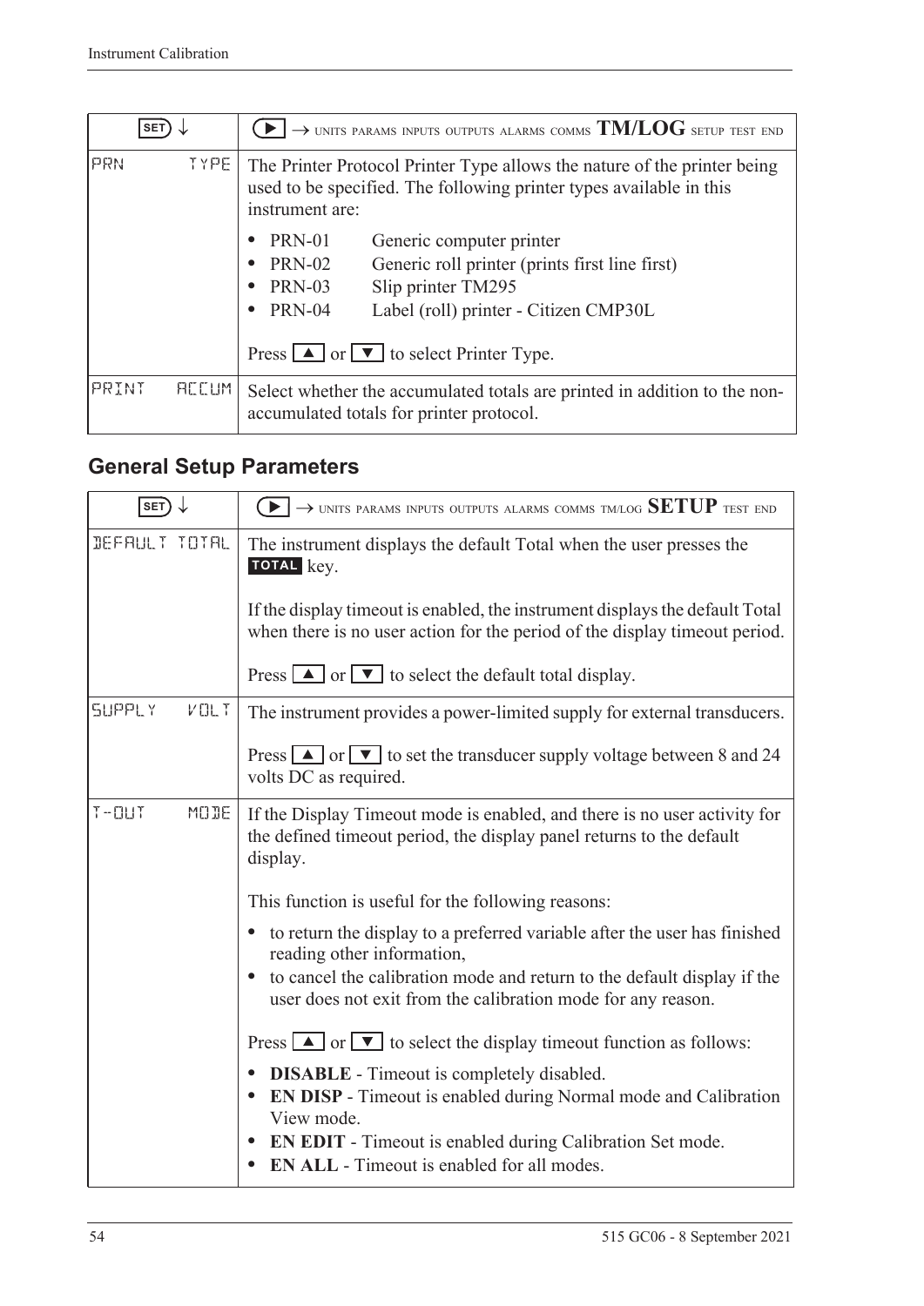| SET ↓ | ▶ → UNITS PARAMS INPUTS OUTPUTS ALARMS COMMS **TM/LOG** SETUP TEST END |
|---|---|
| PRN TYPE | The Printer Protocol Printer Type allows the nature of the printer being used to be specified. The following printer types available in this instrument are:<br>• PRN-01 Generic computer printer<br>• PRN-02 Generic roll printer (prints first line first)<br>• PRN-03 Slip printer TM295<br>• PRN-04 Label (roll) printer - Citizen CMP30L<br><br>Press ▲ or ▼ to select Printer Type. |
| PRINT ACCUM | Select whether the accumulated totals are printed in addition to the non-accumulated totals for printer protocol. |

## General Setup Parameters

| SET ↓ | ▶ → UNITS PARAMS INPUTS OUTPUTS ALARMS COMMS TM/LOG **SETUP** TEST END |
|---|---|
| DEFAULT TOTAL | The instrument displays the default Total when the user presses the **TOTAL** key.<br><br>If the display timeout is enabled, the instrument displays the default Total when there is no user action for the period of the display timeout period.<br><br>Press ▲ or ▼ to select the default total display. |
| SUPPLY VOLT | The instrument provides a power-limited supply for external transducers.<br><br>Press ▲ or ▼ to set the transducer supply voltage between 8 and 24 volts DC as required. |
| T-OUT MODE | If the Display Timeout mode is enabled, and there is no user activity for the defined timeout period, the display panel returns to the default display.<br><br>This function is useful for the following reasons:<br>• to return the display to a preferred variable after the user has finished reading other information,<br>• to cancel the calibration mode and return to the default display if the user does not exit from the calibration mode for any reason.<br><br>Press ▲ or ▼ to select the display timeout function as follows:<br>• **DISABLE** - Timeout is completely disabled.<br>• **EN DISP** - Timeout is enabled during Normal mode and Calibration View mode.<br>• **EN EDIT** - Timeout is enabled during Calibration Set mode.<br>• **EN ALL** - Timeout is enabled for all modes. |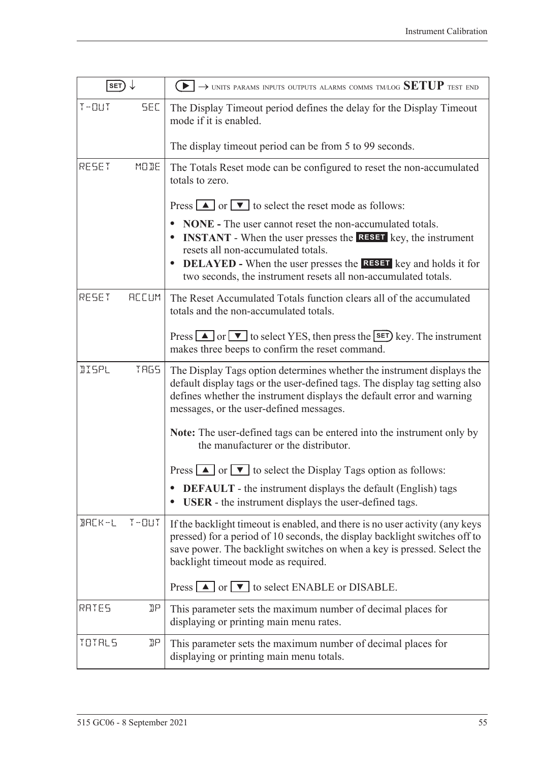| SET ↓ | ▶ → UNITS PARAMS INPUTS OUTPUTS ALARMS COMMS TM/LOG **SETUP** TEST END |
|---|---|
| T-OUT SEC | The Display Timeout period defines the delay for the Display Timeout mode if it is enabled.<br><br>The display timeout period can be from 5 to 99 seconds. |
| RESET MODE | The Totals Reset mode can be configured to reset the non-accumulated totals to zero.<br><br>Press ▲ or ▼ to select the reset mode as follows:<br>• **NONE -** The user cannot reset the non-accumulated totals.<br>• **INSTANT** - When the user presses the **RESET** key, the instrument resets all non-accumulated totals.<br>• **DELAYED -** When the user presses the **RESET** key and holds it for two seconds, the instrument resets all non-accumulated totals. |
| RESET ACCUM | The Reset Accumulated Totals function clears all of the accumulated totals and the non-accumulated totals.<br><br>Press ▲ or ▼ to select YES, then press the SET key. The instrument makes three beeps to confirm the reset command. |
| DISPL TAGS | The Display Tags option determines whether the instrument displays the default display tags or the user-defined tags. The display tag setting also defines whether the instrument displays the default error and warning messages, or the user-defined messages.<br><br>**Note:** The user-defined tags can be entered into the instrument only by the manufacturer or the distributor.<br><br>Press ▲ or ▼ to select the Display Tags option as follows:<br>• **DEFAULT** - the instrument displays the default (English) tags<br>• **USER** - the instrument displays the user-defined tags. |
| BACK-L T-OUT | If the backlight timeout is enabled, and there is no user activity (any keys pressed) for a period of 10 seconds, the display backlight switches off to save power. The backlight switches on when a key is pressed. Select the backlight timeout mode as required.<br><br>Press ▲ or ▼ to select ENABLE or DISABLE. |
| RATES DP | This parameter sets the maximum number of decimal places for displaying or printing main menu rates. |
| TOTALS DP | This parameter sets the maximum number of decimal places for displaying or printing main menu totals. |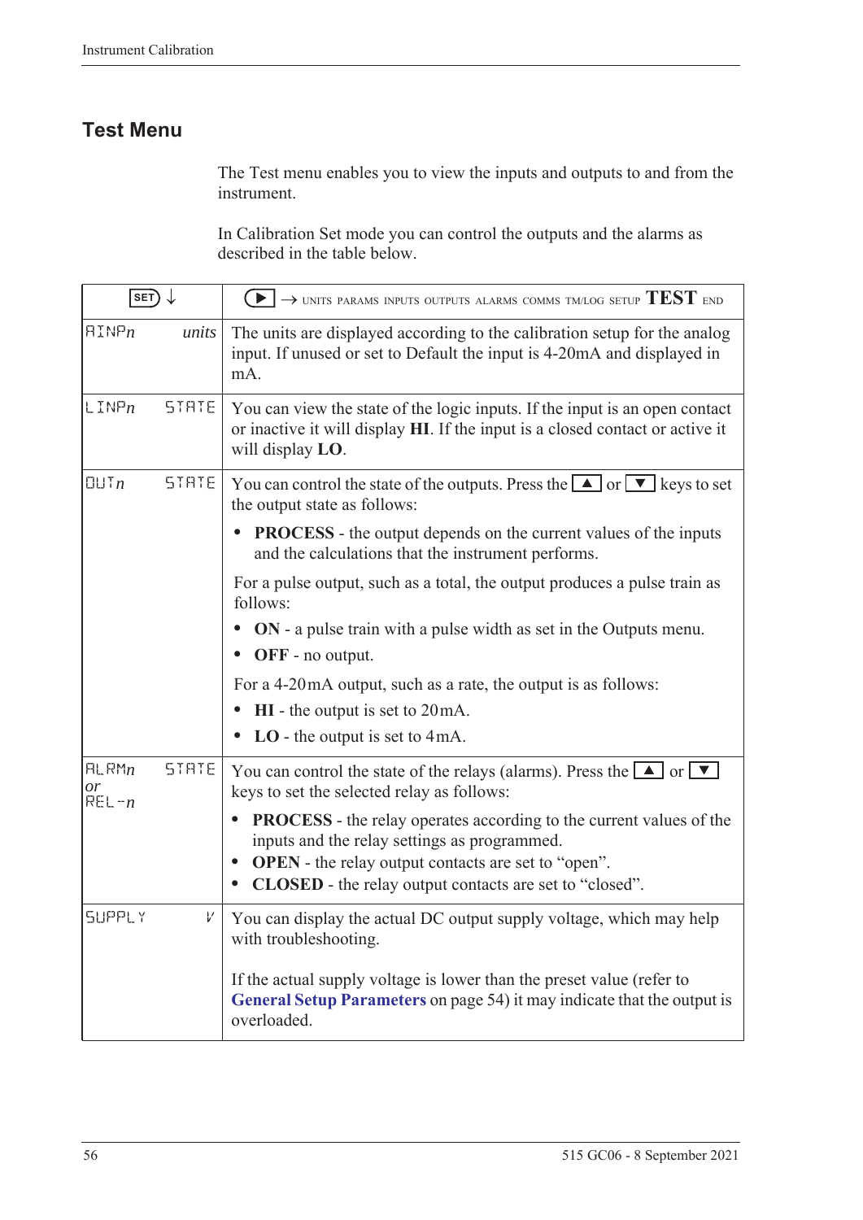## Test Menu

The Test menu enables you to view the inputs and outputs to and from the instrument.

In Calibration Set mode you can control the outputs and the alarms as described in the table below.

| SET ↓ | | ▶ → UNITS PARAMS INPUTS OUTPUTS ALARMS COMMS TM/LOG SETUP **TEST** END |
|---|---|---|
| AINP*n* | *units* | The units are displayed according to the calibration setup for the analog input. If unused or set to Default the input is 4-20mA and displayed in mA. |
| LINP*n* | STATE | You can view the state of the logic inputs. If the input is an open contact or inactive it will display **HI**. If the input is a closed contact or active it will display **LO**. |
| OUT*n* | STATE | You can control the state of the outputs. Press the ▲ or ▼ keys to set the output state as follows:<br>• **PROCESS** - the output depends on the current values of the inputs and the calculations that the instrument performs.<br>For a pulse output, such as a total, the output produces a pulse train as follows:<br>• **ON** - a pulse train with a pulse width as set in the Outputs menu.<br>• **OFF** - no output.<br>For a 4-20mA output, such as a rate, the output is as follows:<br>• **HI** - the output is set to 20mA.<br>• **LO** - the output is set to 4mA. |
| ALRM*n* *or* REL-*n* | STATE | You can control the state of the relays (alarms). Press the ▲ or ▼ keys to set the selected relay as follows:<br>• **PROCESS** - the relay operates according to the current values of the inputs and the relay settings as programmed.<br>• **OPEN** - the relay output contacts are set to "open".<br>• **CLOSED** - the relay output contacts are set to "closed". |
| SUPPLY | V | You can display the actual DC output supply voltage, which may help with troubleshooting.<br><br>If the actual supply voltage is lower than the preset value (refer to **General Setup Parameters** on page 54) it may indicate that the output is overloaded. |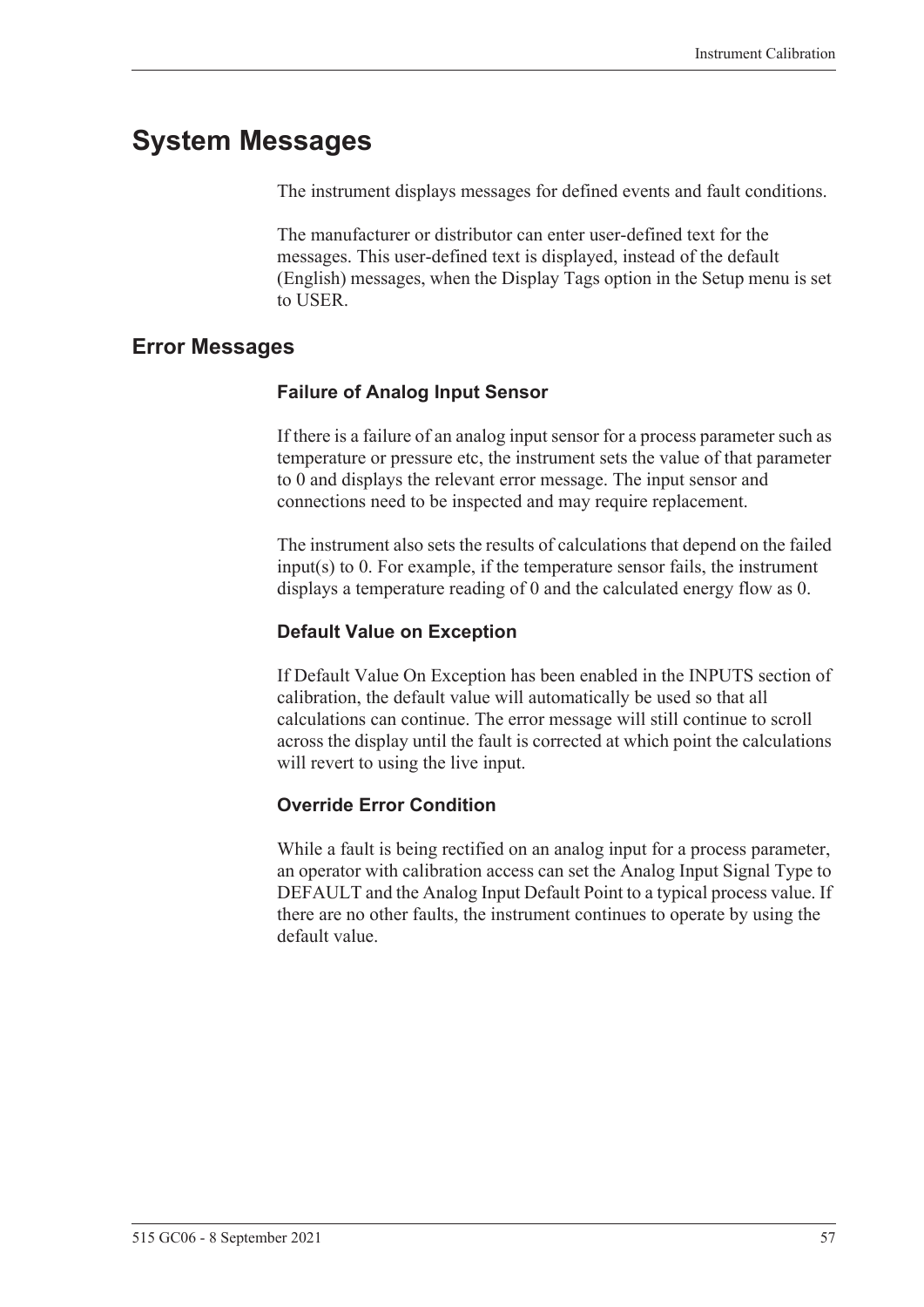# System Messages

The instrument displays messages for defined events and fault conditions.

The manufacturer or distributor can enter user-defined text for the messages. This user-defined text is displayed, instead of the default (English) messages, when the Display Tags option in the Setup menu is set to USER.

## Error Messages

### Failure of Analog Input Sensor

If there is a failure of an analog input sensor for a process parameter such as temperature or pressure etc, the instrument sets the value of that parameter to 0 and displays the relevant error message. The input sensor and connections need to be inspected and may require replacement.

The instrument also sets the results of calculations that depend on the failed input(s) to 0. For example, if the temperature sensor fails, the instrument displays a temperature reading of 0 and the calculated energy flow as 0.

### Default Value on Exception

If Default Value On Exception has been enabled in the INPUTS section of calibration, the default value will automatically be used so that all calculations can continue. The error message will still continue to scroll across the display until the fault is corrected at which point the calculations will revert to using the live input.

### Override Error Condition

While a fault is being rectified on an analog input for a process parameter, an operator with calibration access can set the Analog Input Signal Type to DEFAULT and the Analog Input Default Point to a typical process value. If there are no other faults, the instrument continues to operate by using the default value.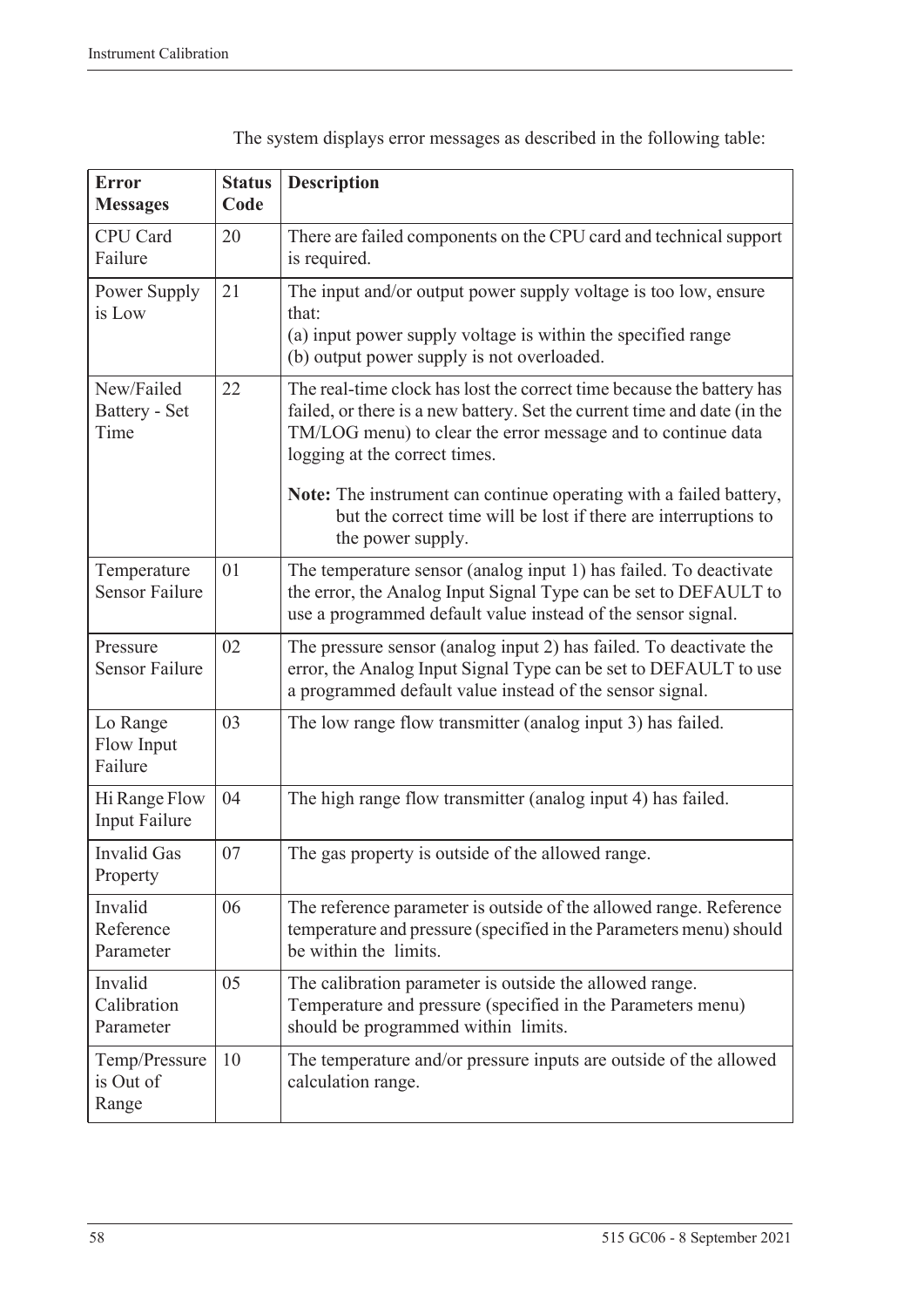The system displays error messages as described in the following table:

| Error Messages | Status Code | Description |
|---|---|---|
| CPU Card Failure | 20 | There are failed components on the CPU card and technical support is required. |
| Power Supply is Low | 21 | The input and/or output power supply voltage is too low, ensure that:<br>(a) input power supply voltage is within the specified range<br>(b) output power supply is not overloaded. |
| New/Failed Battery - Set Time | 22 | The real-time clock has lost the correct time because the battery has failed, or there is a new battery. Set the current time and date (in the TM/LOG menu) to clear the error message and to continue data logging at the correct times.<br><br>**Note:** The instrument can continue operating with a failed battery, but the correct time will be lost if there are interruptions to the power supply. |
| Temperature Sensor Failure | 01 | The temperature sensor (analog input 1) has failed. To deactivate the error, the Analog Input Signal Type can be set to DEFAULT to use a programmed default value instead of the sensor signal. |
| Pressure Sensor Failure | 02 | The pressure sensor (analog input 2) has failed. To deactivate the error, the Analog Input Signal Type can be set to DEFAULT to use a programmed default value instead of the sensor signal. |
| Lo Range Flow Input Failure | 03 | The low range flow transmitter (analog input 3) has failed. |
| Hi Range Flow Input Failure | 04 | The high range flow transmitter (analog input 4) has failed. |
| Invalid Gas Property | 07 | The gas property is outside of the allowed range. |
| Invalid Reference Parameter | 06 | The reference parameter is outside of the allowed range. Reference temperature and pressure (specified in the Parameters menu) should be within the limits. |
| Invalid Calibration Parameter | 05 | The calibration parameter is outside the allowed range. Temperature and pressure (specified in the Parameters menu) should be programmed within limits. |
| Temp/Pressure is Out of Range | 10 | The temperature and/or pressure inputs are outside of the allowed calculation range. |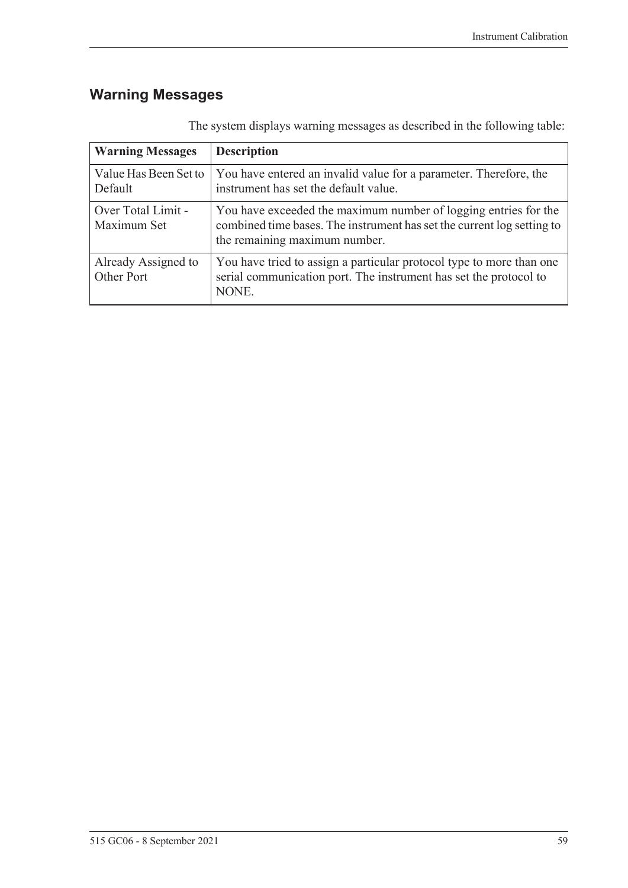## Warning Messages

The system displays warning messages as described in the following table:

| Warning Messages | Description |
|---|---|
| Value Has Been Set to Default | You have entered an invalid value for a parameter. Therefore, the instrument has set the default value. |
| Over Total Limit - Maximum Set | You have exceeded the maximum number of logging entries for the combined time bases. The instrument has set the current log setting to the remaining maximum number. |
| Already Assigned to Other Port | You have tried to assign a particular protocol type to more than one serial communication port. The instrument has set the protocol to NONE. |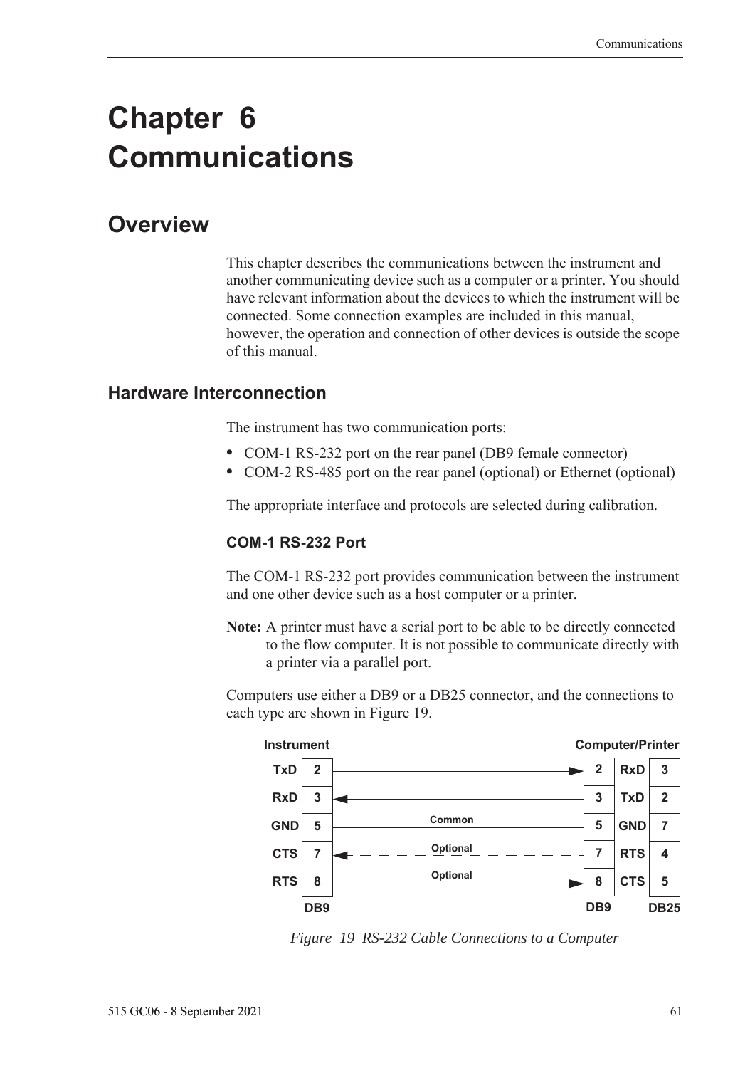# Chapter 6 Communications

## Overview

This chapter describes the communications between the instrument and another communicating device such as a computer or a printer. You should have relevant information about the devices to which the instrument will be connected. Some connection examples are included in this manual, however, the operation and connection of other devices is outside the scope of this manual.

### Hardware Interconnection

The instrument has two communication ports:

- COM-1 RS-232 port on the rear panel (DB9 female connector)
- COM-2 RS-485 port on the rear panel (optional) or Ethernet (optional)

The appropriate interface and protocols are selected during calibration.

#### COM-1 RS-232 Port

The COM-1 RS-232 port provides communication between the instrument and one other device such as a host computer or a printer.

**Note:** A printer must have a serial port to be able to be directly connected to the flow computer. It is not possible to communicate directly with a printer via a parallel port.

Computers use either a DB9 or a DB25 connector, and the connections to each type are shown in Figure 19.

| Instrument Signal | Instrument DB9 Pin | Connection | Computer/Printer DB9 Pin | Computer/Printer Signal | DB25 Pin |
|---|---|---|---|---|---|
| TxD | 2 | → | 2 | RxD | 3 |
| RxD | 3 | ← | 3 | TxD | 2 |
| GND | 5 | Common | 5 | GND | 7 |
| CTS | 7 | ← Optional | 7 | RTS | 4 |
| RTS | 8 | → Optional | 8 | CTS | 5 |

*Figure 19 RS-232 Cable Connections to a Computer*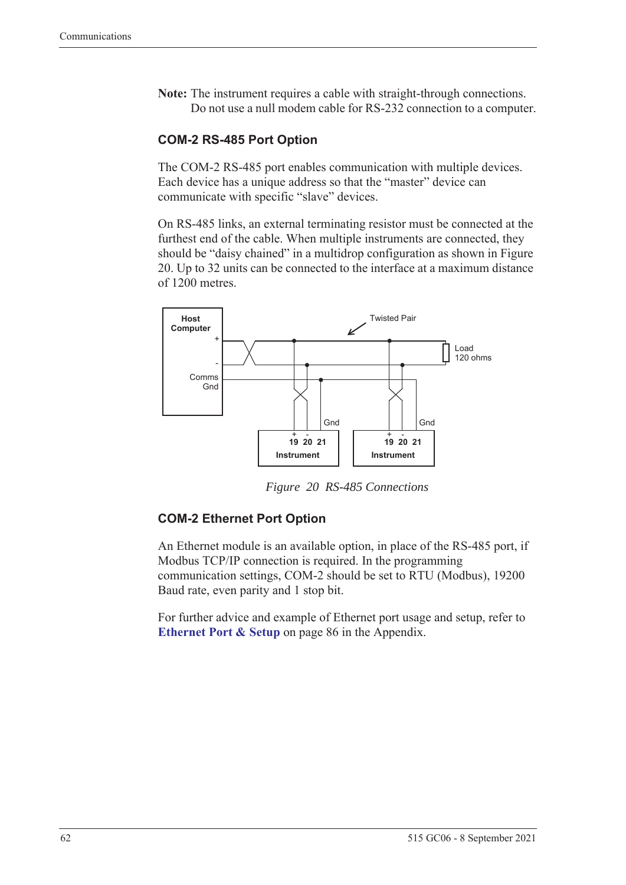**Note:** The instrument requires a cable with straight-through connections. Do not use a null modem cable for RS-232 connection to a computer.

### COM-2 RS-485 Port Option

The COM-2 RS-485 port enables communication with multiple devices. Each device has a unique address so that the "master" device can communicate with specific "slave" devices.

On RS-485 links, an external terminating resistor must be connected at the furthest end of the cable. When multiple instruments are connected, they should be "daisy chained" in a multidrop configuration as shown in Figure 20. Up to 32 units can be connected to the interface at a maximum distance of 1200 metres.

*Figure 20 RS-485 Connections*

### COM-2 Ethernet Port Option

An Ethernet module is an available option, in place of the RS-485 port, if Modbus TCP/IP connection is required. In the programming communication settings, COM-2 should be set to RTU (Modbus), 19200 Baud rate, even parity and 1 stop bit.

For further advice and example of Ethernet port usage and setup, refer to **Ethernet Port & Setup** on page 86 in the Appendix.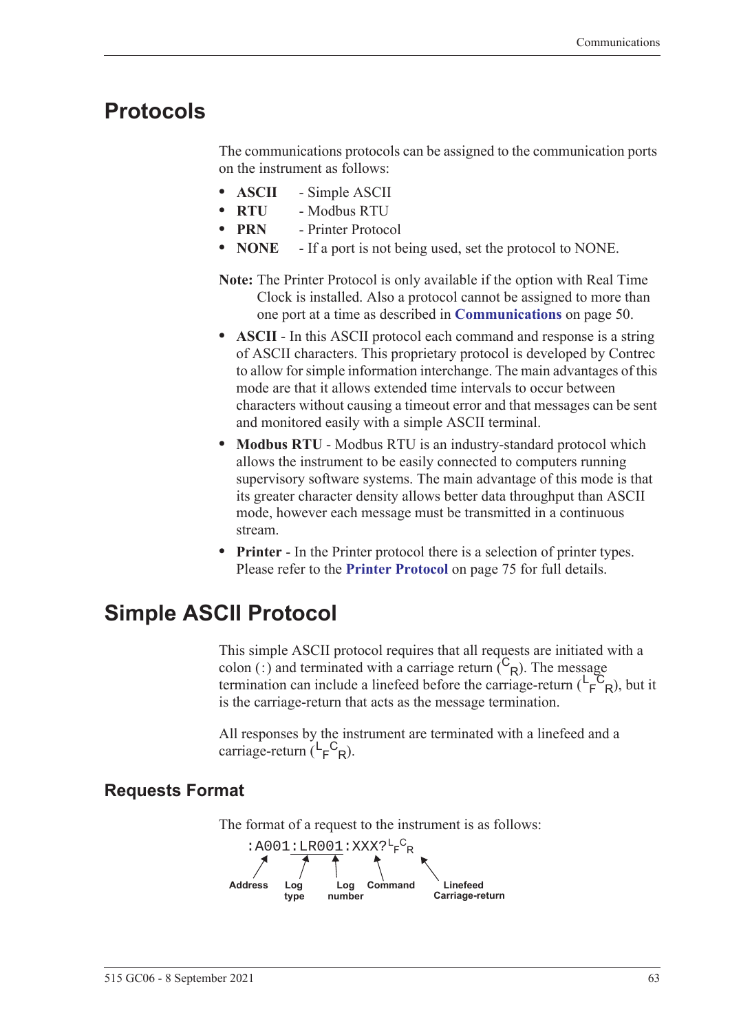# Protocols

The communications protocols can be assigned to the communication ports on the instrument as follows:

- **ASCII** - Simple ASCII
- **RTU** - Modbus RTU
- **PRN** - Printer Protocol
- **NONE** - If a port is not being used, set the protocol to NONE.

**Note:** The Printer Protocol is only available if the option with Real Time Clock is installed. Also a protocol cannot be assigned to more than one port at a time as described in **Communications** on page 50.

- **ASCII** - In this ASCII protocol each command and response is a string of ASCII characters. This proprietary protocol is developed by Contrec to allow for simple information interchange. The main advantages of this mode are that it allows extended time intervals to occur between characters without causing a timeout error and that messages can be sent and monitored easily with a simple ASCII terminal.
- **Modbus RTU** - Modbus RTU is an industry-standard protocol which allows the instrument to be easily connected to computers running supervisory software systems. The main advantage of this mode is that its greater character density allows better data throughput than ASCII mode, however each message must be transmitted in a continuous stream.
- **Printer** - In the Printer protocol there is a selection of printer types. Please refer to the **Printer Protocol** on page 75 for full details.

# Simple ASCII Protocol

This simple ASCII protocol requires that all requests are initiated with a colon (:) and terminated with a carriage return ($^{C}{}_{R}$). The message termination can include a linefeed before the carriage-return ($^{L}{}_{F}{}^{C}{}_{R}$), but it is the carriage-return that acts as the message termination.

All responses by the instrument are terminated with a linefeed and a carriage-return ($^{L}{}_{F}{}^{C}{}_{R}$).

## Requests Format

The format of a request to the instrument is as follows:

```
:A001:LR001:XXX?LFCR
```

- Address: `A001`
- Log type: `LR`
- Log number: `001`
- Command: `XXX?`
- Linefeed Carriage-return: $^{L}{}_{F}{}^{C}{}_{R}$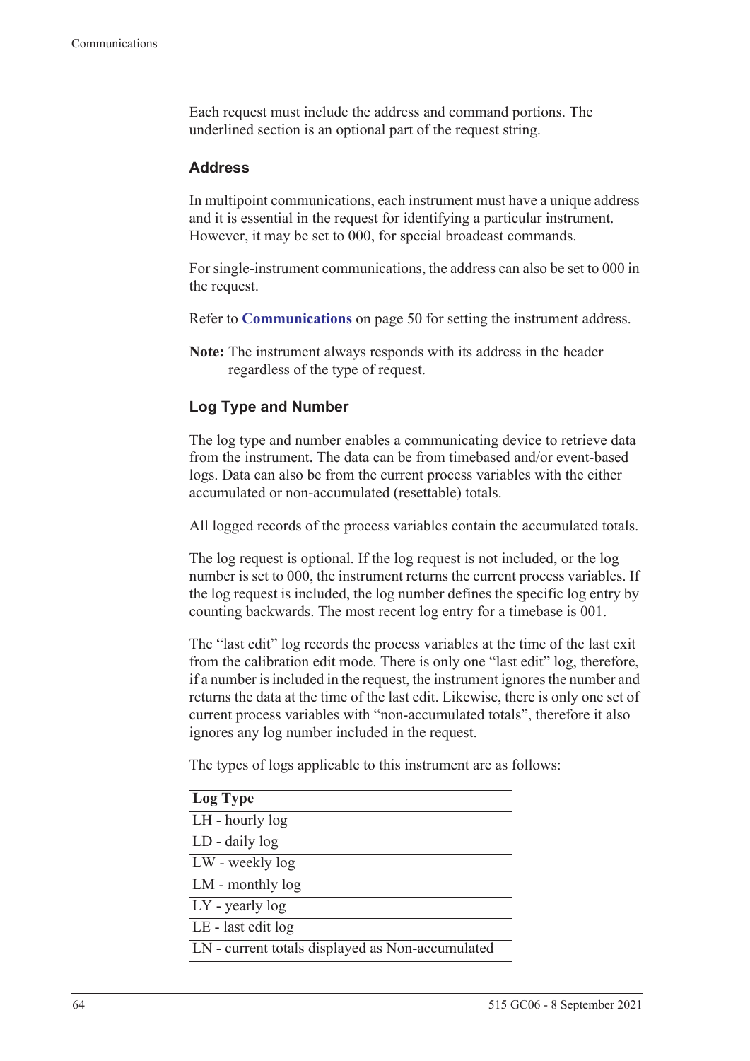Each request must include the address and command portions. The underlined section is an optional part of the request string.

### Address

In multipoint communications, each instrument must have a unique address and it is essential in the request for identifying a particular instrument. However, it may be set to 000, for special broadcast commands.

For single-instrument communications, the address can also be set to 000 in the request.

Refer to **Communications** on page 50 for setting the instrument address.

**Note:** The instrument always responds with its address in the header regardless of the type of request.

### Log Type and Number

The log type and number enables a communicating device to retrieve data from the instrument. The data can be from timebased and/or event-based logs. Data can also be from the current process variables with the either accumulated or non-accumulated (resettable) totals.

All logged records of the process variables contain the accumulated totals.

The log request is optional. If the log request is not included, or the log number is set to 000, the instrument returns the current process variables. If the log request is included, the log number defines the specific log entry by counting backwards. The most recent log entry for a timebase is 001.

The “last edit” log records the process variables at the time of the last exit from the calibration edit mode. There is only one “last edit” log, therefore, if a number is included in the request, the instrument ignores the number and returns the data at the time of the last edit. Likewise, there is only one set of current process variables with “non-accumulated totals”, therefore it also ignores any log number included in the request.

The types of logs applicable to this instrument are as follows:

| Log Type |
|---|
| LH - hourly log |
| LD - daily log |
| LW - weekly log |
| LM - monthly log |
| LY - yearly log |
| LE - last edit log |
| LN - current totals displayed as Non-accumulated |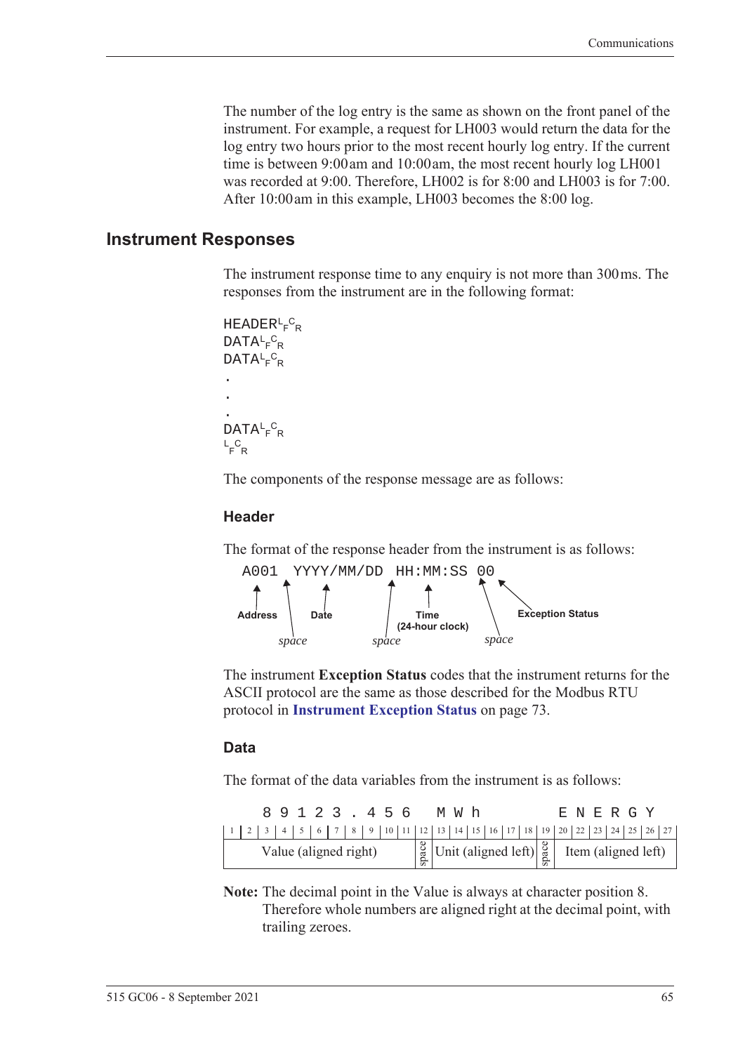The number of the log entry is the same as shown on the front panel of the instrument. For example, a request for LH003 would return the data for the log entry two hours prior to the most recent hourly log entry. If the current time is between 9:00 am and 10:00 am, the most recent hourly log LH001 was recorded at 9:00. Therefore, LH002 is for 8:00 and LH003 is for 7:00. After 10:00 am in this example, LH003 becomes the 8:00 log.

## Instrument Responses

The instrument response time to any enquiry is not more than 300 ms. The responses from the instrument are in the following format:

```
HEADER LFCR
DATA LFCR
DATA LFCR
.
.
.
DATA LFCR
LFCR
```

The components of the response message are as follows:

### Header

The format of the response header from the instrument is as follows:

```
A001 YYYY/MM/DD HH:MM:SS 00
```

- **Address** (A001), followed by a *space*
- **Date** (YYYY/MM/DD), followed by a *space*
- **Time (24-hour clock)** (HH:MM:SS), followed by a *space*
- **Exception Status** (00)

The instrument **Exception Status** codes that the instrument returns for the ASCII protocol are the same as those described for the Modbus RTU protocol in **Instrument Exception Status** on page 73.

### Data

The format of the data variables from the instrument is as follows:

```
  8 9 1 2 3 . 4 5 6   M W h         E N E R G Y
```

| 1–11 | 12 | 13–18 | 19 | 20–27 |
|---|---|---|---|---|
| Value (aligned right) | space | Unit (aligned left) | space | Item (aligned left) |

**Note:** The decimal point in the Value is always at character position 8. Therefore whole numbers are aligned right at the decimal point, with trailing zeroes.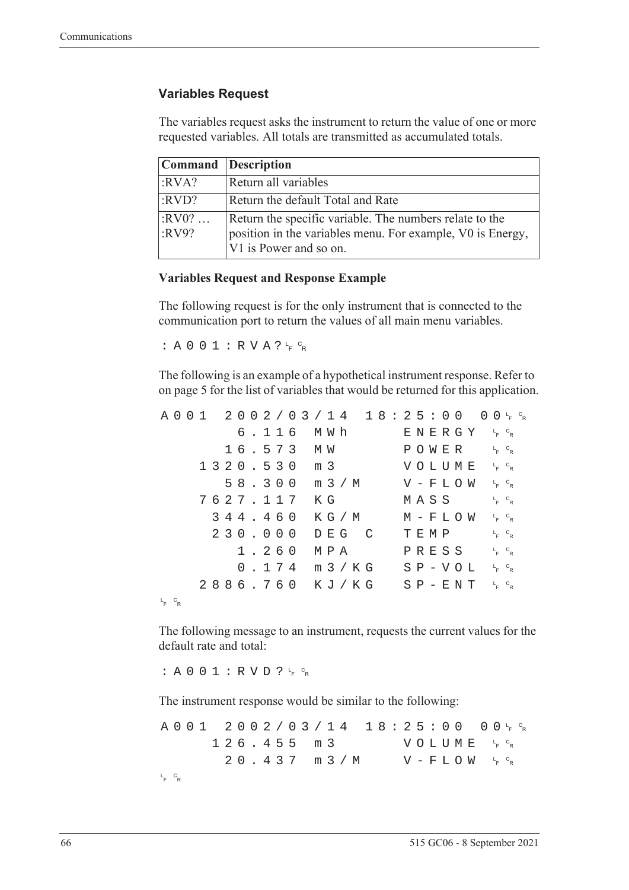### Variables Request

The variables request asks the instrument to return the value of one or more requested variables. All totals are transmitted as accumulated totals.

| Command | Description |
|---|---|
| :RVA? | Return all variables |
| :RVD? | Return the default Total and Rate |
| :RV0? … :RV9? | Return the specific variable. The numbers relate to the position in the variables menu. For example, V0 is Energy, V1 is Power and so on. |

**Variables Request and Response Example**

The following request is for the only instrument that is connected to the communication port to return the values of all main menu variables.

```
:A001:RVA?LFCR
```

The following is an example of a hypothetical instrument response. Refer to on page 5 for the list of variables that would be returned for this application.

```
A001  2002/03/14  18:25:00  00LFCR
        6.116  MWh       ENERGY  LFCR
       16.573  MW        POWER   LFCR
     1320.530  m3        VOLUME  LFCR
       58.300  m3/M      V-FLOW  LFCR
     7627.117  KG        MASS    LFCR
      344.460  KG/M      M-FLOW  LFCR
      230.000  DEG C     TEMP    LFCR
        1.260  MPA       PRESS   LFCR
        0.174  m3/KG     SP-VOL  LFCR
     2886.760  KJ/KG     SP-ENT  LFCR
LFCR
```

The following message to an instrument, requests the current values for the default rate and total:

```
:A001:RVD?LFCR
```

The instrument response would be similar to the following:

```
A001  2002/03/14  18:25:00  00LFCR
      126.455  m3        VOLUME  LFCR
       20.437  m3/M      V-FLOW  LFCR
LFCR
```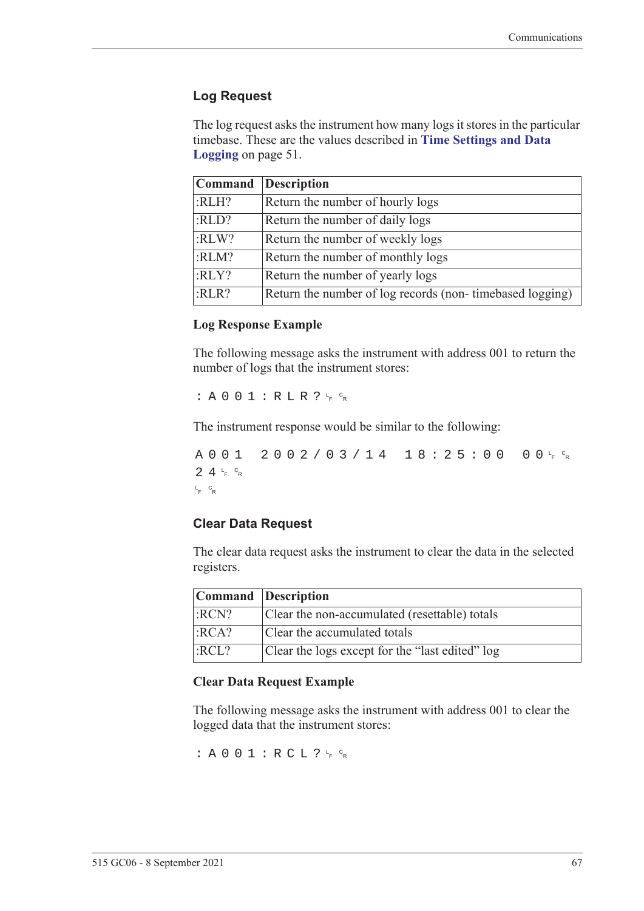## Log Request

The log request asks the instrument how many logs it stores in the particular timebase. These are the values described in **Time Settings and Data Logging** on page 51.

| Command | Description |
|---|---|
| :RLH? | Return the number of hourly logs |
| :RLD? | Return the number of daily logs |
| :RLW? | Return the number of weekly logs |
| :RLM? | Return the number of monthly logs |
| :RLY? | Return the number of yearly logs |
| :RLR? | Return the number of log records (non- timebased logging) |

### Log Response Example

The following message asks the instrument with address 001 to return the number of logs that the instrument stores:

```
:A001:RLR?LF CR
```

The instrument response would be similar to the following:

```
A001 2002/03/14 18:25:00 00LF CR
24LF CR
LF CR
```

## Clear Data Request

The clear data request asks the instrument to clear the data in the selected registers.

| Command | Description |
|---|---|
| :RCN? | Clear the non-accumulated (resettable) totals |
| :RCA? | Clear the accumulated totals |
| :RCL? | Clear the logs except for the “last edited” log |

### Clear Data Request Example

The following message asks the instrument with address 001 to clear the logged data that the instrument stores:

```
:A001:RCL?LF CR
```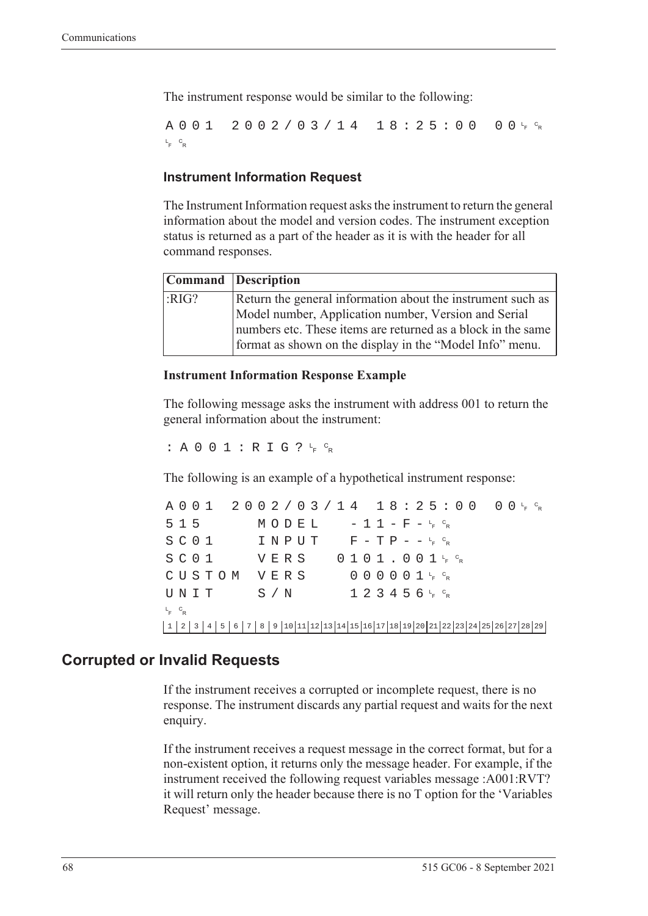The instrument response would be similar to the following:

```
A001  2002/03/14  18:25:00  00LF CR
LF CR
```

### Instrument Information Request

The Instrument Information request asks the instrument to return the general information about the model and version codes. The instrument exception status is returned as a part of the header as it is with the header for all command responses.

| Command | Description |
|---|---|
| :RIG? | Return the general information about the instrument such as Model number, Application number, Version and Serial numbers etc. These items are returned as a block in the same format as shown on the display in the "Model Info" menu. |

#### Instrument Information Response Example

The following message asks the instrument with address 001 to return the general information about the instrument:

```
:A001:RIG?LF CR
```

The following is an example of a hypothetical instrument response:

```
A001  2002/03/14  18:25:00  00LF CR
515     MODEL    -11-F-LF CR
SC01    INPUT    F-TP--LF CR
SC01    VERS   0101.001LF CR
CUSTOM  VERS     000001LF CR
UNIT    S/N      123456LF CR
LF CR
1 2 3 4 5 6 7 8 9 10 11 12 13 14 15 16 17 18 19 20 21 22 23 24 25 26 27 28 29
```

## Corrupted or Invalid Requests

If the instrument receives a corrupted or incomplete request, there is no response. The instrument discards any partial request and waits for the next enquiry.

If the instrument receives a request message in the correct format, but for a non-existent option, it returns only the message header. For example, if the instrument received the following request variables message :A001:RVT? it will return only the header because there is no T option for the 'Variables Request' message.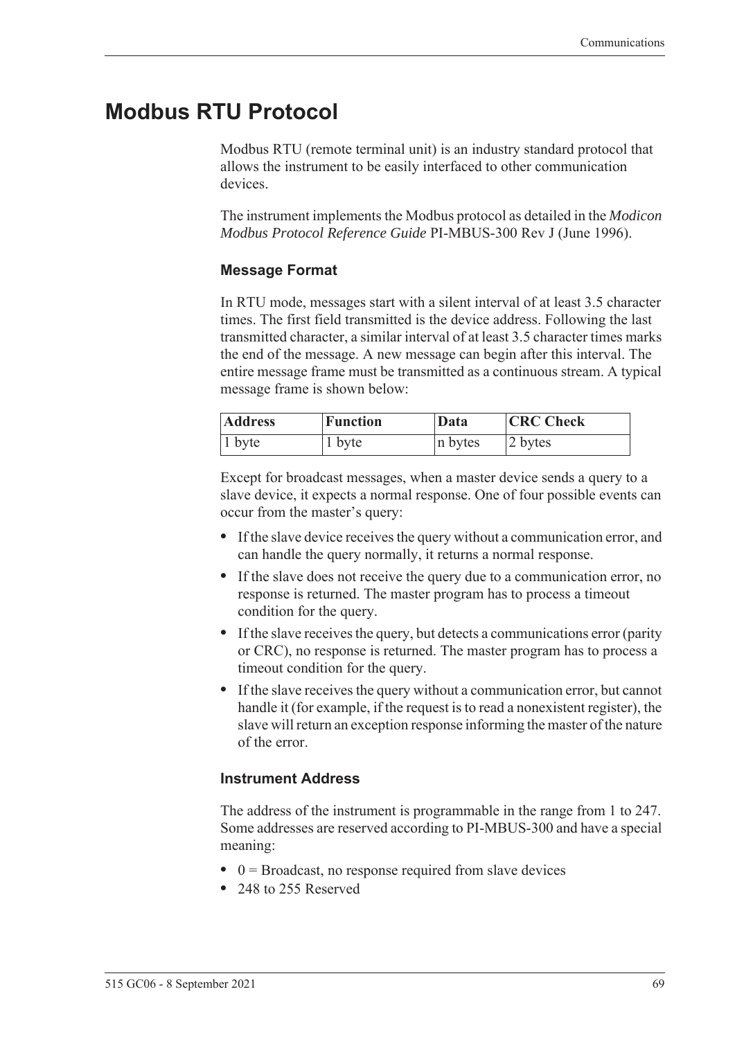# Modbus RTU Protocol

Modbus RTU (remote terminal unit) is an industry standard protocol that allows the instrument to be easily interfaced to other communication devices.

The instrument implements the Modbus protocol as detailed in the *Modicon Modbus Protocol Reference Guide* PI-MBUS-300 Rev J (June 1996).

### Message Format

In RTU mode, messages start with a silent interval of at least 3.5 character times. The first field transmitted is the device address. Following the last transmitted character, a similar interval of at least 3.5 character times marks the end of the message. A new message can begin after this interval. The entire message frame must be transmitted as a continuous stream. A typical message frame is shown below:

| Address | Function | Data | CRC Check |
|---|---|---|---|
| 1 byte | 1 byte | n bytes | 2 bytes |

Except for broadcast messages, when a master device sends a query to a slave device, it expects a normal response. One of four possible events can occur from the master's query:

- If the slave device receives the query without a communication error, and can handle the query normally, it returns a normal response.
- If the slave does not receive the query due to a communication error, no response is returned. The master program has to process a timeout condition for the query.
- If the slave receives the query, but detects a communications error (parity or CRC), no response is returned. The master program has to process a timeout condition for the query.
- If the slave receives the query without a communication error, but cannot handle it (for example, if the request is to read a nonexistent register), the slave will return an exception response informing the master of the nature of the error.

### Instrument Address

The address of the instrument is programmable in the range from 1 to 247. Some addresses are reserved according to PI-MBUS-300 and have a special meaning:

- 0 = Broadcast, no response required from slave devices
- 248 to 255 Reserved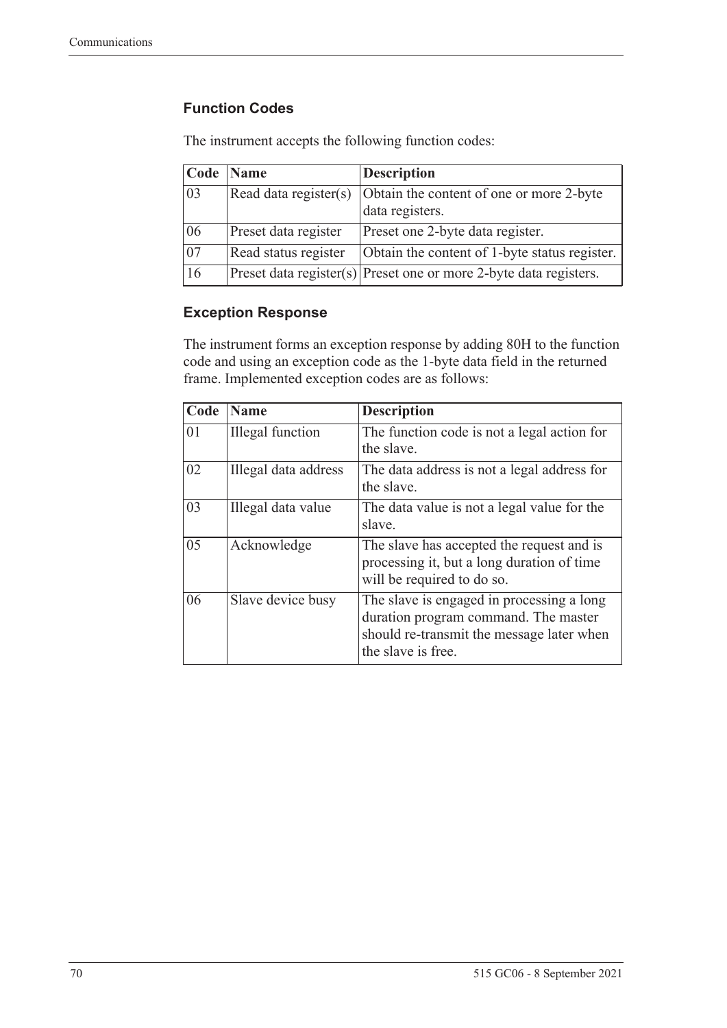### Function Codes

The instrument accepts the following function codes:

| Code | Name | Description |
|---|---|---|
| 03 | Read data register(s) | Obtain the content of one or more 2-byte data registers. |
| 06 | Preset data register | Preset one 2-byte data register. |
| 07 | Read status register | Obtain the content of 1-byte status register. |
| 16 | Preset data register(s) | Preset one or more 2-byte data registers. |

### Exception Response

The instrument forms an exception response by adding 80H to the function code and using an exception code as the 1-byte data field in the returned frame. Implemented exception codes are as follows:

| Code | Name | Description |
|---|---|---|
| 01 | Illegal function | The function code is not a legal action for the slave. |
| 02 | Illegal data address | The data address is not a legal address for the slave. |
| 03 | Illegal data value | The data value is not a legal value for the slave. |
| 05 | Acknowledge | The slave has accepted the request and is processing it, but a long duration of time will be required to do so. |
| 06 | Slave device busy | The slave is engaged in processing a long duration program command. The master should re-transmit the message later when the slave is free. |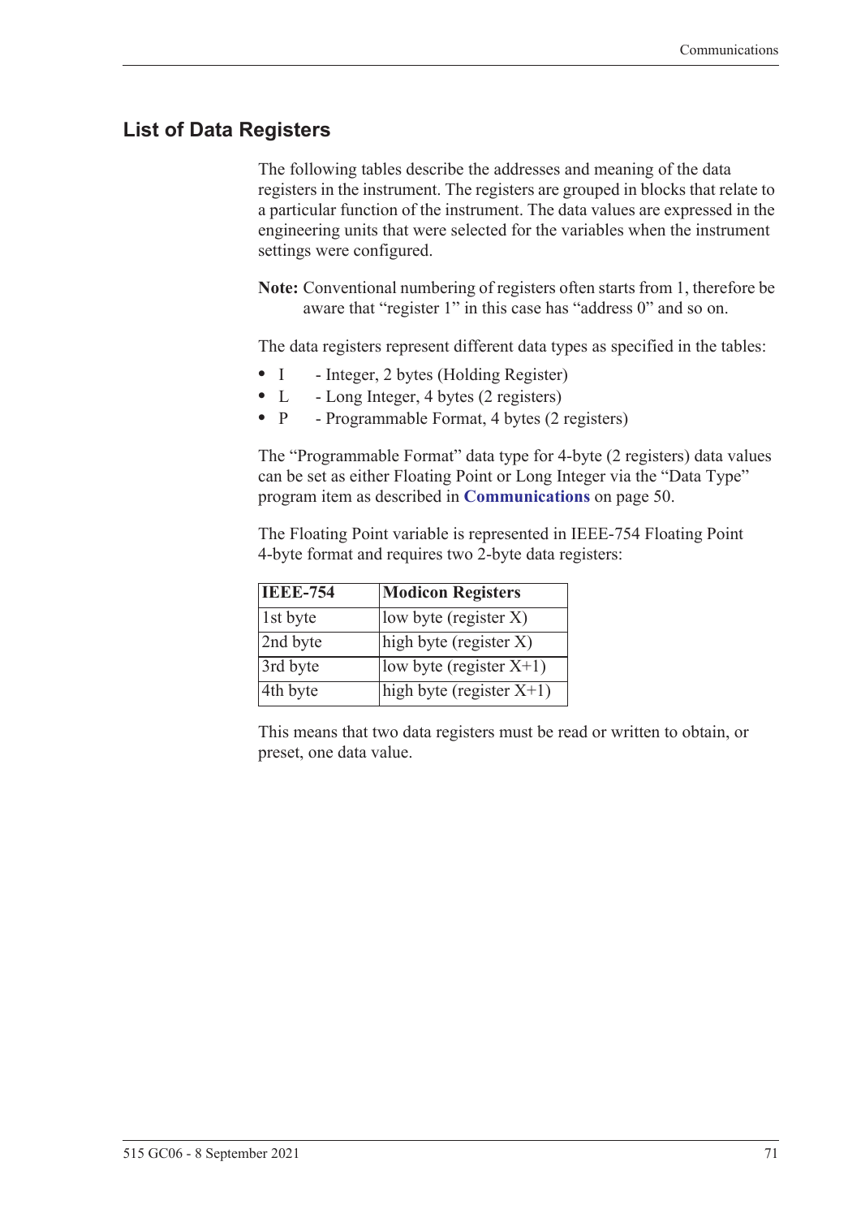## List of Data Registers

The following tables describe the addresses and meaning of the data registers in the instrument. The registers are grouped in blocks that relate to a particular function of the instrument. The data values are expressed in the engineering units that were selected for the variables when the instrument settings were configured.

**Note:** Conventional numbering of registers often starts from 1, therefore be aware that "register 1" in this case has "address 0" and so on.

The data registers represent different data types as specified in the tables:

- I - Integer, 2 bytes (Holding Register)
- L - Long Integer, 4 bytes (2 registers)
- P - Programmable Format, 4 bytes (2 registers)

The "Programmable Format" data type for 4-byte (2 registers) data values can be set as either Floating Point or Long Integer via the "Data Type" program item as described in **Communications** on page 50.

The Floating Point variable is represented in IEEE-754 Floating Point 4-byte format and requires two 2-byte data registers:

| IEEE-754 | Modicon Registers |
|---|---|
| 1st byte | low byte (register X) |
| 2nd byte | high byte (register X) |
| 3rd byte | low byte (register X+1) |
| 4th byte | high byte (register X+1) |

This means that two data registers must be read or written to obtain, or preset, one data value.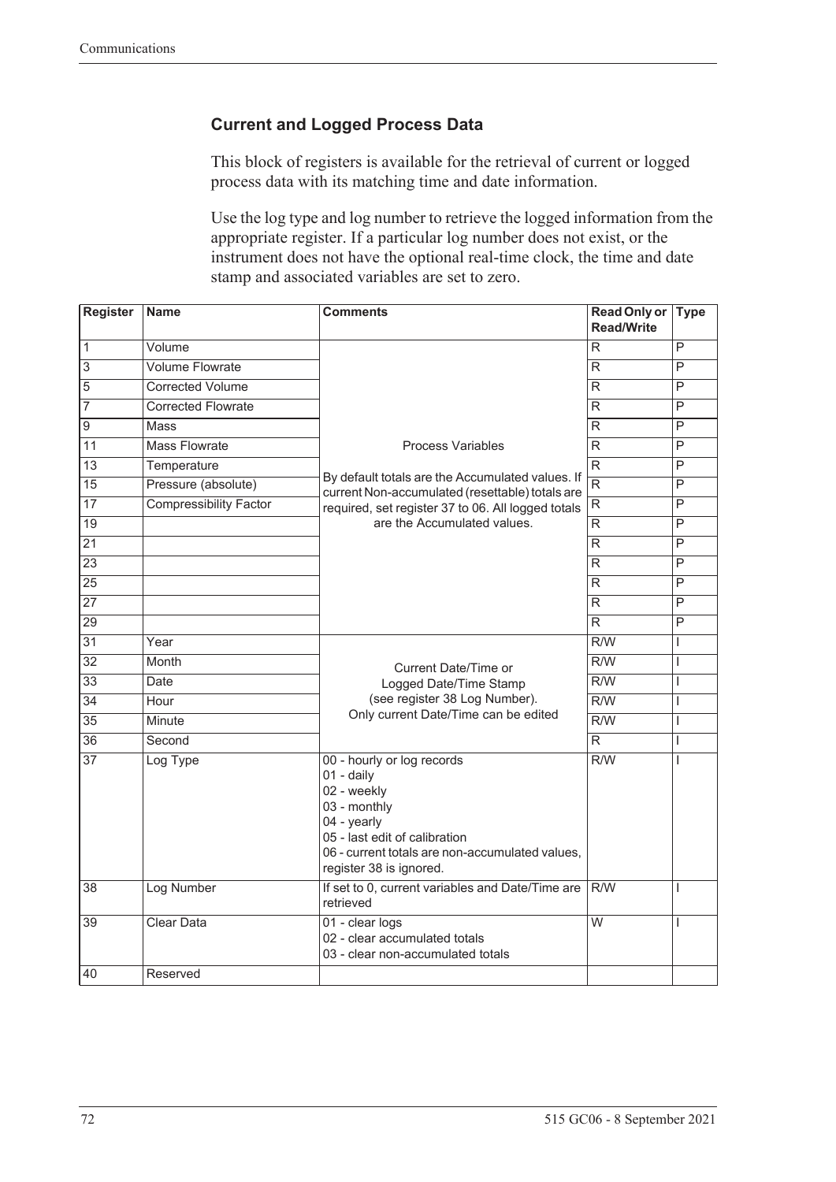### Current and Logged Process Data

This block of registers is available for the retrieval of current or logged process data with its matching time and date information.

Use the log type and log number to retrieve the logged information from the appropriate register. If a particular log number does not exist, or the instrument does not have the optional real-time clock, the time and date stamp and associated variables are set to zero.

| Register | Name | Comments | Read Only or Read/Write | Type |
|---|---|---|---|---|
| 1 | Volume | Process Variables<br><br>By default totals are the Accumulated values. If current Non-accumulated (resettable) totals are required, set register 37 to 06. All logged totals are the Accumulated values. | R | P |
| 3 | Volume Flowrate | | R | P |
| 5 | Corrected Volume | | R | P |
| 7 | Corrected Flowrate | | R | P |
| 9 | Mass | | R | P |
| 11 | Mass Flowrate | | R | P |
| 13 | Temperature | | R | P |
| 15 | Pressure (absolute) | | R | P |
| 17 | Compressibility Factor | | R | P |
| 19 | | | R | P |
| 21 | | | R | P |
| 23 | | | R | P |
| 25 | | | R | P |
| 27 | | | R | P |
| 29 | | | R | P |
| 31 | Year | Current Date/Time or Logged Date/Time Stamp (see register 38 Log Number). Only current Date/Time can be edited | R/W | I |
| 32 | Month | | R/W | I |
| 33 | Date | | R/W | I |
| 34 | Hour | | R/W | I |
| 35 | Minute | | R/W | I |
| 36 | Second | | R | I |
| 37 | Log Type | 00 - hourly or log records<br>01 - daily<br>02 - weekly<br>03 - monthly<br>04 - yearly<br>05 - last edit of calibration<br>06 - current totals are non-accumulated values, register 38 is ignored. | R/W | I |
| 38 | Log Number | If set to 0, current variables and Date/Time are retrieved | R/W | I |
| 39 | Clear Data | 01 - clear logs<br>02 - clear accumulated totals<br>03 - clear non-accumulated totals | W | I |
| 40 | Reserved | | | |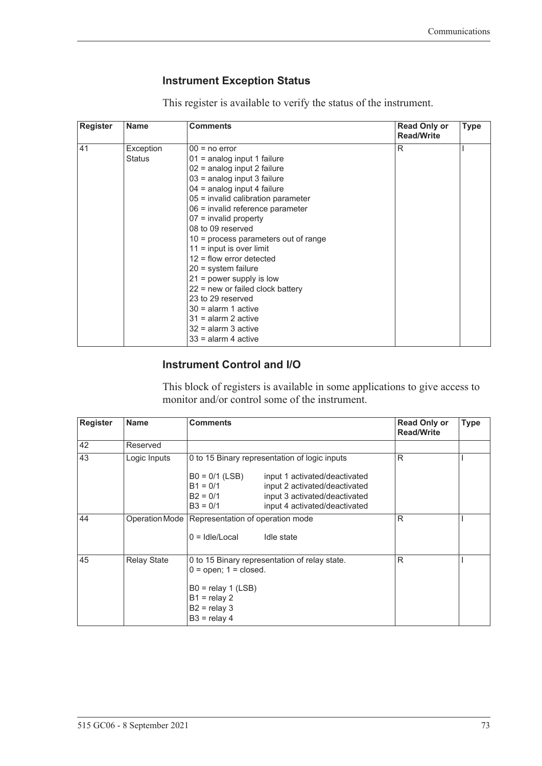### Instrument Exception Status

This register is available to verify the status of the instrument.

| Register | Name | Comments | Read Only or Read/Write | Type |
|---|---|---|---|---|
| 41 | Exception Status | 00 = no error<br>01 = analog input 1 failure<br>02 = analog input 2 failure<br>03 = analog input 3 failure<br>04 = analog input 4 failure<br>05 = invalid calibration parameter<br>06 = invalid reference parameter<br>07 = invalid property<br>08 to 09 reserved<br>10 = process parameters out of range<br>11 = input is over limit<br>12 = flow error detected<br>20 = system failure<br>21 = power supply is low<br>22 = new or failed clock battery<br>23 to 29 reserved<br>30 = alarm 1 active<br>31 = alarm 2 active<br>32 = alarm 3 active<br>33 = alarm 4 active | R | I |

### Instrument Control and I/O

This block of registers is available in some applications to give access to monitor and/or control some of the instrument.

| Register | Name | Comments | Read Only or Read/Write | Type |
|---|---|---|---|---|
| 42 | Reserved | | | |
| 43 | Logic Inputs | 0 to 15 Binary representation of logic inputs<br><br>B0 = 0/1 (LSB) input 1 activated/deactivated<br>B1 = 0/1 input 2 activated/deactivated<br>B2 = 0/1 input 3 activated/deactivated<br>B3 = 0/1 input 4 activated/deactivated | R | I |
| 44 | Operation Mode | Representation of operation mode<br><br>0 = Idle/Local Idle state | R | I |
| 45 | Relay State | 0 to 15 Binary representation of relay state.<br>0 = open; 1 = closed.<br><br>B0 = relay 1 (LSB)<br>B1 = relay 2<br>B2 = relay 3<br>B3 = relay 4 | R | I |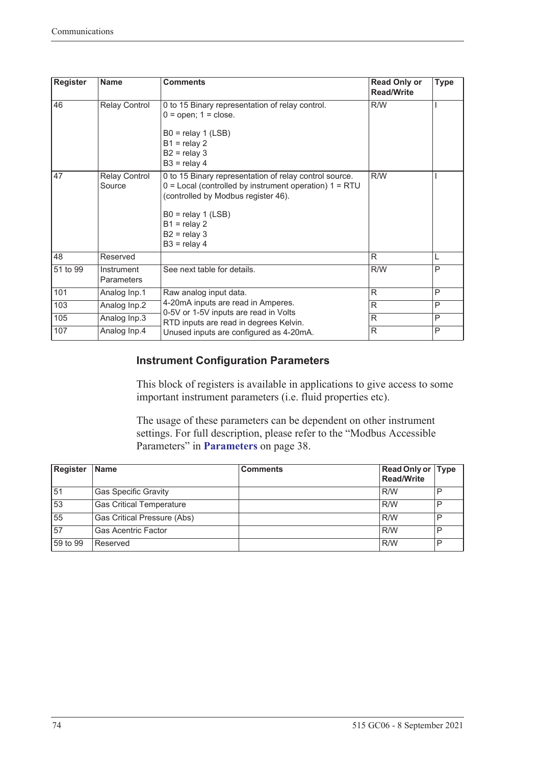| Register | Name | Comments | Read Only or Read/Write | Type |
|---|---|---|---|---|
| 46 | Relay Control | 0 to 15 Binary representation of relay control.<br>0 = open; 1 = close.<br><br>B0 = relay 1 (LSB)<br>B1 = relay 2<br>B2 = relay 3<br>B3 = relay 4 | R/W | I |
| 47 | Relay Control Source | 0 to 15 Binary representation of relay control source.<br>0 = Local (controlled by instrument operation) 1 = RTU (controlled by Modbus register 46).<br><br>B0 = relay 1 (LSB)<br>B1 = relay 2<br>B2 = relay 3<br>B3 = relay 4 | R/W | I |
| 48 | Reserved | | R | L |
| 51 to 99 | Instrument Parameters | See next table for details. | R/W | P |
| 101 | Analog Inp.1 | Raw analog input data.<br>4-20mA inputs are read in Amperes.<br>0-5V or 1-5V inputs are read in Volts<br>RTD inputs are read in degrees Kelvin.<br>Unused inputs are configured as 4-20mA. | R | P |
| 103 | Analog Inp.2 | | R | P |
| 105 | Analog Inp.3 | | R | P |
| 107 | Analog Inp.4 | | R | P |

### Instrument Configuration Parameters

This block of registers is available in applications to give access to some important instrument parameters (i.e. fluid properties etc).

The usage of these parameters can be dependent on other instrument settings. For full description, please refer to the "Modbus Accessible Parameters" in **Parameters** on page 38.

| Register | Name | Comments | Read Only or Read/Write | Type |
|---|---|---|---|---|
| 51 | Gas Specific Gravity | | R/W | P |
| 53 | Gas Critical Temperature | | R/W | P |
| 55 | Gas Critical Pressure (Abs) | | R/W | P |
| 57 | Gas Acentric Factor | | R/W | P |
| 59 to 99 | Reserved | | R/W | P |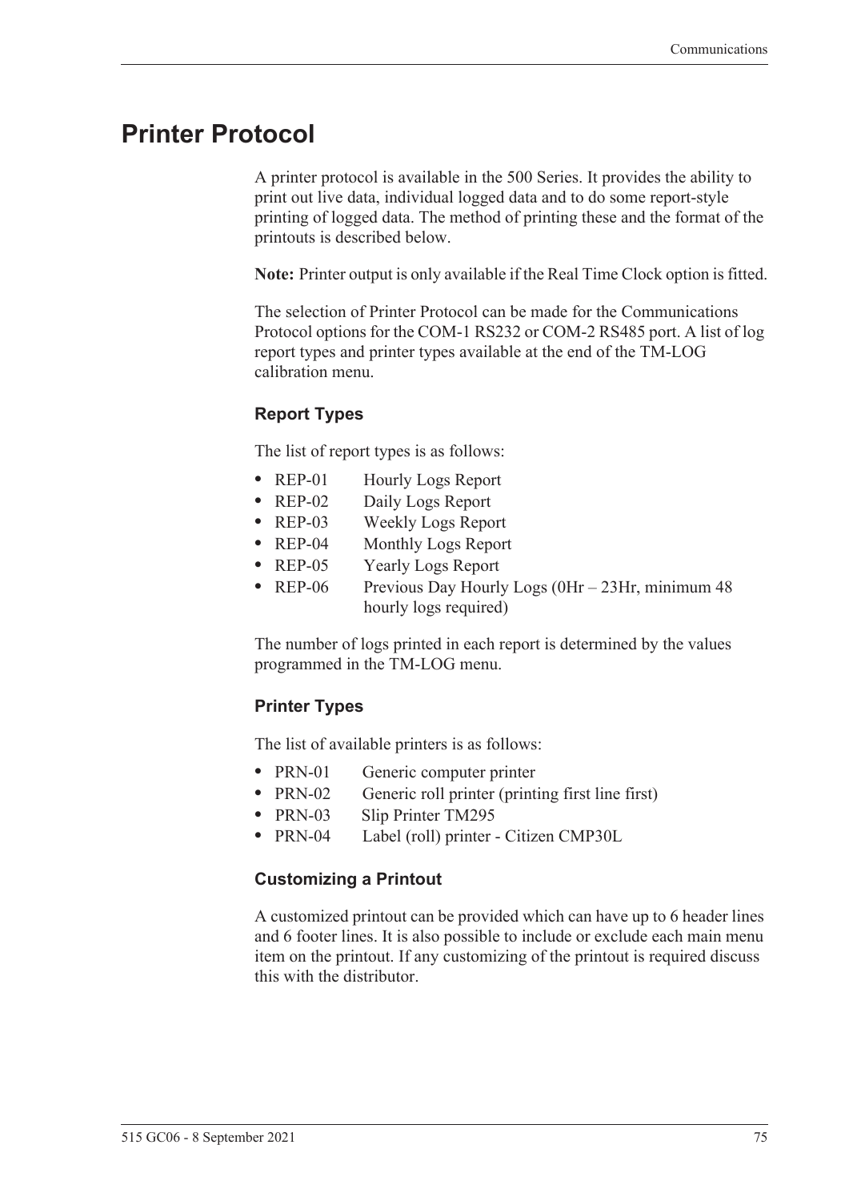# Printer Protocol

A printer protocol is available in the 500 Series. It provides the ability to print out live data, individual logged data and to do some report-style printing of logged data. The method of printing these and the format of the printouts is described below.

**Note:** Printer output is only available if the Real Time Clock option is fitted.

The selection of Printer Protocol can be made for the Communications Protocol options for the COM-1 RS232 or COM-2 RS485 port. A list of log report types and printer types available at the end of the TM-LOG calibration menu.

### Report Types

The list of report types is as follows:

- REP-01 Hourly Logs Report
- REP-02 Daily Logs Report
- REP-03 Weekly Logs Report
- REP-04 Monthly Logs Report
- REP-05 Yearly Logs Report
- REP-06 Previous Day Hourly Logs (0Hr – 23Hr, minimum 48 hourly logs required)

The number of logs printed in each report is determined by the values programmed in the TM-LOG menu.

### Printer Types

The list of available printers is as follows:

- PRN-01 Generic computer printer
- PRN-02 Generic roll printer (printing first line first)
- PRN-03 Slip Printer TM295
- PRN-04 Label (roll) printer - Citizen CMP30L

### Customizing a Printout

A customized printout can be provided which can have up to 6 header lines and 6 footer lines. It is also possible to include or exclude each main menu item on the printout. If any customizing of the printout is required discuss this with the distributor.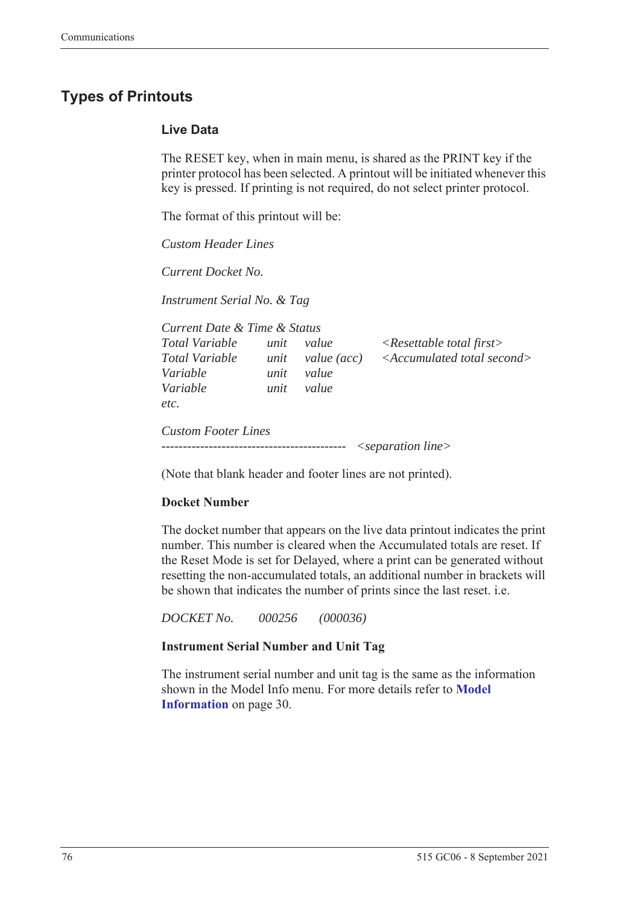## Types of Printouts

### Live Data

The RESET key, when in main menu, is shared as the PRINT key if the printer protocol has been selected. A printout will be initiated whenever this key is pressed. If printing is not required, do not select printer protocol.

The format of this printout will be:

*Custom Header Lines*

*Current Docket No.*

*Instrument Serial No. & Tag*

*Current Date & Time & Status*

| | | | |
|---|---|---|---|
| *Total Variable* | *unit* | *value* | *<Resettable total first>* |
| *Total Variable* | *unit* | *value (acc)* | *<Accumulated total second>* |
| *Variable* | *unit* | *value* | |
| *Variable* | *unit* | *value* | |
| *etc.* | | | |

*Custom Footer Lines*

------------------------------------------ *<separation line>*

(Note that blank header and footer lines are not printed).

**Docket Number**

The docket number that appears on the live data printout indicates the print number. This number is cleared when the Accumulated totals are reset. If the Reset Mode is set for Delayed, where a print can be generated without resetting the non-accumulated totals, an additional number in brackets will be shown that indicates the number of prints since the last reset. i.e.

*DOCKET No.   000256   (000036)*

**Instrument Serial Number and Unit Tag**

The instrument serial number and unit tag is the same as the information shown in the Model Info menu. For more details refer to **Model Information** on page 30.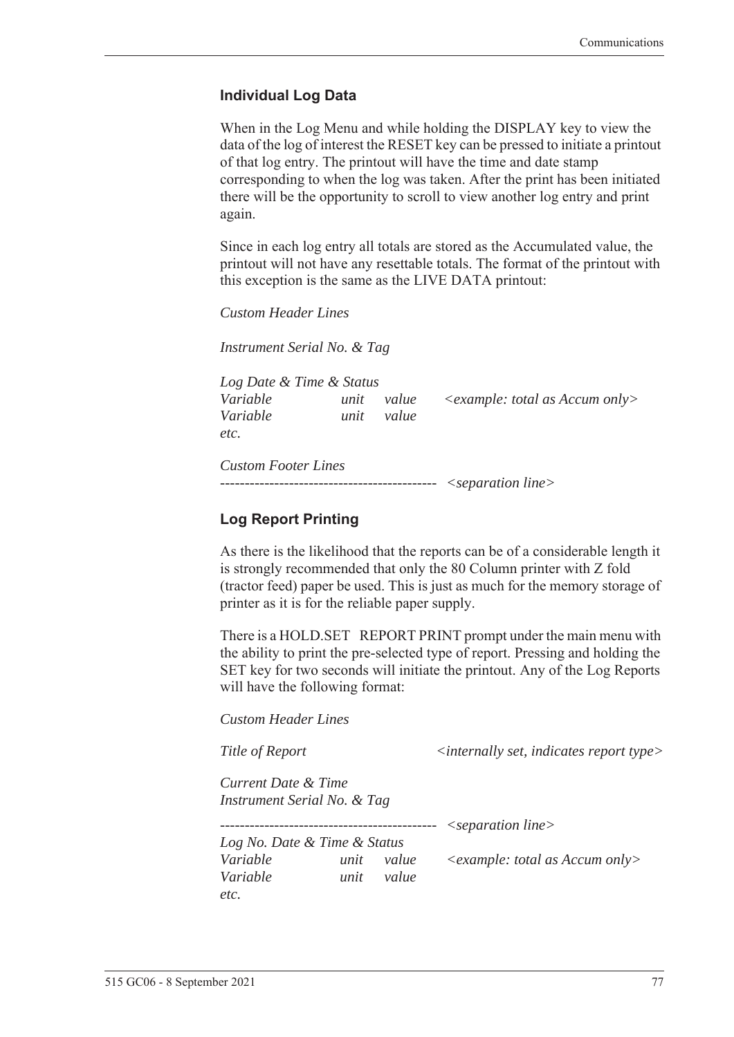### Individual Log Data

When in the Log Menu and while holding the DISPLAY key to view the data of the log of interest the RESET key can be pressed to initiate a printout of that log entry. The printout will have the time and date stamp corresponding to when the log was taken. After the print has been initiated there will be the opportunity to scroll to view another log entry and print again.

Since in each log entry all totals are stored as the Accumulated value, the printout will not have any resettable totals. The format of the printout with this exception is the same as the LIVE DATA printout:

*Custom Header Lines*

*Instrument Serial No. & Tag*

*Log Date & Time & Status*
*Variable unit value <example: total as Accum only>*
*Variable unit value*
*etc.*

*Custom Footer Lines*
*-------------------------------------------- <separation line>*

### Log Report Printing

As there is the likelihood that the reports can be of a considerable length it is strongly recommended that only the 80 Column printer with Z fold (tractor feed) paper be used. This is just as much for the memory storage of printer as it is for the reliable paper supply.

There is a HOLD.SET REPORT PRINT prompt under the main menu with the ability to print the pre-selected type of report. Pressing and holding the SET key for two seconds will initiate the printout. Any of the Log Reports will have the following format:

*Custom Header Lines*

*Title of Report <internally set, indicates report type>*

*Current Date & Time*
*Instrument Serial No. & Tag*

*-------------------------------------------- <separation line>*
*Log No. Date & Time & Status*
*Variable unit value <example: total as Accum only>*
*Variable unit value*
*etc.*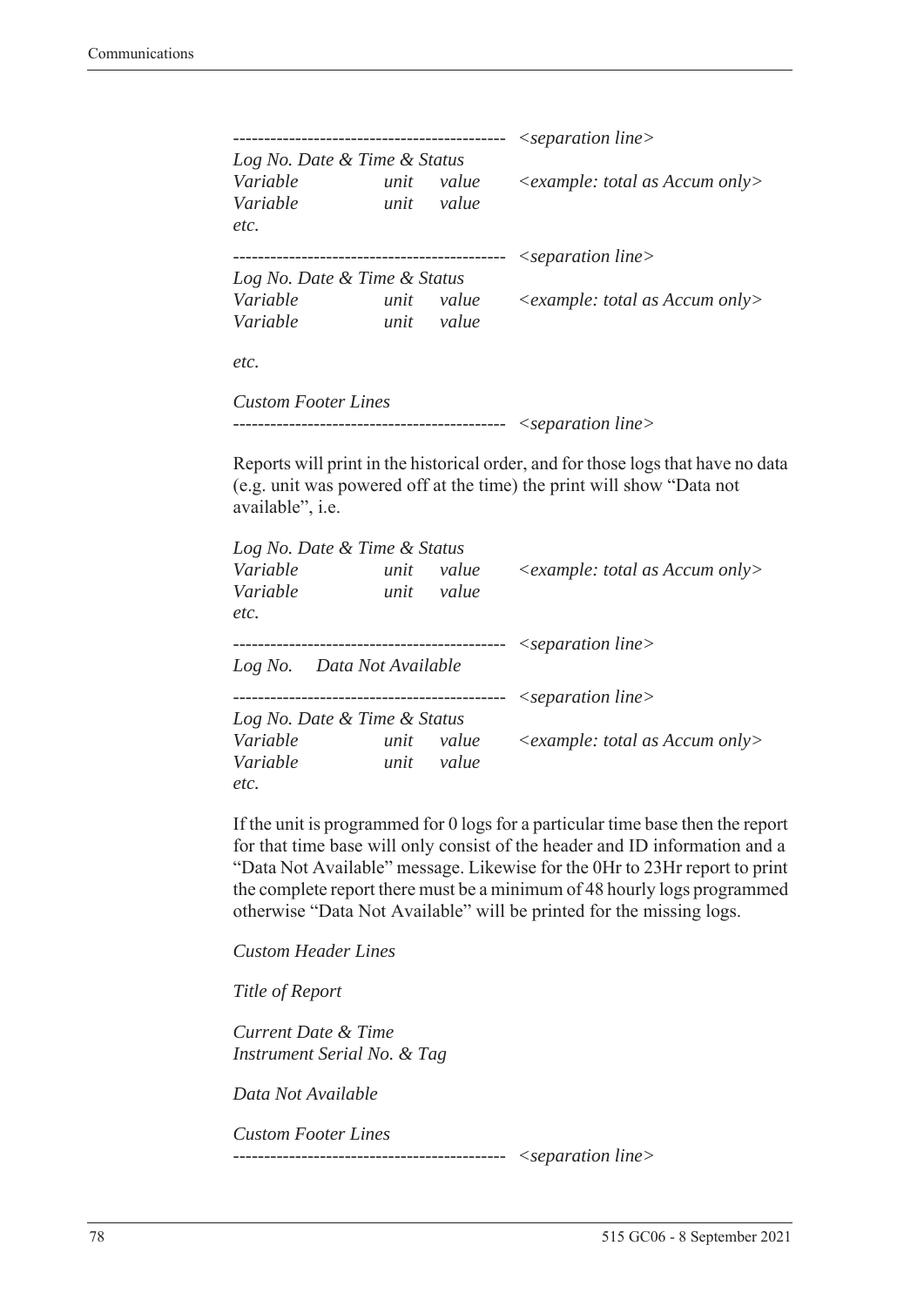```
--------------------------------------------  <separation line>
Log No. Date & Time & Status
Variable          unit    value     <example: total as Accum only>
Variable          unit    value
etc.

--------------------------------------------  <separation line>
Log No. Date & Time & Status
Variable          unit    value     <example: total as Accum only>
Variable          unit    value

etc.

Custom Footer Lines
--------------------------------------------  <separation line>
```

Reports will print in the historical order, and for those logs that have no data (e.g. unit was powered off at the time) the print will show "Data not available", i.e.

```
Log No. Date & Time & Status
Variable          unit    value     <example: total as Accum only>
Variable          unit    value
etc.

--------------------------------------------  <separation line>
Log No.    Data Not Available

--------------------------------------------  <separation line>
Log No. Date & Time & Status
Variable          unit    value     <example: total as Accum only>
Variable          unit    value
etc.
```

If the unit is programmed for 0 logs for a particular time base then the report for that time base will only consist of the header and ID information and a "Data Not Available" message. Likewise for the 0Hr to 23Hr report to print the complete report there must be a minimum of 48 hourly logs programmed otherwise "Data Not Available" will be printed for the missing logs.

```
Custom Header Lines

Title of Report

Current Date & Time
Instrument Serial No. & Tag

Data Not Available

Custom Footer Lines
--------------------------------------------  <separation line>
```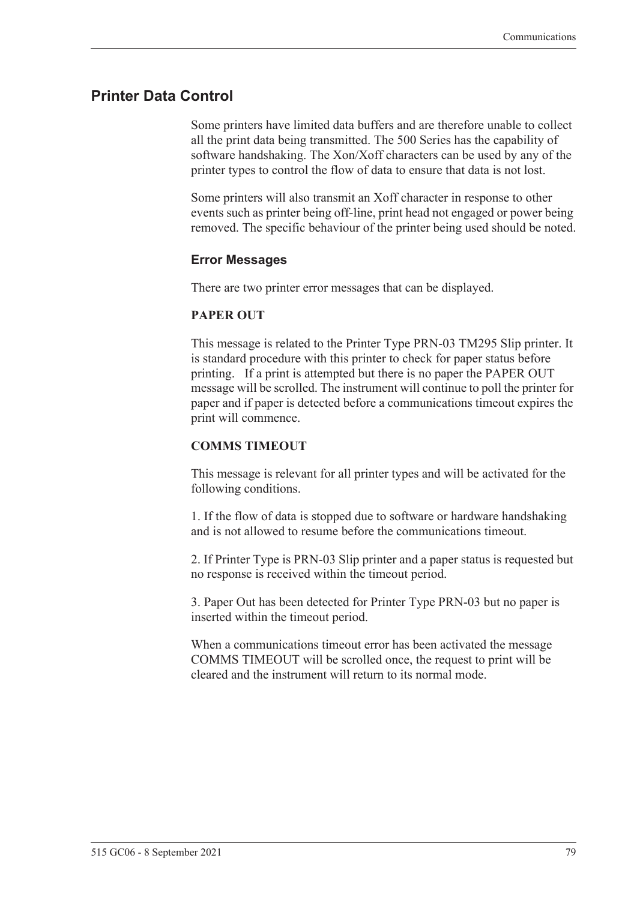## Printer Data Control

Some printers have limited data buffers and are therefore unable to collect all the print data being transmitted. The 500 Series has the capability of software handshaking. The Xon/Xoff characters can be used by any of the printer types to control the flow of data to ensure that data is not lost.

Some printers will also transmit an Xoff character in response to other events such as printer being off-line, print head not engaged or power being removed. The specific behaviour of the printer being used should be noted.

### Error Messages

There are two printer error messages that can be displayed.

**PAPER OUT**

This message is related to the Printer Type PRN-03 TM295 Slip printer. It is standard procedure with this printer to check for paper status before printing. If a print is attempted but there is no paper the PAPER OUT message will be scrolled. The instrument will continue to poll the printer for paper and if paper is detected before a communications timeout expires the print will commence.

**COMMS TIMEOUT**

This message is relevant for all printer types and will be activated for the following conditions.

1. If the flow of data is stopped due to software or hardware handshaking and is not allowed to resume before the communications timeout.

2. If Printer Type is PRN-03 Slip printer and a paper status is requested but no response is received within the timeout period.

3. Paper Out has been detected for Printer Type PRN-03 but no paper is inserted within the timeout period.

When a communications timeout error has been activated the message COMMS TIMEOUT will be scrolled once, the request to print will be cleared and the instrument will return to its normal mode.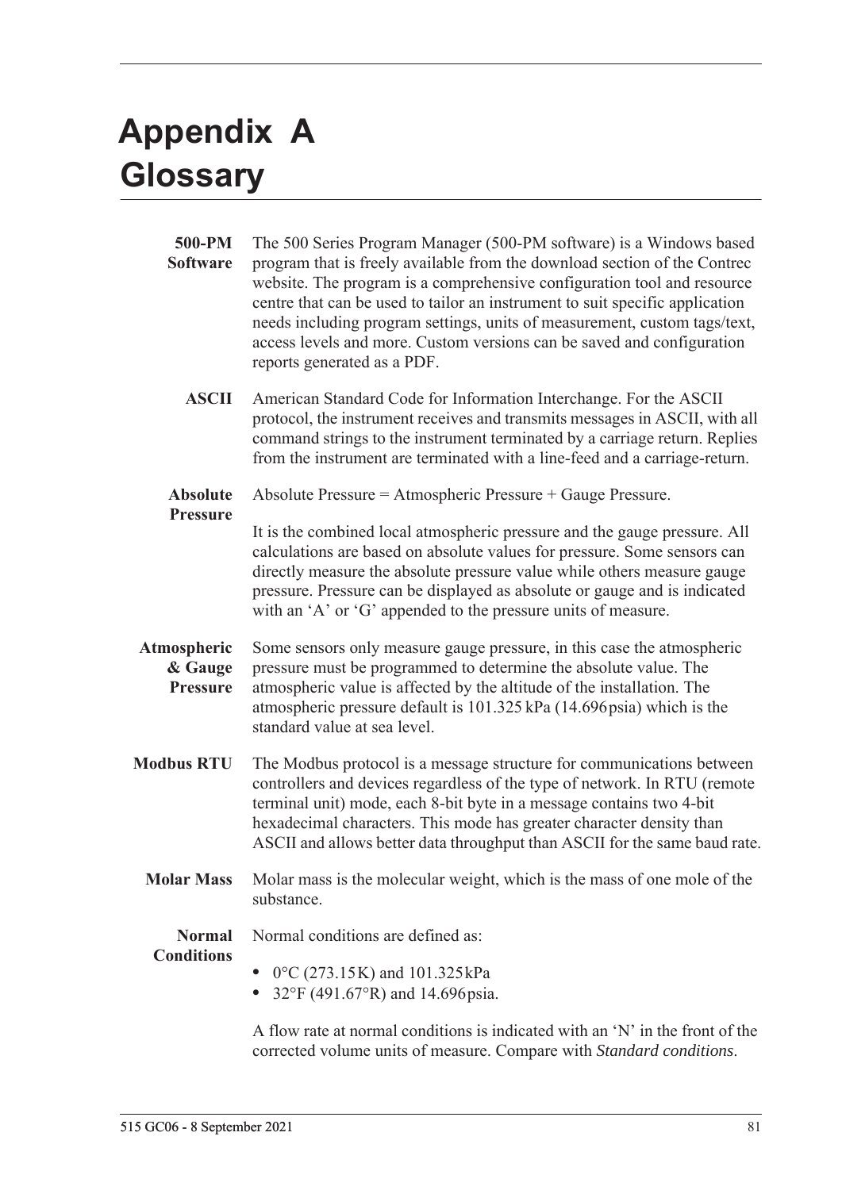# Appendix A Glossary

**500-PM Software** The 500 Series Program Manager (500-PM software) is a Windows based program that is freely available from the download section of the Contrec website. The program is a comprehensive configuration tool and resource centre that can be used to tailor an instrument to suit specific application needs including program settings, units of measurement, custom tags/text, access levels and more. Custom versions can be saved and configuration reports generated as a PDF.

**ASCII** American Standard Code for Information Interchange. For the ASCII protocol, the instrument receives and transmits messages in ASCII, with all command strings to the instrument terminated by a carriage return. Replies from the instrument are terminated with a line-feed and a carriage-return.

**Absolute Pressure** Absolute Pressure = Atmospheric Pressure + Gauge Pressure.

It is the combined local atmospheric pressure and the gauge pressure. All calculations are based on absolute values for pressure. Some sensors can directly measure the absolute pressure value while others measure gauge pressure. Pressure can be displayed as absolute or gauge and is indicated with an 'A' or 'G' appended to the pressure units of measure.

**Atmospheric & Gauge Pressure** Some sensors only measure gauge pressure, in this case the atmospheric pressure must be programmed to determine the absolute value. The atmospheric value is affected by the altitude of the installation. The atmospheric pressure default is 101.325 kPa (14.696 psia) which is the standard value at sea level.

**Modbus RTU** The Modbus protocol is a message structure for communications between controllers and devices regardless of the type of network. In RTU (remote terminal unit) mode, each 8-bit byte in a message contains two 4-bit hexadecimal characters. This mode has greater character density than ASCII and allows better data throughput than ASCII for the same baud rate.

**Molar Mass** Molar mass is the molecular weight, which is the mass of one mole of the substance.

**Normal Conditions** Normal conditions are defined as:

- 0°C (273.15 K) and 101.325 kPa
- 32°F (491.67°R) and 14.696 psia.

A flow rate at normal conditions is indicated with an 'N' in the front of the corrected volume units of measure. Compare with *Standard conditions*.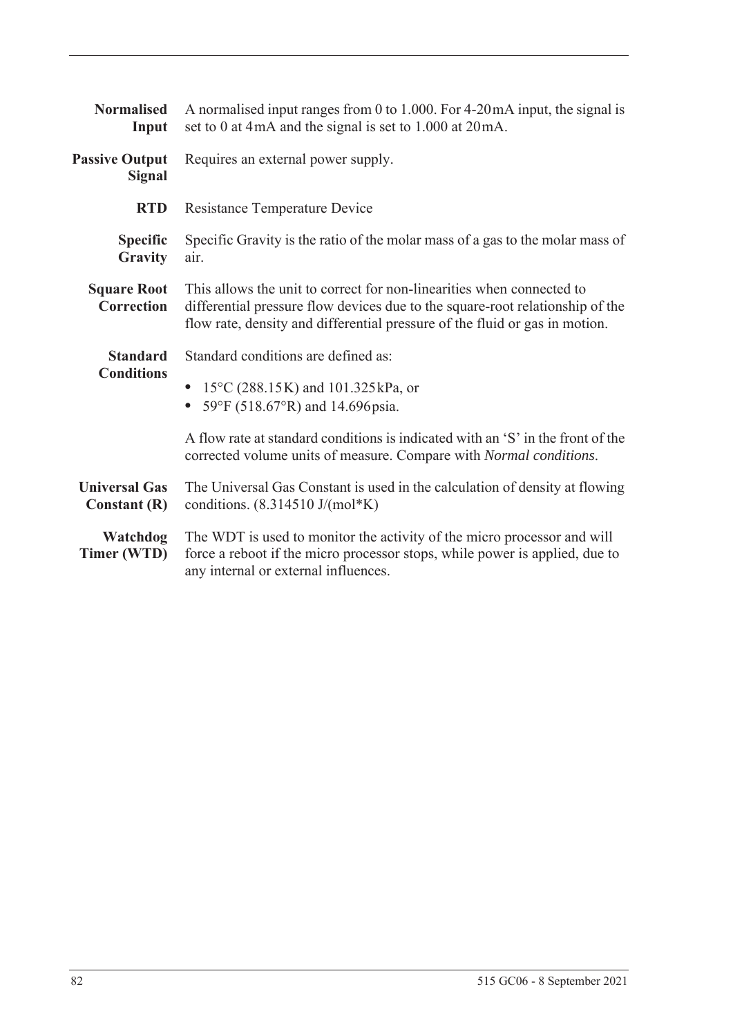**Normalised Input** A normalised input ranges from 0 to 1.000. For 4-20mA input, the signal is set to 0 at 4mA and the signal is set to 1.000 at 20mA.

**Passive Output Signal** Requires an external power supply.

**RTD** Resistance Temperature Device

**Specific Gravity** Specific Gravity is the ratio of the molar mass of a gas to the molar mass of air.

**Square Root Correction** This allows the unit to correct for non-linearities when connected to differential pressure flow devices due to the square-root relationship of the flow rate, density and differential pressure of the fluid or gas in motion.

**Standard Conditions** Standard conditions are defined as:

- 15°C (288.15K) and 101.325kPa, or
- 59°F (518.67°R) and 14.696psia.

A flow rate at standard conditions is indicated with an 'S' in the front of the corrected volume units of measure. Compare with *Normal conditions*.

**Universal Gas Constant (R)** The Universal Gas Constant is used in the calculation of density at flowing conditions. (8.314510 J/(mol*K)

**Watchdog Timer (WTD)** The WDT is used to monitor the activity of the micro processor and will force a reboot if the micro processor stops, while power is applied, due to any internal or external influences.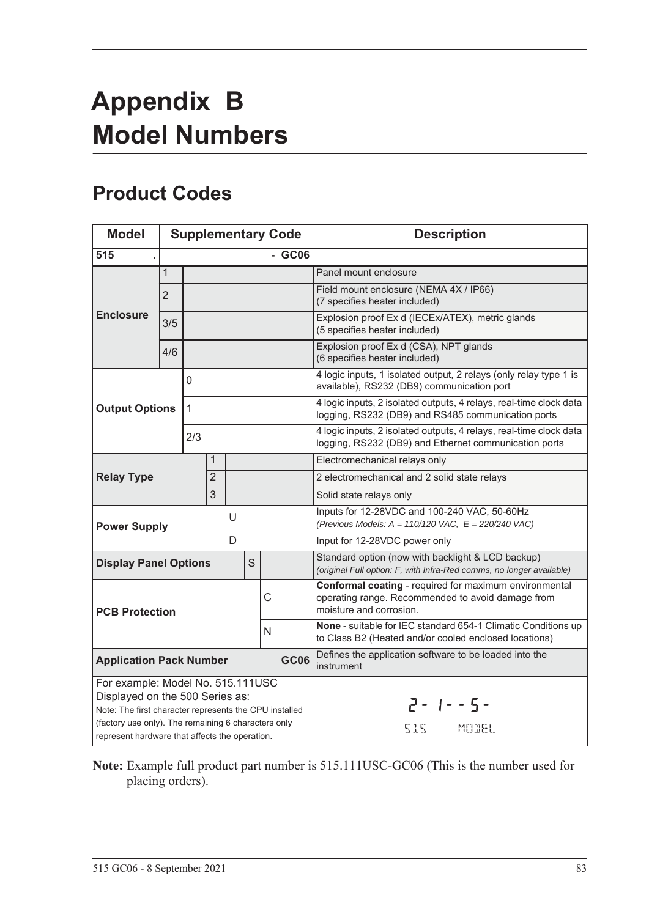# Appendix B
# Model Numbers

## Product Codes

| Model | Supplementary Code | | | | | | | Description |
|---|---|---|---|---|---|---|---|---|
| **515 .** | | | | | | | **- GC06** | |
| **Enclosure** | 1 | | | | | | | Panel mount enclosure |
| | 2 | | | | | | | Field mount enclosure (NEMA 4X / IP66) (7 specifies heater included) |
| | 3/5 | | | | | | | Explosion proof Ex d (IECEx/ATEX), metric glands (5 specifies heater included) |
| | 4/6 | | | | | | | Explosion proof Ex d (CSA), NPT glands (6 specifies heater included) |
| **Output Options** | | 0 | | | | | | 4 logic inputs, 1 isolated output, 2 relays (only relay type 1 is available), RS232 (DB9) communication port |
| | | 1 | | | | | | 4 logic inputs, 2 isolated outputs, 4 relays, real-time clock data logging, RS232 (DB9) and RS485 communication ports |
| | | 2/3 | | | | | | 4 logic inputs, 2 isolated outputs, 4 relays, real-time clock data logging, RS232 (DB9) and Ethernet communication ports |
| **Relay Type** | | | 1 | | | | | Electromechanical relays only |
| | | | 2 | | | | | 2 electromechanical and 2 solid state relays |
| | | | 3 | | | | | Solid state relays only |
| **Power Supply** | | | | U | | | | Inputs for 12-28VDC and 100-240 VAC, 50-60Hz *(Previous Models: A = 110/120 VAC, E = 220/240 VAC)* |
| | | | | D | | | | Input for 12-28VDC power only |
| **Display Panel Options** | | | | | S | | | Standard option (now with backlight & LCD backup) *(original Full option: F, with Infra-Red comms, no longer available)* |
| **PCB Protection** | | | | | | C | | **Conformal coating** - required for maximum environmental operating range. Recommended to avoid damage from moisture and corrosion. |
| | | | | | | N | | **None** - suitable for IEC standard 654-1 Climatic Conditions up to Class B2 (Heated and/or cooled enclosed locations) |
| **Application Pack Number** | | | | | | | **GC06** | Defines the application software to be loaded into the instrument |
| For example: Model No. 515.111USC Displayed on the 500 Series as: Note: The first character represents the CPU installed (factory use only). The remaining 6 characters only represent hardware that affects the operation. | | | | | | | | 2- 1--5- 515 MODEL |

**Note:** Example full product part number is 515.111USC-GC06 (This is the number used for placing orders).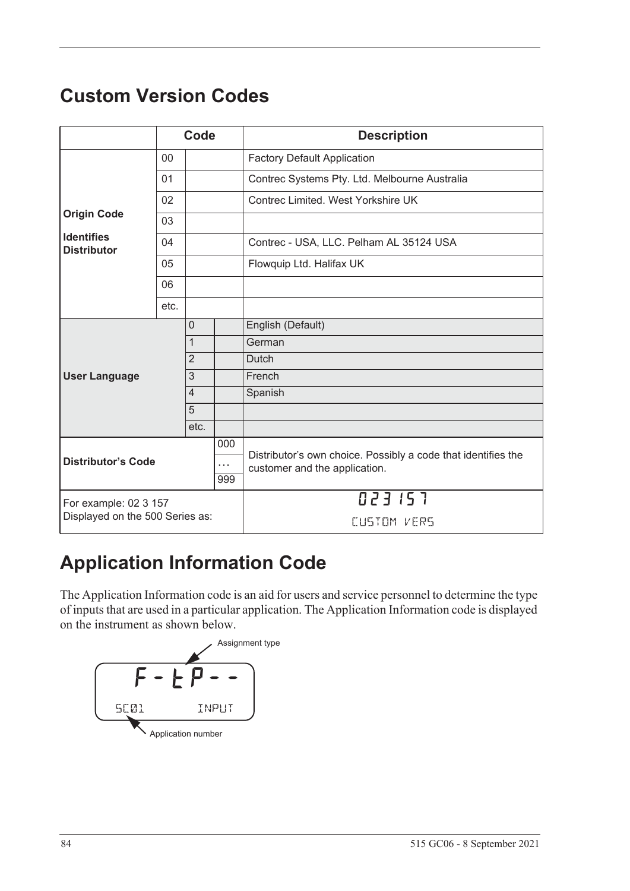## Custom Version Codes

| | Code | | | Description |
|---|---|---|---|---|
| **Origin Code**<br><br>**Identifies Distributor** | 00 | | | Factory Default Application |
| | 01 | | | Contrec Systems Pty. Ltd. Melbourne Australia |
| | 02 | | | Contrec Limited. West Yorkshire UK |
| | 03 | | | |
| | 04 | | | Contrec - USA, LLC. Pelham AL 35124 USA |
| | 05 | | | Flowquip Ltd. Halifax UK |
| | 06 | | | |
| | etc. | | | |
| **User Language** | | 0 | | English (Default) |
| | | 1 | | German |
| | | 2 | | Dutch |
| | | 3 | | French |
| | | 4 | | Spanish |
| | | 5 | | |
| | | etc. | | |
| **Distributor's Code** | | | 000 | Distributor's own choice. Possibly a code that identifies the customer and the application. |
| | | | … | |
| | | | 999 | |
| For example: 02 3 157<br>Displayed on the 500 Series as: | | | | 023 157<br>CUSTOM VERS |

## Application Information Code

The Application Information code is an aid for users and service personnel to determine the type of inputs that are used in a particular application. The Application Information code is displayed on the instrument as shown below.

Assignment type

F-tP--

SC01 INPUT

Application number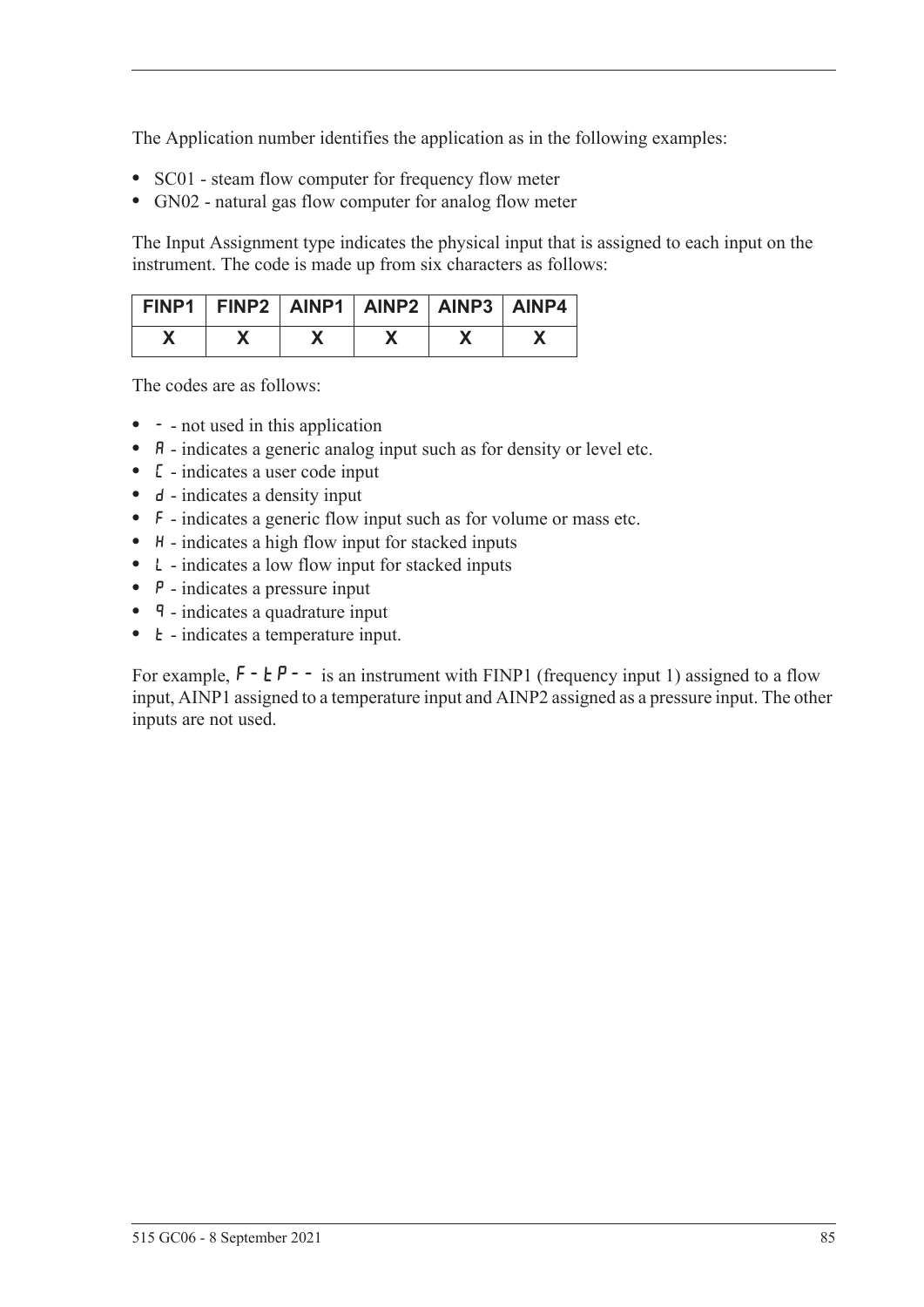The Application number identifies the application as in the following examples:

- SC01 - steam flow computer for frequency flow meter
- GN02 - natural gas flow computer for analog flow meter

The Input Assignment type indicates the physical input that is assigned to each input on the instrument. The code is made up from six characters as follows:

| FINP1 | FINP2 | AINP1 | AINP2 | AINP3 | AINP4 |
|---|---|---|---|---|---|
| X | X | X | X | X | X |

The codes are as follows:

- `-` - not used in this application
- `A` - indicates a generic analog input such as for density or level etc.
- `C` - indicates a user code input
- `d` - indicates a density input
- `F` - indicates a generic flow input such as for volume or mass etc.
- `H` - indicates a high flow input for stacked inputs
- `L` - indicates a low flow input for stacked inputs
- `P` - indicates a pressure input
- `q` - indicates a quadrature input
- `t` - indicates a temperature input.

For example, `F-tP--` is an instrument with FINP1 (frequency input 1) assigned to a flow input, AINP1 assigned to a temperature input and AINP2 assigned as a pressure input. The other inputs are not used.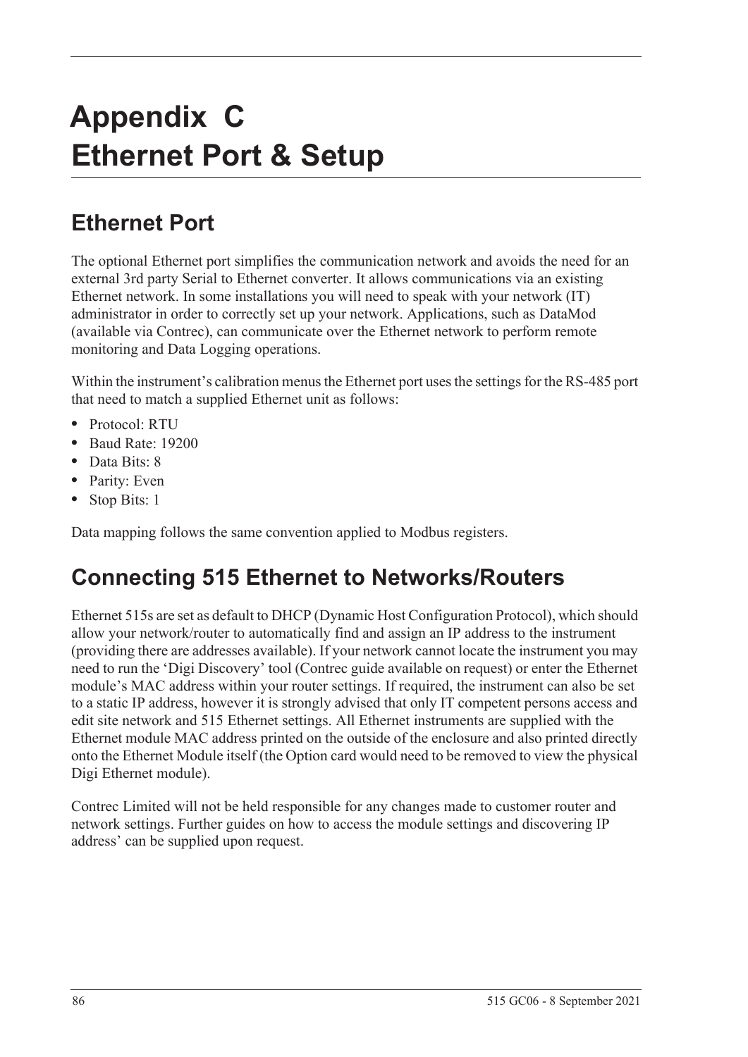# Appendix C
# Ethernet Port & Setup

## Ethernet Port

The optional Ethernet port simplifies the communication network and avoids the need for an external 3rd party Serial to Ethernet converter. It allows communications via an existing Ethernet network. In some installations you will need to speak with your network (IT) administrator in order to correctly set up your network. Applications, such as DataMod (available via Contrec), can communicate over the Ethernet network to perform remote monitoring and Data Logging operations.

Within the instrument's calibration menus the Ethernet port uses the settings for the RS-485 port that need to match a supplied Ethernet unit as follows:

- Protocol: RTU
- Baud Rate: 19200
- Data Bits: 8
- Parity: Even
- Stop Bits: 1

Data mapping follows the same convention applied to Modbus registers.

## Connecting 515 Ethernet to Networks/Routers

Ethernet 515s are set as default to DHCP (Dynamic Host Configuration Protocol), which should allow your network/router to automatically find and assign an IP address to the instrument (providing there are addresses available). If your network cannot locate the instrument you may need to run the 'Digi Discovery' tool (Contrec guide available on request) or enter the Ethernet module's MAC address within your router settings. If required, the instrument can also be set to a static IP address, however it is strongly advised that only IT competent persons access and edit site network and 515 Ethernet settings. All Ethernet instruments are supplied with the Ethernet module MAC address printed on the outside of the enclosure and also printed directly onto the Ethernet Module itself (the Option card would need to be removed to view the physical Digi Ethernet module).

Contrec Limited will not be held responsible for any changes made to customer router and network settings. Further guides on how to access the module settings and discovering IP address' can be supplied upon request.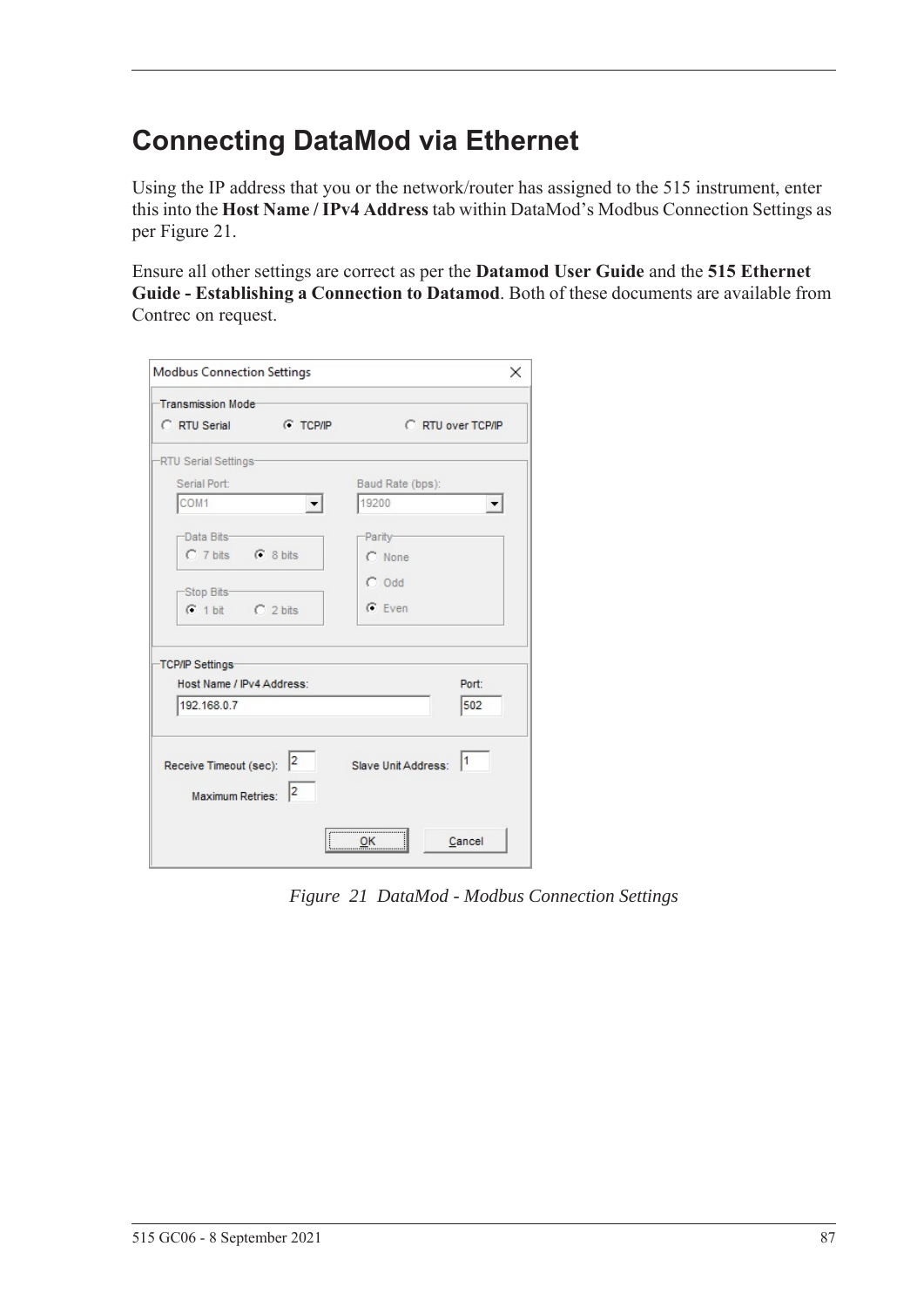# Connecting DataMod via Ethernet

Using the IP address that you or the network/router has assigned to the 515 instrument, enter this into the **Host Name / IPv4 Address** tab within DataMod's Modbus Connection Settings as per Figure 21.

Ensure all other settings are correct as per the **Datamod User Guide** and the **515 Ethernet Guide - Establishing a Connection to Datamod**. Both of these documents are available from Contrec on request.

*Figure 21 DataMod - Modbus Connection Settings*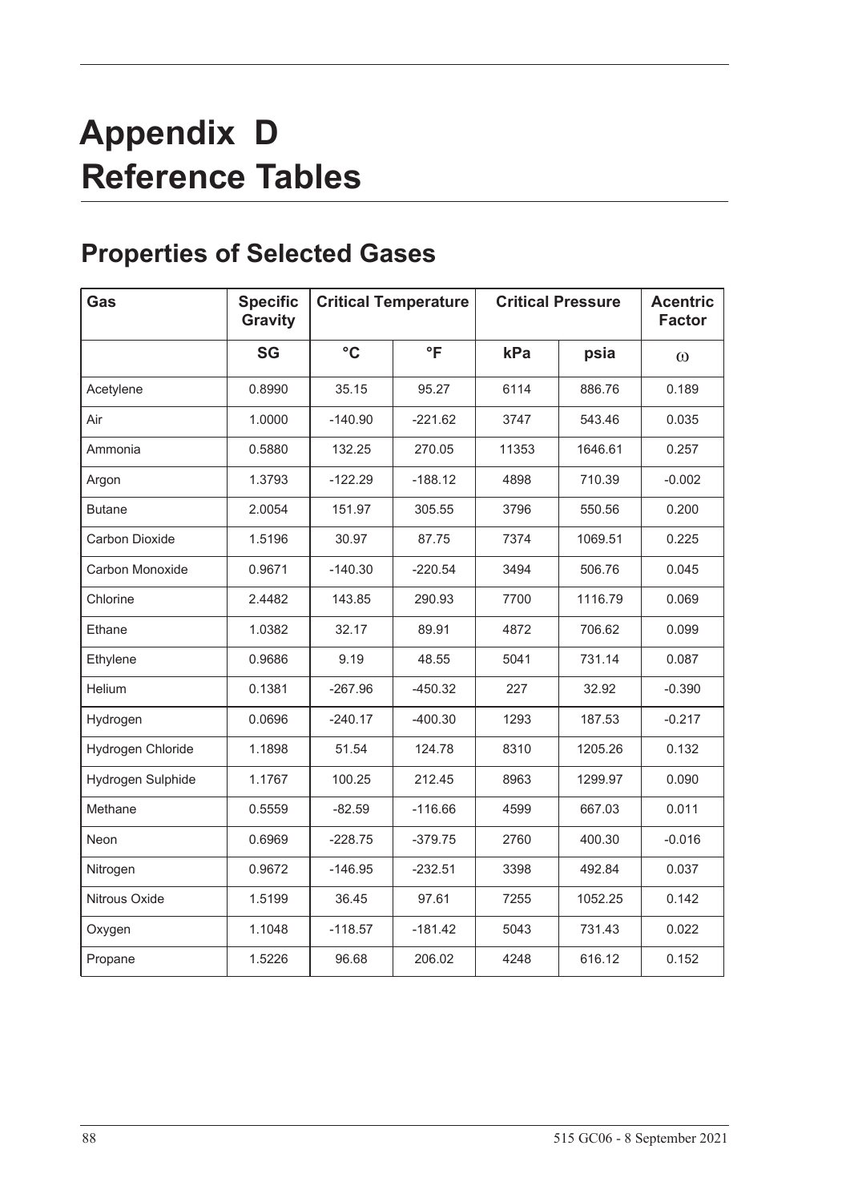# Appendix D
# Reference Tables

## Properties of Selected Gases

| Gas | Specific Gravity | Critical Temperature | | Critical Pressure | | Acentric Factor |
|---|---|---|---|---|---|---|
| | SG | °C | °F | kPa | psia | $\omega$ |
| Acetylene | 0.8990 | 35.15 | 95.27 | 6114 | 886.76 | 0.189 |
| Air | 1.0000 | -140.90 | -221.62 | 3747 | 543.46 | 0.035 |
| Ammonia | 0.5880 | 132.25 | 270.05 | 11353 | 1646.61 | 0.257 |
| Argon | 1.3793 | -122.29 | -188.12 | 4898 | 710.39 | -0.002 |
| Butane | 2.0054 | 151.97 | 305.55 | 3796 | 550.56 | 0.200 |
| Carbon Dioxide | 1.5196 | 30.97 | 87.75 | 7374 | 1069.51 | 0.225 |
| Carbon Monoxide | 0.9671 | -140.30 | -220.54 | 3494 | 506.76 | 0.045 |
| Chlorine | 2.4482 | 143.85 | 290.93 | 7700 | 1116.79 | 0.069 |
| Ethane | 1.0382 | 32.17 | 89.91 | 4872 | 706.62 | 0.099 |
| Ethylene | 0.9686 | 9.19 | 48.55 | 5041 | 731.14 | 0.087 |
| Helium | 0.1381 | -267.96 | -450.32 | 227 | 32.92 | -0.390 |
| Hydrogen | 0.0696 | -240.17 | -400.30 | 1293 | 187.53 | -0.217 |
| Hydrogen Chloride | 1.1898 | 51.54 | 124.78 | 8310 | 1205.26 | 0.132 |
| Hydrogen Sulphide | 1.1767 | 100.25 | 212.45 | 8963 | 1299.97 | 0.090 |
| Methane | 0.5559 | -82.59 | -116.66 | 4599 | 667.03 | 0.011 |
| Neon | 0.6969 | -228.75 | -379.75 | 2760 | 400.30 | -0.016 |
| Nitrogen | 0.9672 | -146.95 | -232.51 | 3398 | 492.84 | 0.037 |
| Nitrous Oxide | 1.5199 | 36.45 | 97.61 | 7255 | 1052.25 | 0.142 |
| Oxygen | 1.1048 | -118.57 | -181.42 | 5043 | 731.43 | 0.022 |
| Propane | 1.5226 | 96.68 | 206.02 | 4248 | 616.12 | 0.152 |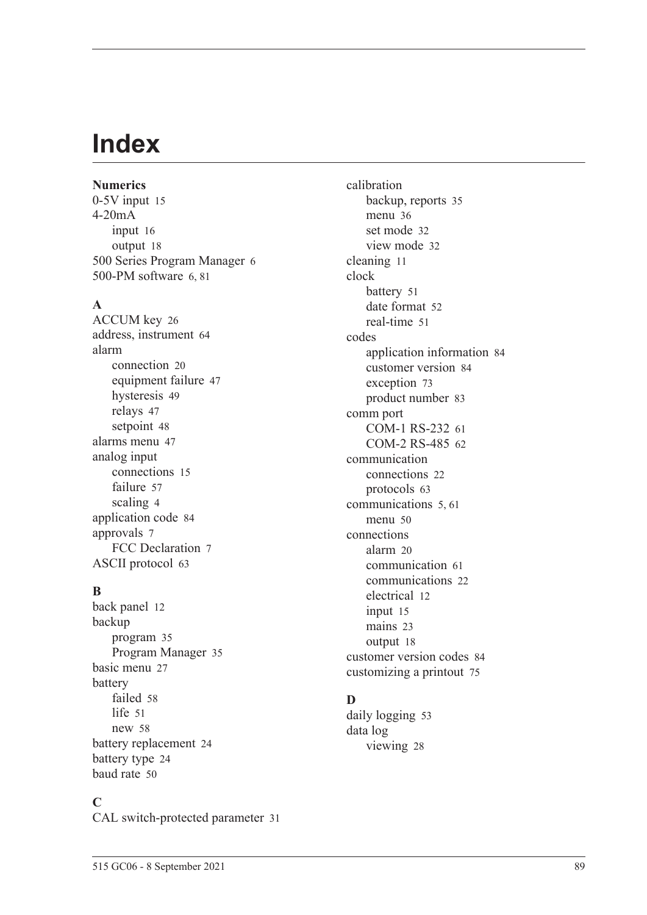# Index

**Numerics**

0-5V input 15
4-20mA
- input 16
- output 18

500 Series Program Manager 6
500-PM software 6, 81

**A**

ACCUM key 26
address, instrument 64
alarm
- connection 20
- equipment failure 47
- hysteresis 49
- relays 47
- setpoint 48

alarms menu 47
analog input
- connections 15
- failure 57
- scaling 4

application code 84
approvals 7
- FCC Declaration 7

ASCII protocol 63

**B**

back panel 12
backup
- program 35
- Program Manager 35

basic menu 27
battery
- failed 58
- life 51
- new 58

battery replacement 24
battery type 24
baud rate 50

**C**

CAL switch-protected parameter 31
calibration
- backup, reports 35
- menu 36
- set mode 32
- view mode 32

cleaning 11
clock
- battery 51
- date format 52
- real-time 51

codes
- application information 84
- customer version 84
- exception 73
- product number 83

comm port
- COM-1 RS-232 61
- COM-2 RS-485 62

communication
- connections 22
- protocols 63

communications 5, 61
- menu 50

connections
- alarm 20
- communication 61
- communications 22
- electrical 12
- input 15
- mains 23
- output 18

customer version codes 84
customizing a printout 75

**D**

daily logging 53
data log
- viewing 28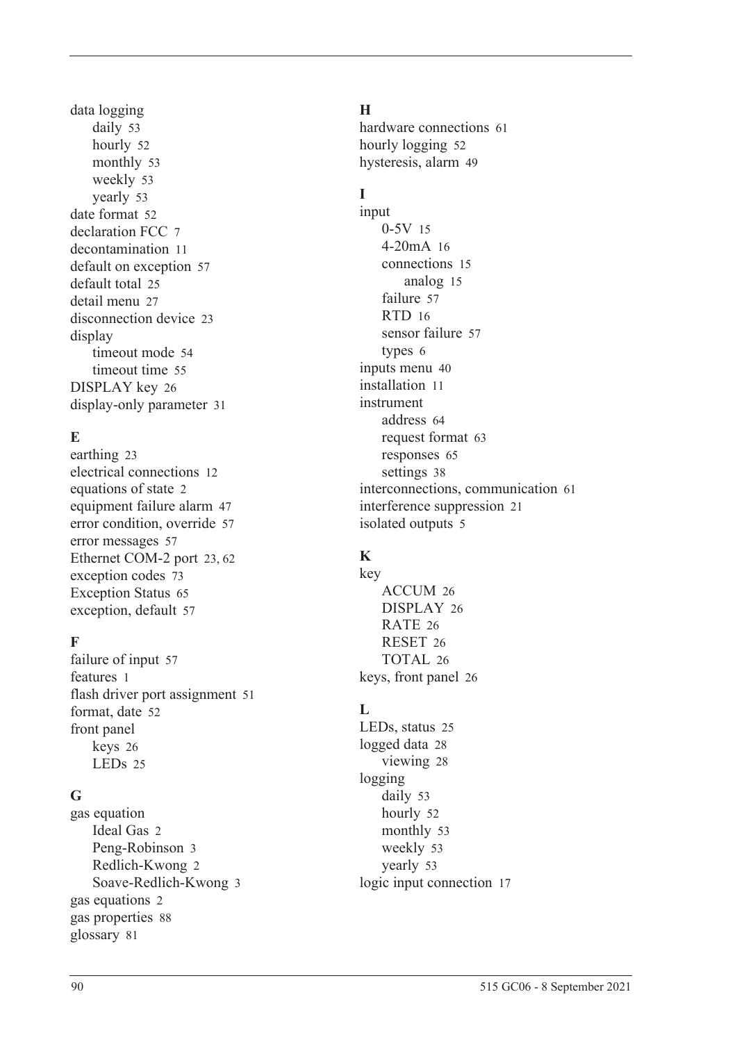data logging
- daily 53
- hourly 52
- monthly 53
- weekly 53
- yearly 53

date format 52
declaration FCC 7
decontamination 11
default on exception 57
default total 25
detail menu 27
disconnection device 23
display
- timeout mode 54
- timeout time 55

DISPLAY key 26
display-only parameter 31

**E**

earthing 23
electrical connections 12
equations of state 2
equipment failure alarm 47
error condition, override 57
error messages 57
Ethernet COM-2 port 23, 62
exception codes 73
Exception Status 65
exception, default 57

**F**

failure of input 57
features 1
flash driver port assignment 51
format, date 52
front panel
- keys 26
- LEDs 25

**G**

gas equation
- Ideal Gas 2
- Peng-Robinson 3
- Redlich-Kwong 2
- Soave-Redlich-Kwong 3

gas equations 2
gas properties 88
glossary 81

**H**

hardware connections 61
hourly logging 52
hysteresis, alarm 49

**I**

input
- 0-5V 15
- 4-20mA 16
- connections 15
  - analog 15
- failure 57
- RTD 16
- sensor failure 57
- types 6

inputs menu 40
installation 11
instrument
- address 64
- request format 63
- responses 65
- settings 38

interconnections, communication 61
interference suppression 21
isolated outputs 5

**K**

key
- ACCUM 26
- DISPLAY 26
- RATE 26
- RESET 26
- TOTAL 26

keys, front panel 26

**L**

LEDs, status 25
logged data 28
- viewing 28

logging
- daily 53
- hourly 52
- monthly 53
- weekly 53
- yearly 53

logic input connection 17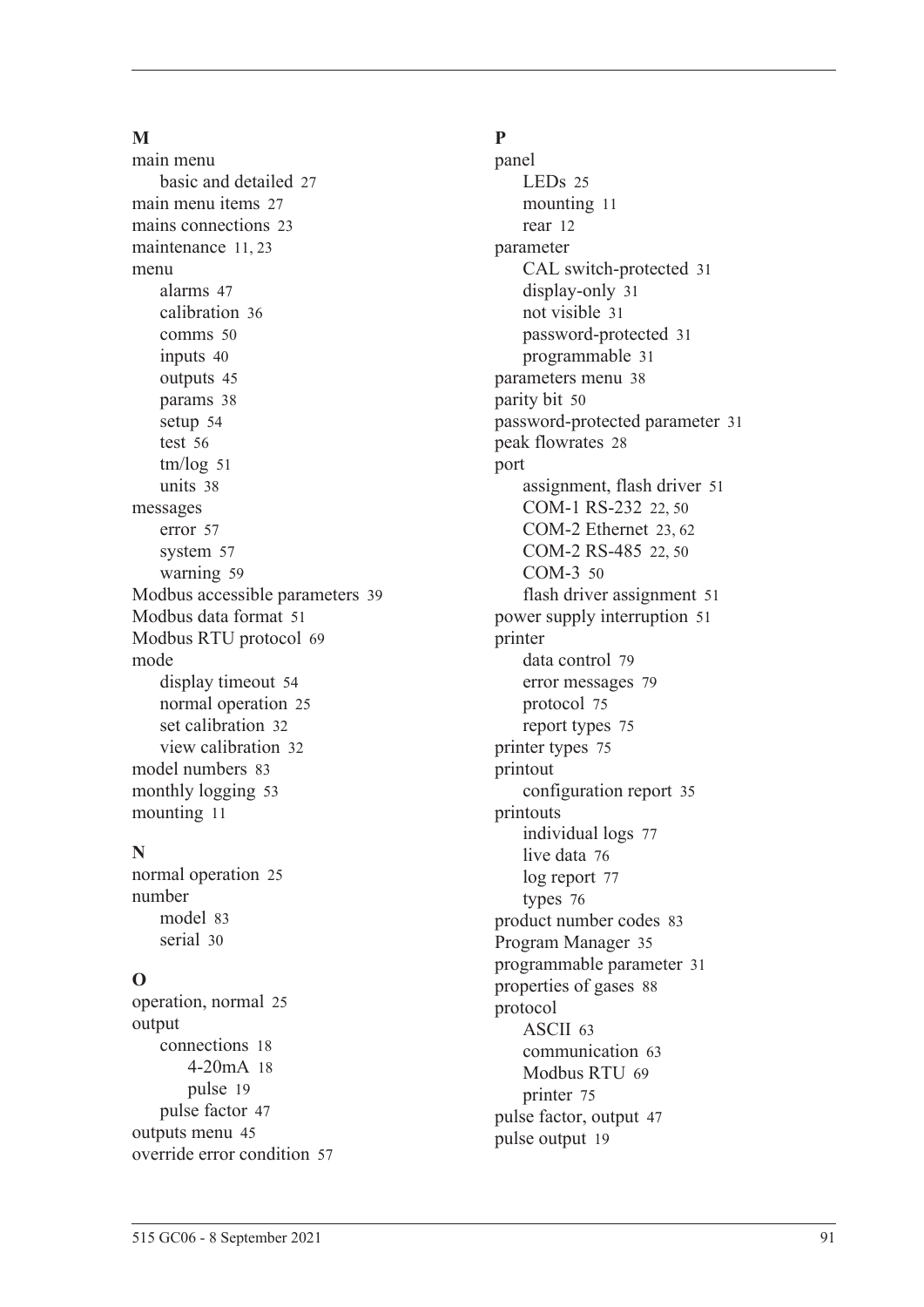**M**

main menu
- basic and detailed 27

main menu items 27
mains connections 23
maintenance 11, 23
menu
- alarms 47
- calibration 36
- comms 50
- inputs 40
- outputs 45
- params 38
- setup 54
- test 56
- tm/log 51
- units 38

messages
- error 57
- system 57
- warning 59

Modbus accessible parameters 39
Modbus data format 51
Modbus RTU protocol 69
mode
- display timeout 54
- normal operation 25
- set calibration 32
- view calibration 32

model numbers 83
monthly logging 53
mounting 11

**N**

normal operation 25
number
- model 83
- serial 30

**O**

operation, normal 25
output
- connections 18
  - 4-20mA 18
  - pulse 19
- pulse factor 47

outputs menu 45
override error condition 57

**P**

panel
- LEDs 25
- mounting 11
- rear 12

parameter
- CAL switch-protected 31
- display-only 31
- not visible 31
- password-protected 31
- programmable 31

parameters menu 38
parity bit 50
password-protected parameter 31
peak flowrates 28
port
- assignment, flash driver 51
- COM-1 RS-232 22, 50
- COM-2 Ethernet 23, 62
- COM-2 RS-485 22, 50
- COM-3 50
- flash driver assignment 51

power supply interruption 51
printer
- data control 79
- error messages 79
- protocol 75
- report types 75

printer types 75
printout
- configuration report 35

printouts
- individual logs 77
- live data 76
- log report 77
- types 76

product number codes 83
Program Manager 35
programmable parameter 31
properties of gases 88
protocol
- ASCII 63
- communication 63
- Modbus RTU 69
- printer 75

pulse factor, output 47
pulse output 19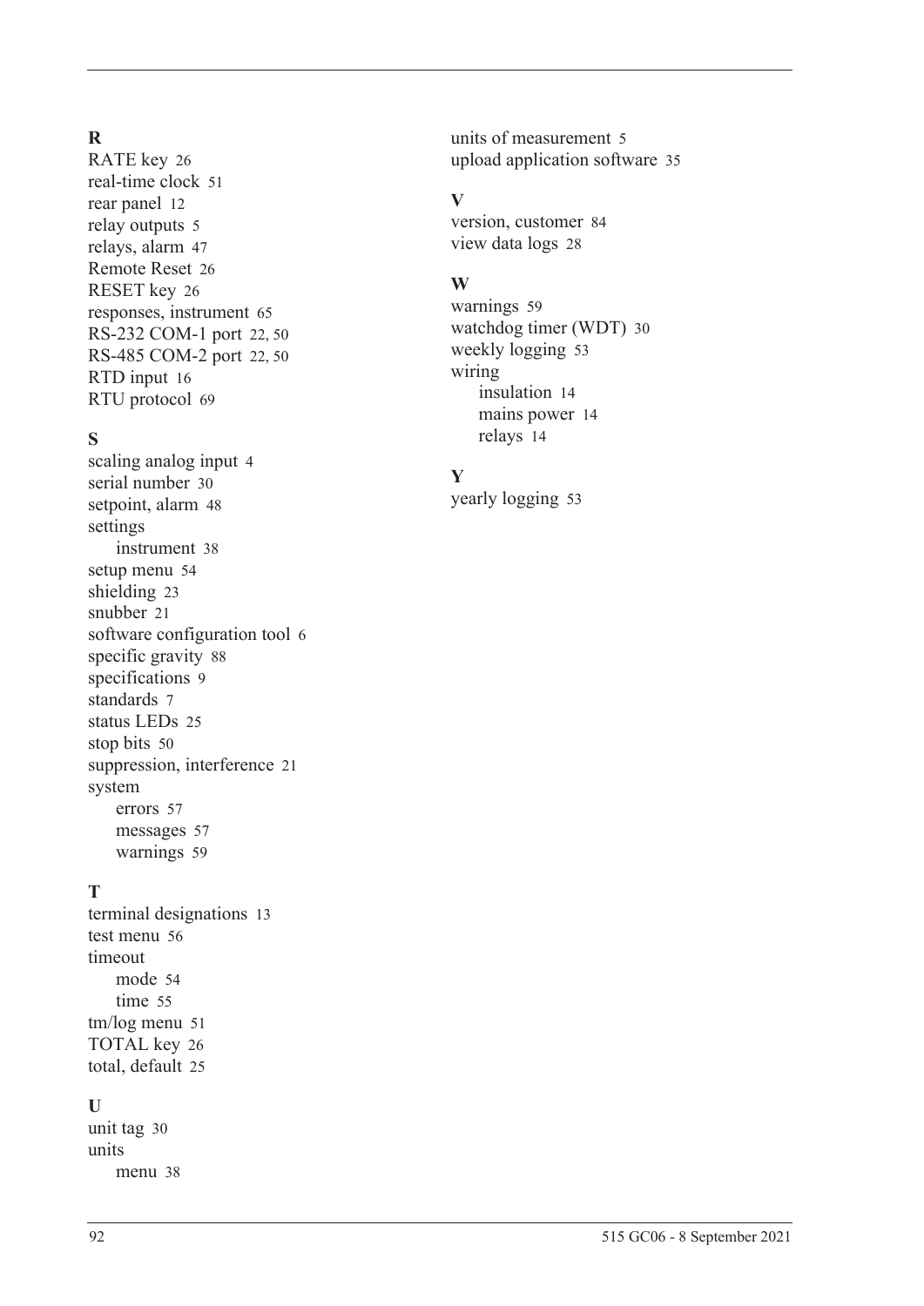**R**

RATE key 26
real-time clock 51
rear panel 12
relay outputs 5
relays, alarm 47
Remote Reset 26
RESET key 26
responses, instrument 65
RS-232 COM-1 port 22, 50
RS-485 COM-2 port 22, 50
RTD input 16
RTU protocol 69

**S**

scaling analog input 4
serial number 30
setpoint, alarm 48
settings
  instrument 38
setup menu 54
shielding 23
snubber 21
software configuration tool 6
specific gravity 88
specifications 9
standards 7
status LEDs 25
stop bits 50
suppression, interference 21
system
  errors 57
  messages 57
  warnings 59

**T**

terminal designations 13
test menu 56
timeout
  mode 54
  time 55
tm/log menu 51
TOTAL key 26
total, default 25

**U**

unit tag 30
units
  menu 38
units of measurement 5
upload application software 35

**V**

version, customer 84
view data logs 28

**W**

warnings 59
watchdog timer (WDT) 30
weekly logging 53
wiring
  insulation 14
  mains power 14
  relays 14

**Y**

yearly logging 53